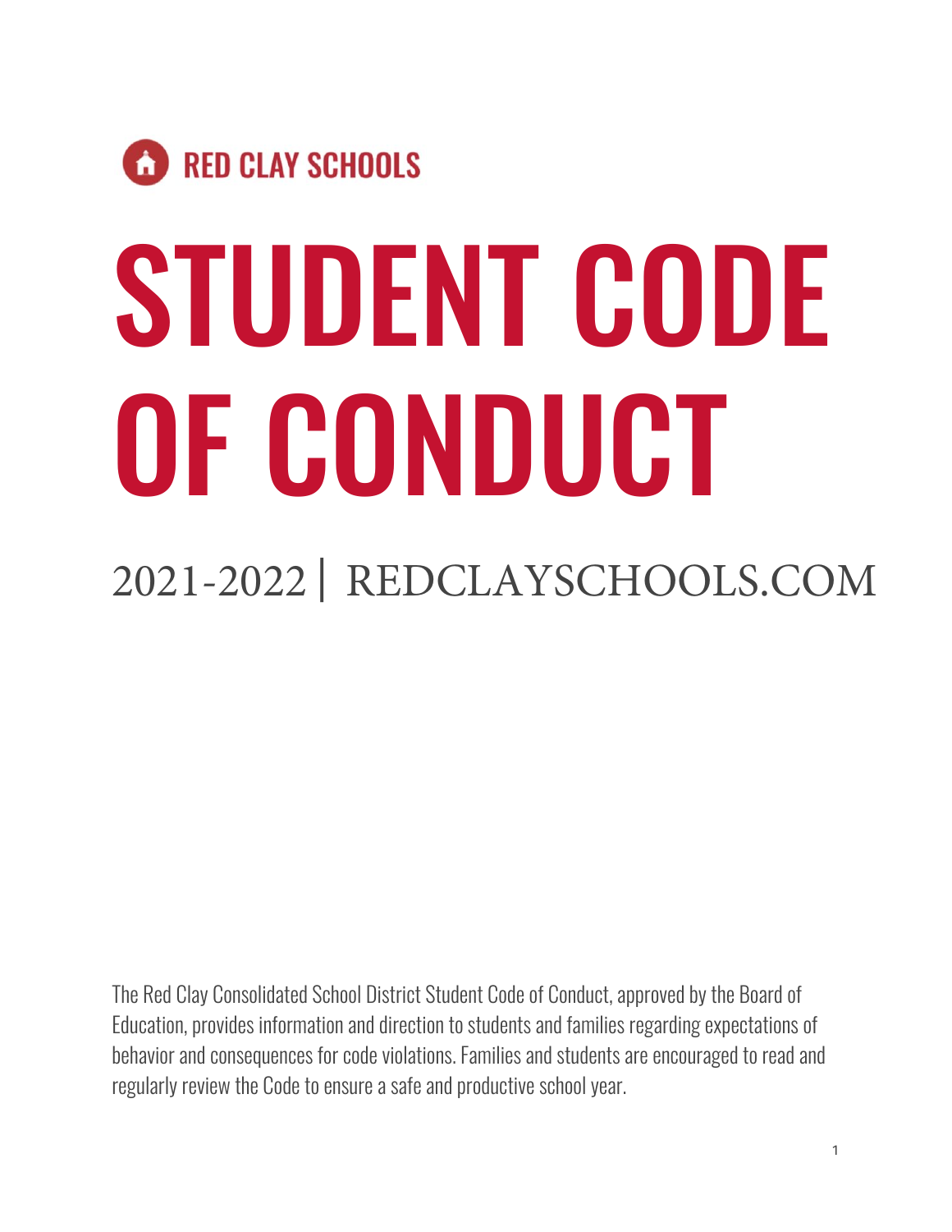RED CLAY SCHOOLS

# STUDENT CODE OF CONDUCT

## 2021-2022 | REDCLAYSCHOOLS.COM

The Red Clay Consolidated School District Student Code of Conduct, approved by the Board of Education, provides information and direction to students and families regarding expectations of behavior and consequences for code violations. Families and students are encouraged to read and regularly review the Code to ensure a safe and productive school year.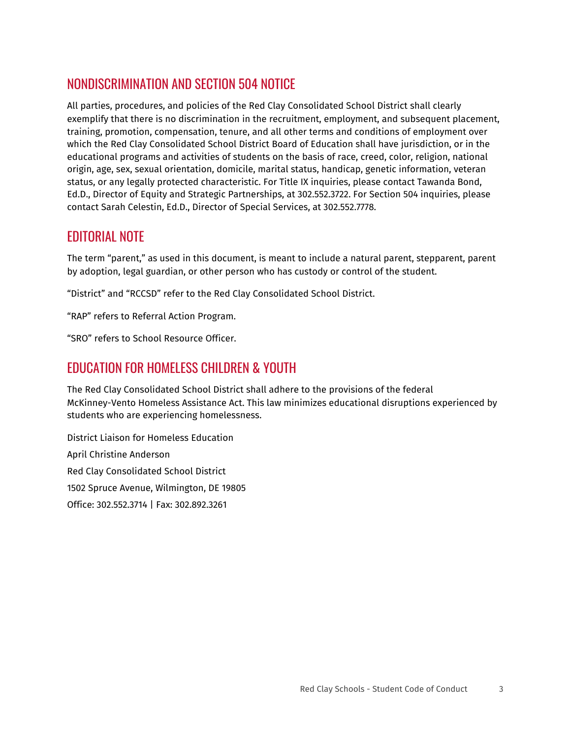## NONDISCRIMINATION AND SECTION 504 NOTICE

All parties, procedures, and policies of the Red Clay Consolidated School District shall clearly exemplify that there is no discrimination in the recruitment, employment, and subsequent placement, training, promotion, compensation, tenure, and all other terms and conditions of employment over which the Red Clay Consolidated School District Board of Education shall have jurisdiction, or in the educational programs and activities of students on the basis of race, creed, color, religion, national origin, age, sex, sexual orientation, domicile, marital status, handicap, genetic information, veteran status, or any legally protected characteristic. For Title IX inquiries, please contact Tawanda Bond, Ed.D., Director of Equity and Strategic Partnerships, at 302.552.3722. For Section 504 inquiries, please contact Sarah Celestin, Ed.D., Director of Special Services, at 302.552.7778.

## EDITORIAL NOTE

The term "parent," as used in this document, is meant to include a natural parent, stepparent, parent by adoption, legal guardian, or other person who has custody or control of the student.

"District" and "RCCSD" refer to the Red Clay Consolidated School District.

"RAP" refers to Referral Action Program.

"SRO" refers to School Resource Officer.

## EDUCATION FOR HOMELESS CHILDREN & YOUTH

The Red Clay Consolidated School District shall adhere to the provisions of the federal McKinney-Vento Homeless Assistance Act. This law minimizes educational disruptions experienced by students who are experiencing homelessness.

District Liaison for Homeless Education

April Christine Anderson

Red Clay Consolidated School District

1502 Spruce Avenue, Wilmington, DE 19805

Office: 302.552.3714 | Fax: 302.892.3261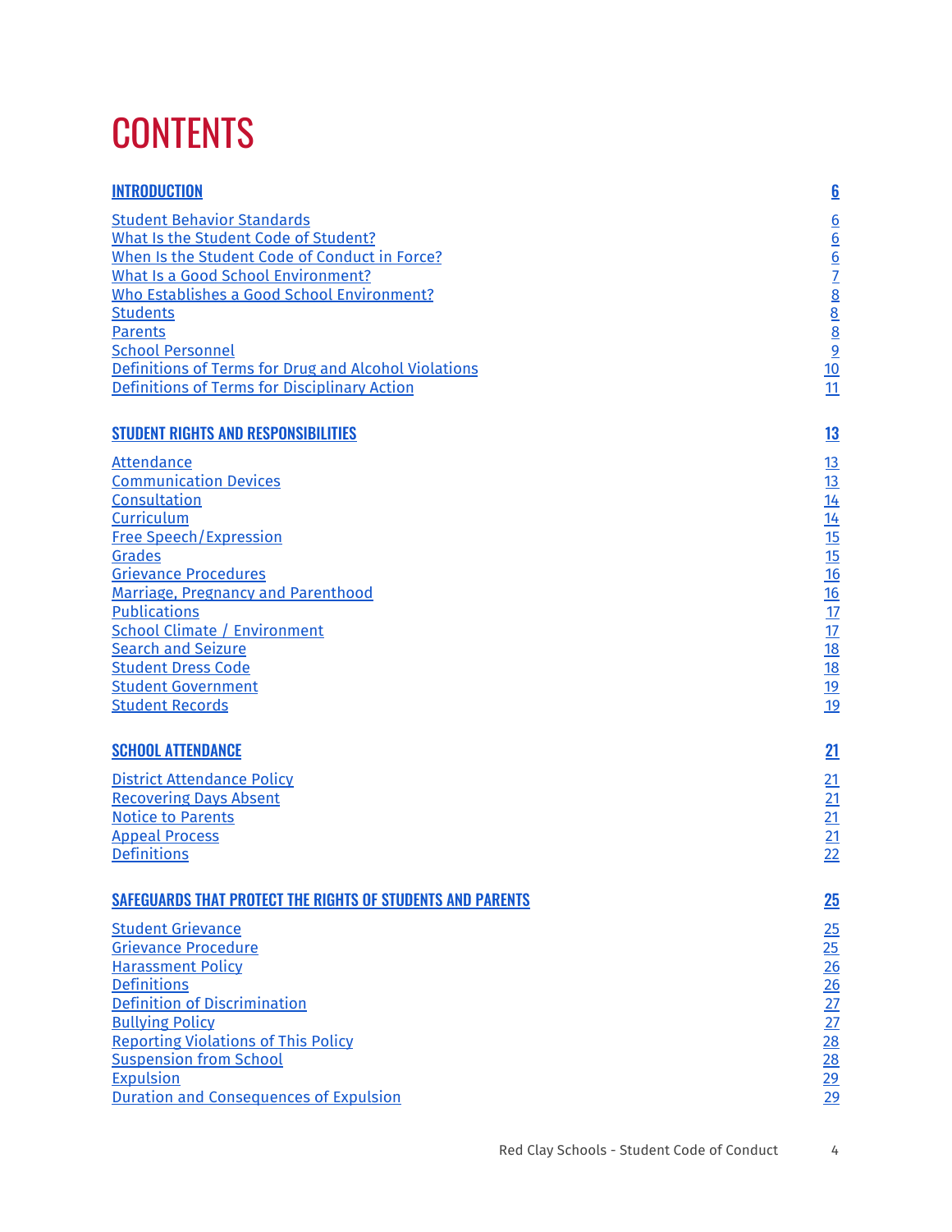# CONTENTS

| | |
|---|---|
| **INTRODUCTION** | **6** |
| Student Behavior Standards | 6 |
| What Is the Student Code of Student? | 6 |
| When Is the Student Code of Conduct in Force? | 6 |
| What Is a Good School Environment? | 7 |
| Who Establishes a Good School Environment? | 8 |
| Students | 8 |
| Parents | 8 |
| School Personnel | 9 |
| Definitions of Terms for Drug and Alcohol Violations | 10 |
| Definitions of Terms for Disciplinary Action | 11 |
| **STUDENT RIGHTS AND RESPONSIBILITIES** | **13** |
| Attendance | 13 |
| Communication Devices | 13 |
| Consultation | 14 |
| Curriculum | 14 |
| Free Speech/Expression | 15 |
| Grades | 15 |
| Grievance Procedures | 16 |
| Marriage, Pregnancy and Parenthood | 16 |
| Publications | 17 |
| School Climate / Environment | 17 |
| Search and Seizure | 18 |
| Student Dress Code | 18 |
| Student Government | 19 |
| Student Records | 19 |
| **SCHOOL ATTENDANCE** | **21** |
| District Attendance Policy | 21 |
| Recovering Days Absent | 21 |
| Notice to Parents | 21 |
| Appeal Process | 21 |
| Definitions | 22 |
| **SAFEGUARDS THAT PROTECT THE RIGHTS OF STUDENTS AND PARENTS** | **25** |
| Student Grievance | 25 |
| Grievance Procedure | 25 |
| Harassment Policy | 26 |
| Definitions | 26 |
| Definition of Discrimination | 27 |
| Bullying Policy | 27 |
| Reporting Violations of This Policy | 28 |
| Suspension from School | 28 |
| Expulsion | 29 |
| Duration and Consequences of Expulsion | 29 |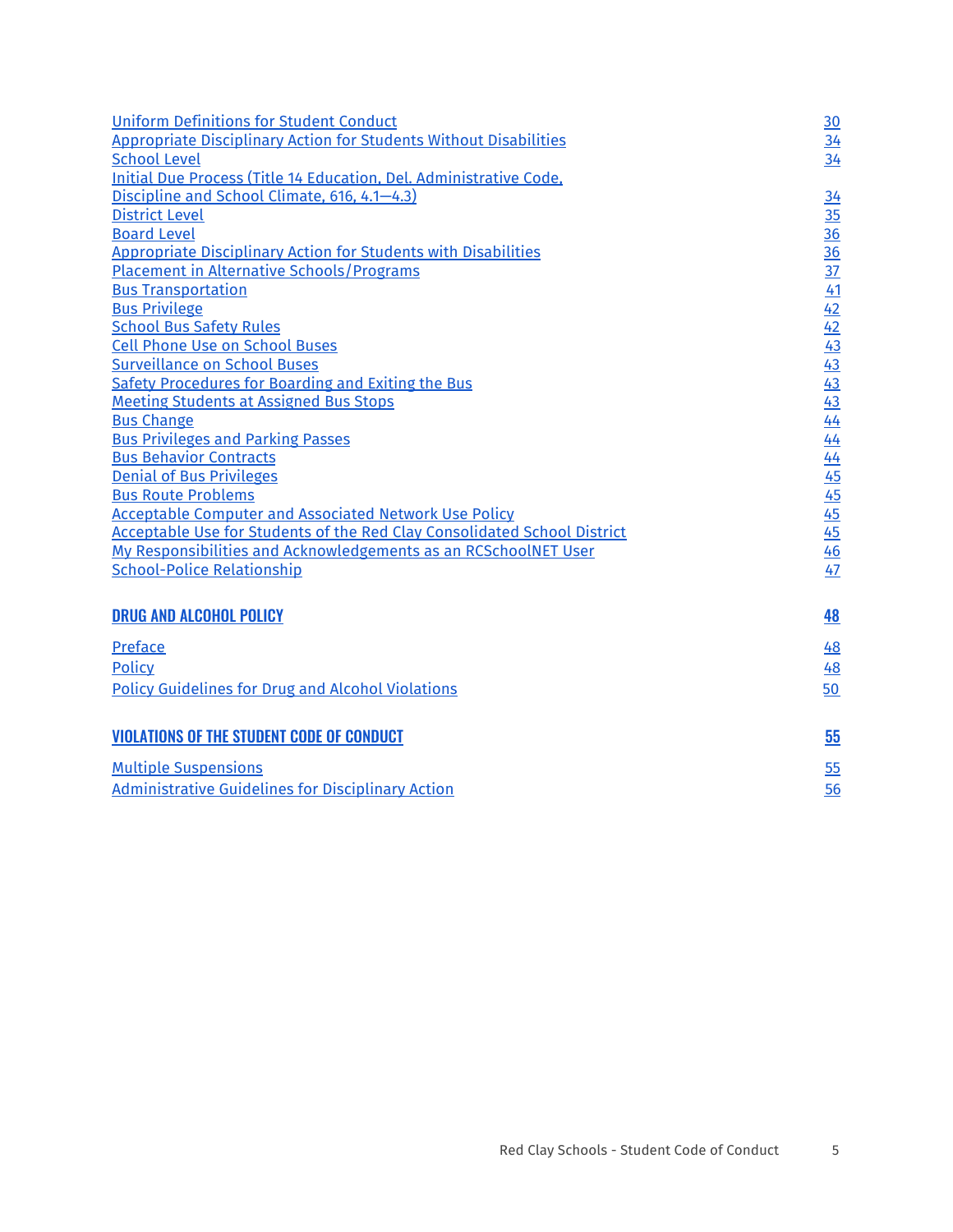| | |
|---|---|
| Uniform Definitions for Student Conduct | 30 |
| Appropriate Disciplinary Action for Students Without Disabilities | 34 |
| School Level | 34 |
| Initial Due Process (Title 14 Education, Del. Administrative Code, Discipline and School Climate, 616, 4.1—4.3) | 34 |
| District Level | 35 |
| Board Level | 36 |
| Appropriate Disciplinary Action for Students with Disabilities | 36 |
| Placement in Alternative Schools/Programs | 37 |
| Bus Transportation | 41 |
| Bus Privilege | 42 |
| School Bus Safety Rules | 42 |
| Cell Phone Use on School Buses | 43 |
| Surveillance on School Buses | 43 |
| Safety Procedures for Boarding and Exiting the Bus | 43 |
| Meeting Students at Assigned Bus Stops | 43 |
| Bus Change | 44 |
| Bus Privileges and Parking Passes | 44 |
| Bus Behavior Contracts | 44 |
| Denial of Bus Privileges | 45 |
| Bus Route Problems | 45 |
| Acceptable Computer and Associated Network Use Policy | 45 |
| Acceptable Use for Students of the Red Clay Consolidated School District | 45 |
| My Responsibilities and Acknowledgements as an RCSchoolNET User | 46 |
| School-Police Relationship | 47 |
| **DRUG AND ALCOHOL POLICY** | **48** |
| Preface | 48 |
| Policy | 48 |
| Policy Guidelines for Drug and Alcohol Violations | 50 |
| **VIOLATIONS OF THE STUDENT CODE OF CONDUCT** | **55** |
| Multiple Suspensions | 55 |
| Administrative Guidelines for Disciplinary Action | 56 |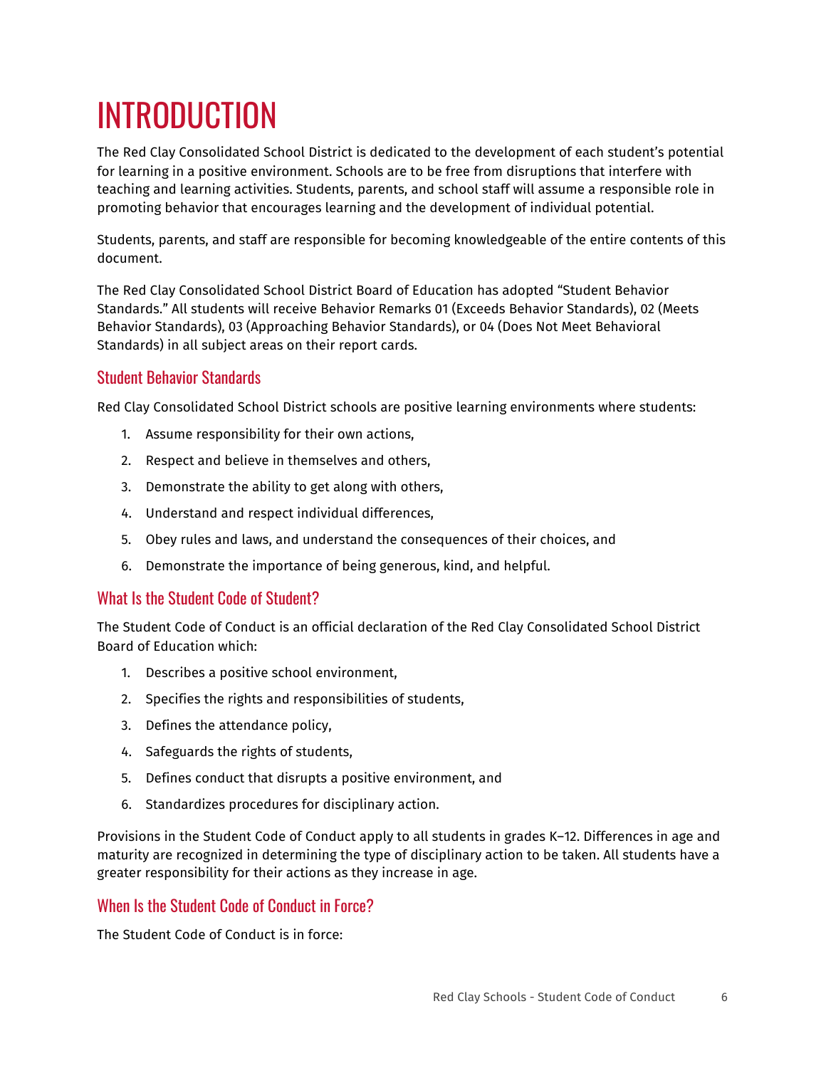# INTRODUCTION

The Red Clay Consolidated School District is dedicated to the development of each student's potential for learning in a positive environment. Schools are to be free from disruptions that interfere with teaching and learning activities. Students, parents, and school staff will assume a responsible role in promoting behavior that encourages learning and the development of individual potential.

Students, parents, and staff are responsible for becoming knowledgeable of the entire contents of this document.

The Red Clay Consolidated School District Board of Education has adopted "Student Behavior Standards." All students will receive Behavior Remarks 01 (Exceeds Behavior Standards), 02 (Meets Behavior Standards), 03 (Approaching Behavior Standards), or 04 (Does Not Meet Behavioral Standards) in all subject areas on their report cards.

## Student Behavior Standards

Red Clay Consolidated School District schools are positive learning environments where students:

1. Assume responsibility for their own actions,
2. Respect and believe in themselves and others,
3. Demonstrate the ability to get along with others,
4. Understand and respect individual differences,
5. Obey rules and laws, and understand the consequences of their choices, and
6. Demonstrate the importance of being generous, kind, and helpful.

## What Is the Student Code of Student?

The Student Code of Conduct is an official declaration of the Red Clay Consolidated School District Board of Education which:

1. Describes a positive school environment,
2. Specifies the rights and responsibilities of students,
3. Defines the attendance policy,
4. Safeguards the rights of students,
5. Defines conduct that disrupts a positive environment, and
6. Standardizes procedures for disciplinary action.

Provisions in the Student Code of Conduct apply to all students in grades K–12. Differences in age and maturity are recognized in determining the type of disciplinary action to be taken. All students have a greater responsibility for their actions as they increase in age.

## When Is the Student Code of Conduct in Force?

The Student Code of Conduct is in force: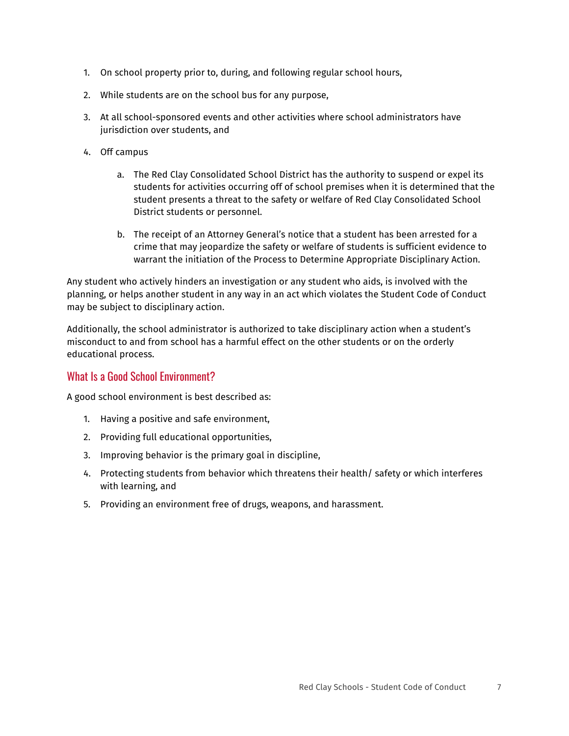1. On school property prior to, during, and following regular school hours,
2. While students are on the school bus for any purpose,
3. At all school-sponsored events and other activities where school administrators have jurisdiction over students, and
4. Off campus
    a. The Red Clay Consolidated School District has the authority to suspend or expel its students for activities occurring off of school premises when it is determined that the student presents a threat to the safety or welfare of Red Clay Consolidated School District students or personnel.
    b. The receipt of an Attorney General's notice that a student has been arrested for a crime that may jeopardize the safety or welfare of students is sufficient evidence to warrant the initiation of the Process to Determine Appropriate Disciplinary Action.

Any student who actively hinders an investigation or any student who aids, is involved with the planning, or helps another student in any way in an act which violates the Student Code of Conduct may be subject to disciplinary action.

Additionally, the school administrator is authorized to take disciplinary action when a student's misconduct to and from school has a harmful effect on the other students or on the orderly educational process.

## What Is a Good School Environment?

A good school environment is best described as:

1. Having a positive and safe environment,
2. Providing full educational opportunities,
3. Improving behavior is the primary goal in discipline,
4. Protecting students from behavior which threatens their health/ safety or which interferes with learning, and
5. Providing an environment free of drugs, weapons, and harassment.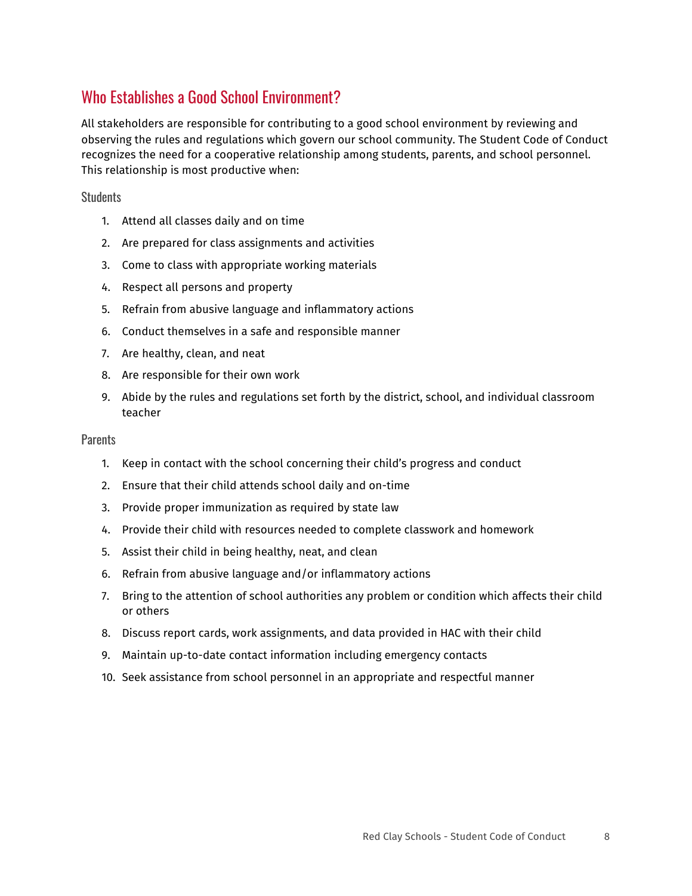## Who Establishes a Good School Environment?

All stakeholders are responsible for contributing to a good school environment by reviewing and observing the rules and regulations which govern our school community. The Student Code of Conduct recognizes the need for a cooperative relationship among students, parents, and school personnel. This relationship is most productive when:

### Students

1. Attend all classes daily and on time
2. Are prepared for class assignments and activities
3. Come to class with appropriate working materials
4. Respect all persons and property
5. Refrain from abusive language and inflammatory actions
6. Conduct themselves in a safe and responsible manner
7. Are healthy, clean, and neat
8. Are responsible for their own work
9. Abide by the rules and regulations set forth by the district, school, and individual classroom teacher

### Parents

1. Keep in contact with the school concerning their child's progress and conduct
2. Ensure that their child attends school daily and on-time
3. Provide proper immunization as required by state law
4. Provide their child with resources needed to complete classwork and homework
5. Assist their child in being healthy, neat, and clean
6. Refrain from abusive language and/or inflammatory actions
7. Bring to the attention of school authorities any problem or condition which affects their child or others
8. Discuss report cards, work assignments, and data provided in HAC with their child
9. Maintain up-to-date contact information including emergency contacts
10. Seek assistance from school personnel in an appropriate and respectful manner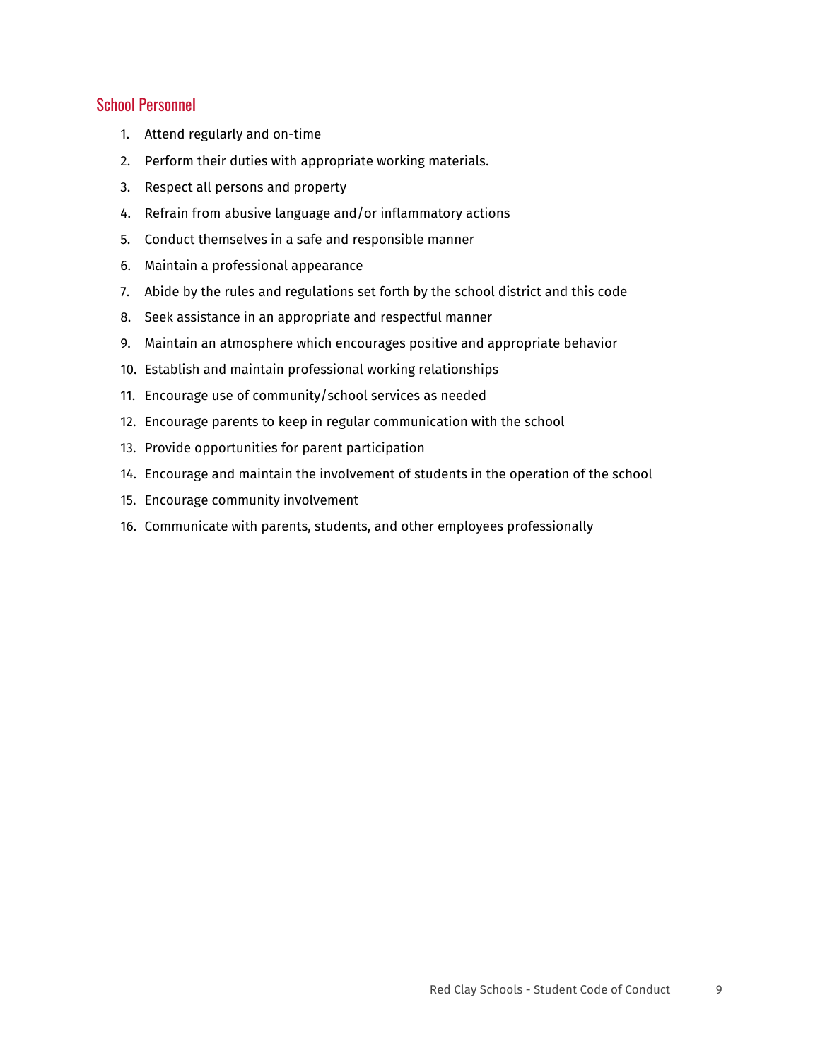## School Personnel

1. Attend regularly and on-time
2. Perform their duties with appropriate working materials.
3. Respect all persons and property
4. Refrain from abusive language and/or inflammatory actions
5. Conduct themselves in a safe and responsible manner
6. Maintain a professional appearance
7. Abide by the rules and regulations set forth by the school district and this code
8. Seek assistance in an appropriate and respectful manner
9. Maintain an atmosphere which encourages positive and appropriate behavior
10. Establish and maintain professional working relationships
11. Encourage use of community/school services as needed
12. Encourage parents to keep in regular communication with the school
13. Provide opportunities for parent participation
14. Encourage and maintain the involvement of students in the operation of the school
15. Encourage community involvement
16. Communicate with parents, students, and other employees professionally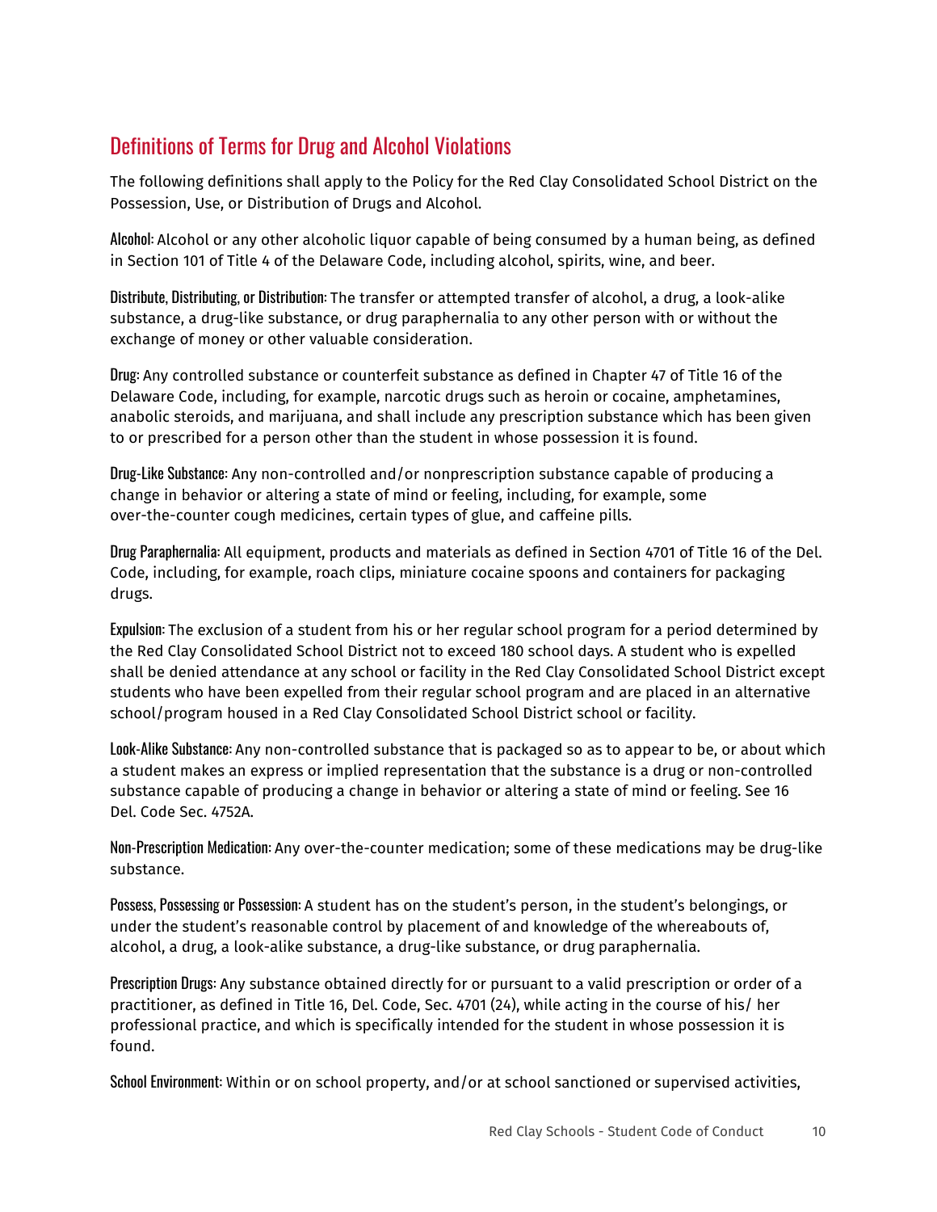## Definitions of Terms for Drug and Alcohol Violations

The following definitions shall apply to the Policy for the Red Clay Consolidated School District on the Possession, Use, or Distribution of Drugs and Alcohol.

**Alcohol**: Alcohol or any other alcoholic liquor capable of being consumed by a human being, as defined in Section 101 of Title 4 of the Delaware Code, including alcohol, spirits, wine, and beer.

**Distribute, Distributing, or Distribution**: The transfer or attempted transfer of alcohol, a drug, a look-alike substance, a drug-like substance, or drug paraphernalia to any other person with or without the exchange of money or other valuable consideration.

**Drug**: Any controlled substance or counterfeit substance as defined in Chapter 47 of Title 16 of the Delaware Code, including, for example, narcotic drugs such as heroin or cocaine, amphetamines, anabolic steroids, and marijuana, and shall include any prescription substance which has been given to or prescribed for a person other than the student in whose possession it is found.

**Drug-Like Substance**: Any non-controlled and/or nonprescription substance capable of producing a change in behavior or altering a state of mind or feeling, including, for example, some over-the-counter cough medicines, certain types of glue, and caffeine pills.

**Drug Paraphernalia**: All equipment, products and materials as defined in Section 4701 of Title 16 of the Del. Code, including, for example, roach clips, miniature cocaine spoons and containers for packaging drugs.

**Expulsion**: The exclusion of a student from his or her regular school program for a period determined by the Red Clay Consolidated School District not to exceed 180 school days. A student who is expelled shall be denied attendance at any school or facility in the Red Clay Consolidated School District except students who have been expelled from their regular school program and are placed in an alternative school/program housed in a Red Clay Consolidated School District school or facility.

**Look-Alike Substance**: Any non-controlled substance that is packaged so as to appear to be, or about which a student makes an express or implied representation that the substance is a drug or non-controlled substance capable of producing a change in behavior or altering a state of mind or feeling. See 16 Del. Code Sec. 4752A.

**Non-Prescription Medication**: Any over-the-counter medication; some of these medications may be drug-like substance.

**Possess, Possessing or Possession**: A student has on the student's person, in the student's belongings, or under the student's reasonable control by placement of and knowledge of the whereabouts of, alcohol, a drug, a look-alike substance, a drug-like substance, or drug paraphernalia.

**Prescription Drugs**: Any substance obtained directly for or pursuant to a valid prescription or order of a practitioner, as defined in Title 16, Del. Code, Sec. 4701 (24), while acting in the course of his/ her professional practice, and which is specifically intended for the student in whose possession it is found.

**School Environment**: Within or on school property, and/or at school sanctioned or supervised activities,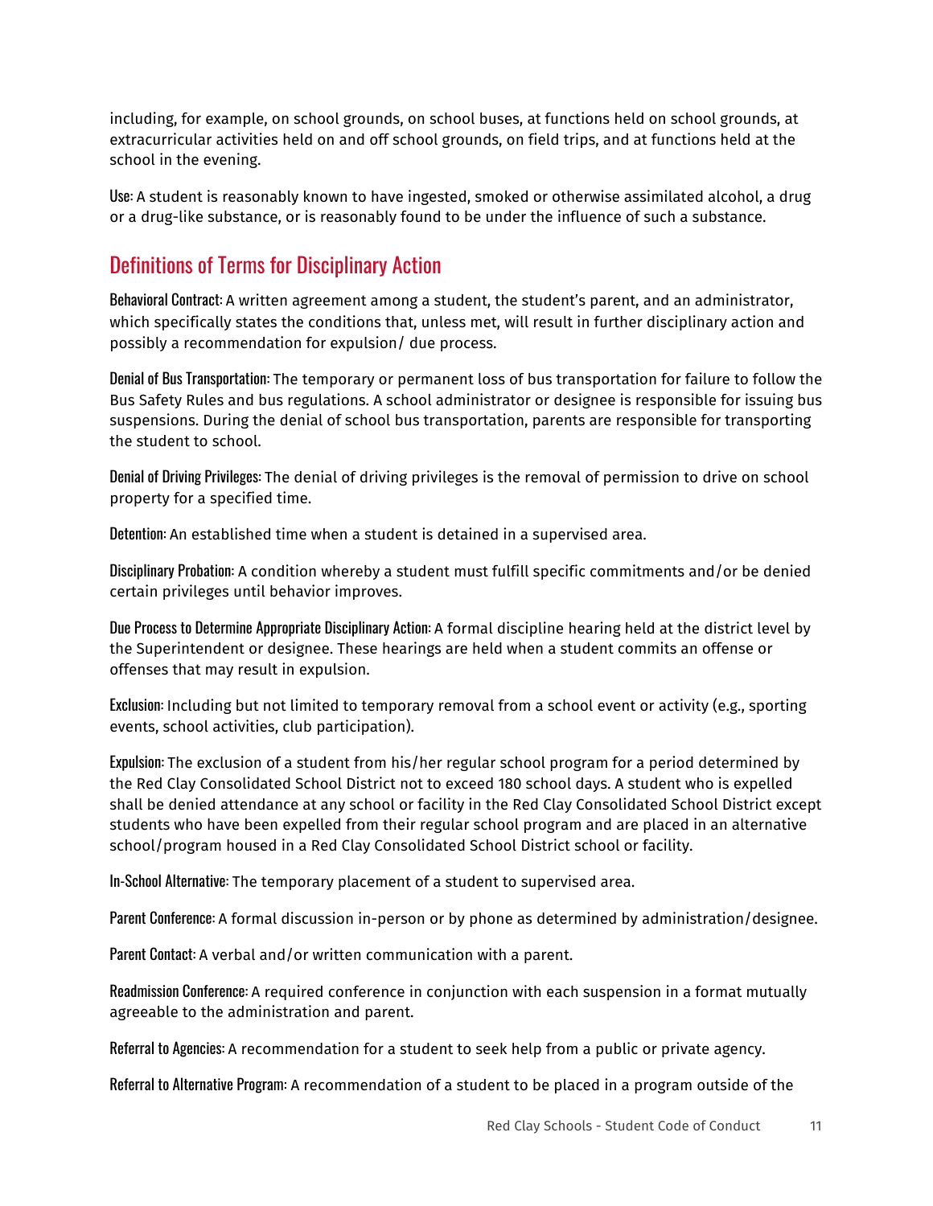including, for example, on school grounds, on school buses, at functions held on school grounds, at extracurricular activities held on and off school grounds, on field trips, and at functions held at the school in the evening.

**Use**: A student is reasonably known to have ingested, smoked or otherwise assimilated alcohol, a drug or a drug-like substance, or is reasonably found to be under the influence of such a substance.

## Definitions of Terms for Disciplinary Action

**Behavioral Contract**: A written agreement among a student, the student's parent, and an administrator, which specifically states the conditions that, unless met, will result in further disciplinary action and possibly a recommendation for expulsion/ due process.

**Denial of Bus Transportation**: The temporary or permanent loss of bus transportation for failure to follow the Bus Safety Rules and bus regulations. A school administrator or designee is responsible for issuing bus suspensions. During the denial of school bus transportation, parents are responsible for transporting the student to school.

**Denial of Driving Privileges**: The denial of driving privileges is the removal of permission to drive on school property for a specified time.

**Detention**: An established time when a student is detained in a supervised area.

**Disciplinary Probation**: A condition whereby a student must fulfill specific commitments and/or be denied certain privileges until behavior improves.

**Due Process to Determine Appropriate Disciplinary Action**: A formal discipline hearing held at the district level by the Superintendent or designee. These hearings are held when a student commits an offense or offenses that may result in expulsion.

**Exclusion**: Including but not limited to temporary removal from a school event or activity (e.g., sporting events, school activities, club participation).

**Expulsion**: The exclusion of a student from his/her regular school program for a period determined by the Red Clay Consolidated School District not to exceed 180 school days. A student who is expelled shall be denied attendance at any school or facility in the Red Clay Consolidated School District except students who have been expelled from their regular school program and are placed in an alternative school/program housed in a Red Clay Consolidated School District school or facility.

**In-School Alternative**: The temporary placement of a student to supervised area.

**Parent Conference**: A formal discussion in-person or by phone as determined by administration/designee.

**Parent Contact**: A verbal and/or written communication with a parent.

**Readmission Conference**: A required conference in conjunction with each suspension in a format mutually agreeable to the administration and parent.

**Referral to Agencies**: A recommendation for a student to seek help from a public or private agency.

**Referral to Alternative Program**: A recommendation of a student to be placed in a program outside of the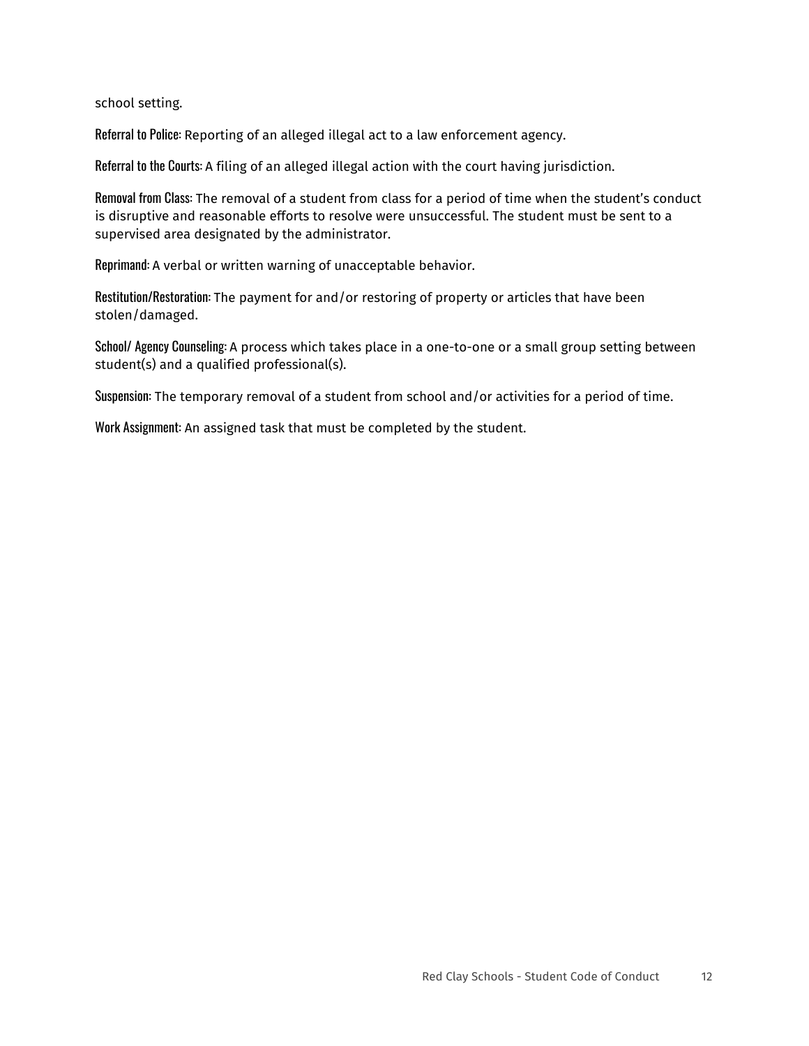school setting.

Referral to Police: Reporting of an alleged illegal act to a law enforcement agency.

Referral to the Courts: A filing of an alleged illegal action with the court having jurisdiction.

Removal from Class: The removal of a student from class for a period of time when the student's conduct is disruptive and reasonable efforts to resolve were unsuccessful. The student must be sent to a supervised area designated by the administrator.

Reprimand: A verbal or written warning of unacceptable behavior.

Restitution/Restoration: The payment for and/or restoring of property or articles that have been stolen/damaged.

School/ Agency Counseling: A process which takes place in a one-to-one or a small group setting between student(s) and a qualified professional(s).

Suspension: The temporary removal of a student from school and/or activities for a period of time.

Work Assignment: An assigned task that must be completed by the student.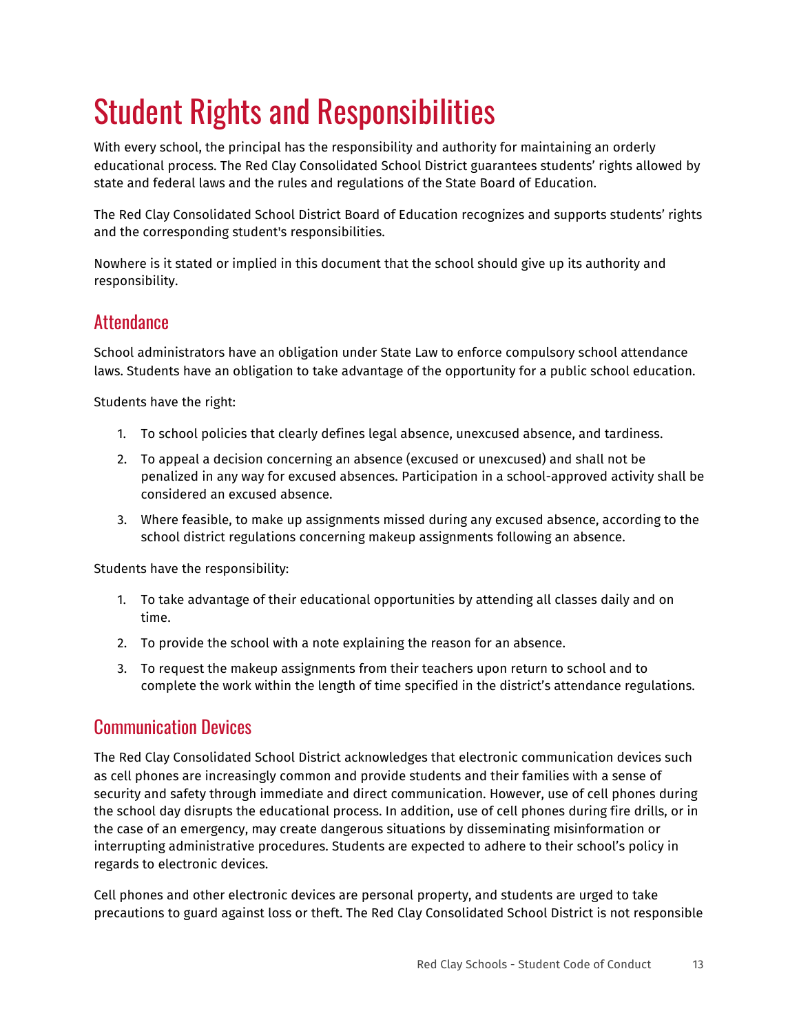# Student Rights and Responsibilities

With every school, the principal has the responsibility and authority for maintaining an orderly educational process. The Red Clay Consolidated School District guarantees students' rights allowed by state and federal laws and the rules and regulations of the State Board of Education.

The Red Clay Consolidated School District Board of Education recognizes and supports students' rights and the corresponding student's responsibilities.

Nowhere is it stated or implied in this document that the school should give up its authority and responsibility.

## Attendance

School administrators have an obligation under State Law to enforce compulsory school attendance laws. Students have an obligation to take advantage of the opportunity for a public school education.

Students have the right:

1. To school policies that clearly defines legal absence, unexcused absence, and tardiness.
2. To appeal a decision concerning an absence (excused or unexcused) and shall not be penalized in any way for excused absences. Participation in a school-approved activity shall be considered an excused absence.
3. Where feasible, to make up assignments missed during any excused absence, according to the school district regulations concerning makeup assignments following an absence.

Students have the responsibility:

1. To take advantage of their educational opportunities by attending all classes daily and on time.
2. To provide the school with a note explaining the reason for an absence.
3. To request the makeup assignments from their teachers upon return to school and to complete the work within the length of time specified in the district's attendance regulations.

## Communication Devices

The Red Clay Consolidated School District acknowledges that electronic communication devices such as cell phones are increasingly common and provide students and their families with a sense of security and safety through immediate and direct communication. However, use of cell phones during the school day disrupts the educational process. In addition, use of cell phones during fire drills, or in the case of an emergency, may create dangerous situations by disseminating misinformation or interrupting administrative procedures. Students are expected to adhere to their school's policy in regards to electronic devices.

Cell phones and other electronic devices are personal property, and students are urged to take precautions to guard against loss or theft. The Red Clay Consolidated School District is not responsible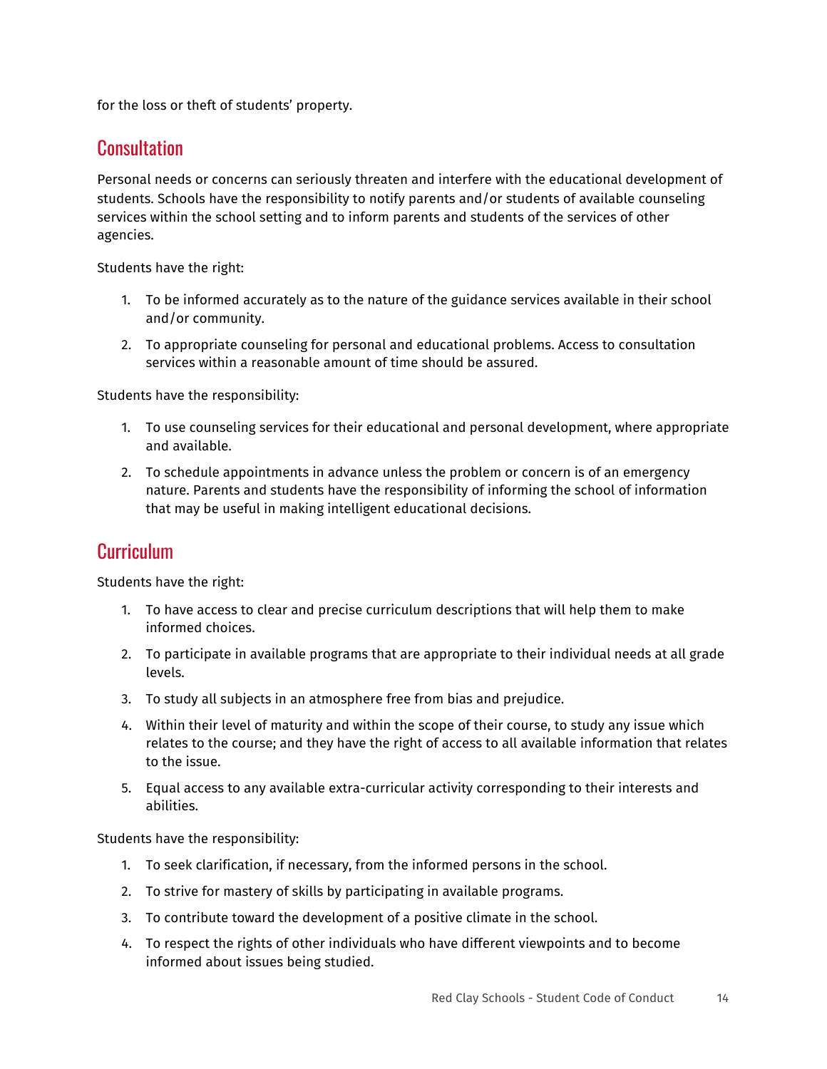for the loss or theft of students' property.

## Consultation

Personal needs or concerns can seriously threaten and interfere with the educational development of students. Schools have the responsibility to notify parents and/or students of available counseling services within the school setting and to inform parents and students of the services of other agencies.

Students have the right:

1. To be informed accurately as to the nature of the guidance services available in their school and/or community.
2. To appropriate counseling for personal and educational problems. Access to consultation services within a reasonable amount of time should be assured.

Students have the responsibility:

1. To use counseling services for their educational and personal development, where appropriate and available.
2. To schedule appointments in advance unless the problem or concern is of an emergency nature. Parents and students have the responsibility of informing the school of information that may be useful in making intelligent educational decisions.

## Curriculum

Students have the right:

1. To have access to clear and precise curriculum descriptions that will help them to make informed choices.
2. To participate in available programs that are appropriate to their individual needs at all grade levels.
3. To study all subjects in an atmosphere free from bias and prejudice.
4. Within their level of maturity and within the scope of their course, to study any issue which relates to the course; and they have the right of access to all available information that relates to the issue.
5. Equal access to any available extra-curricular activity corresponding to their interests and abilities.

Students have the responsibility:

1. To seek clarification, if necessary, from the informed persons in the school.
2. To strive for mastery of skills by participating in available programs.
3. To contribute toward the development of a positive climate in the school.
4. To respect the rights of other individuals who have different viewpoints and to become informed about issues being studied.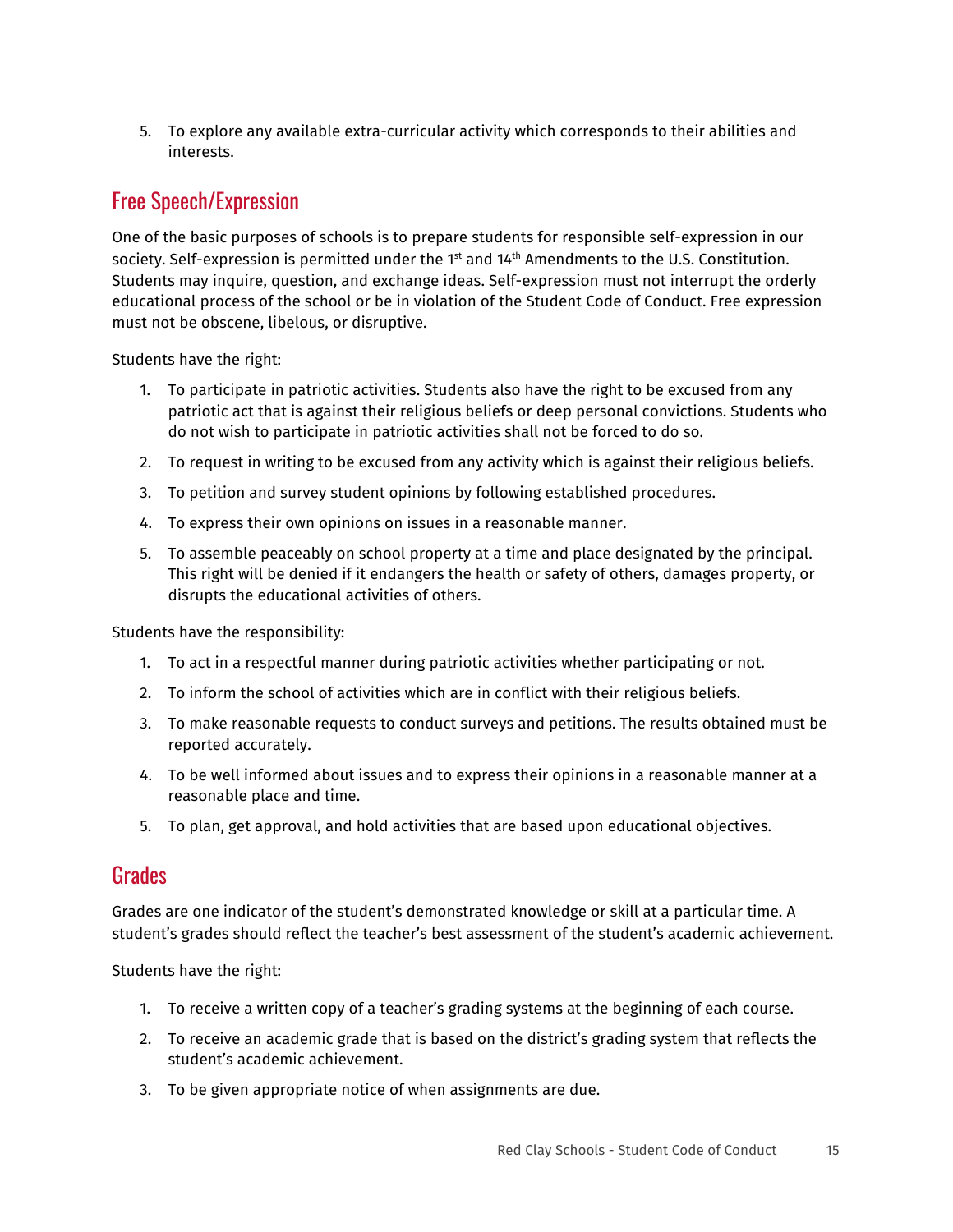5. To explore any available extra-curricular activity which corresponds to their abilities and interests.

## Free Speech/Expression

One of the basic purposes of schools is to prepare students for responsible self-expression in our society. Self-expression is permitted under the 1st and 14th Amendments to the U.S. Constitution. Students may inquire, question, and exchange ideas. Self-expression must not interrupt the orderly educational process of the school or be in violation of the Student Code of Conduct. Free expression must not be obscene, libelous, or disruptive.

Students have the right:

1. To participate in patriotic activities. Students also have the right to be excused from any patriotic act that is against their religious beliefs or deep personal convictions. Students who do not wish to participate in patriotic activities shall not be forced to do so.
2. To request in writing to be excused from any activity which is against their religious beliefs.
3. To petition and survey student opinions by following established procedures.
4. To express their own opinions on issues in a reasonable manner.
5. To assemble peaceably on school property at a time and place designated by the principal. This right will be denied if it endangers the health or safety of others, damages property, or disrupts the educational activities of others.

Students have the responsibility:

1. To act in a respectful manner during patriotic activities whether participating or not.
2. To inform the school of activities which are in conflict with their religious beliefs.
3. To make reasonable requests to conduct surveys and petitions. The results obtained must be reported accurately.
4. To be well informed about issues and to express their opinions in a reasonable manner at a reasonable place and time.
5. To plan, get approval, and hold activities that are based upon educational objectives.

## Grades

Grades are one indicator of the student's demonstrated knowledge or skill at a particular time. A student's grades should reflect the teacher's best assessment of the student's academic achievement.

Students have the right:

1. To receive a written copy of a teacher's grading systems at the beginning of each course.
2. To receive an academic grade that is based on the district's grading system that reflects the student's academic achievement.
3. To be given appropriate notice of when assignments are due.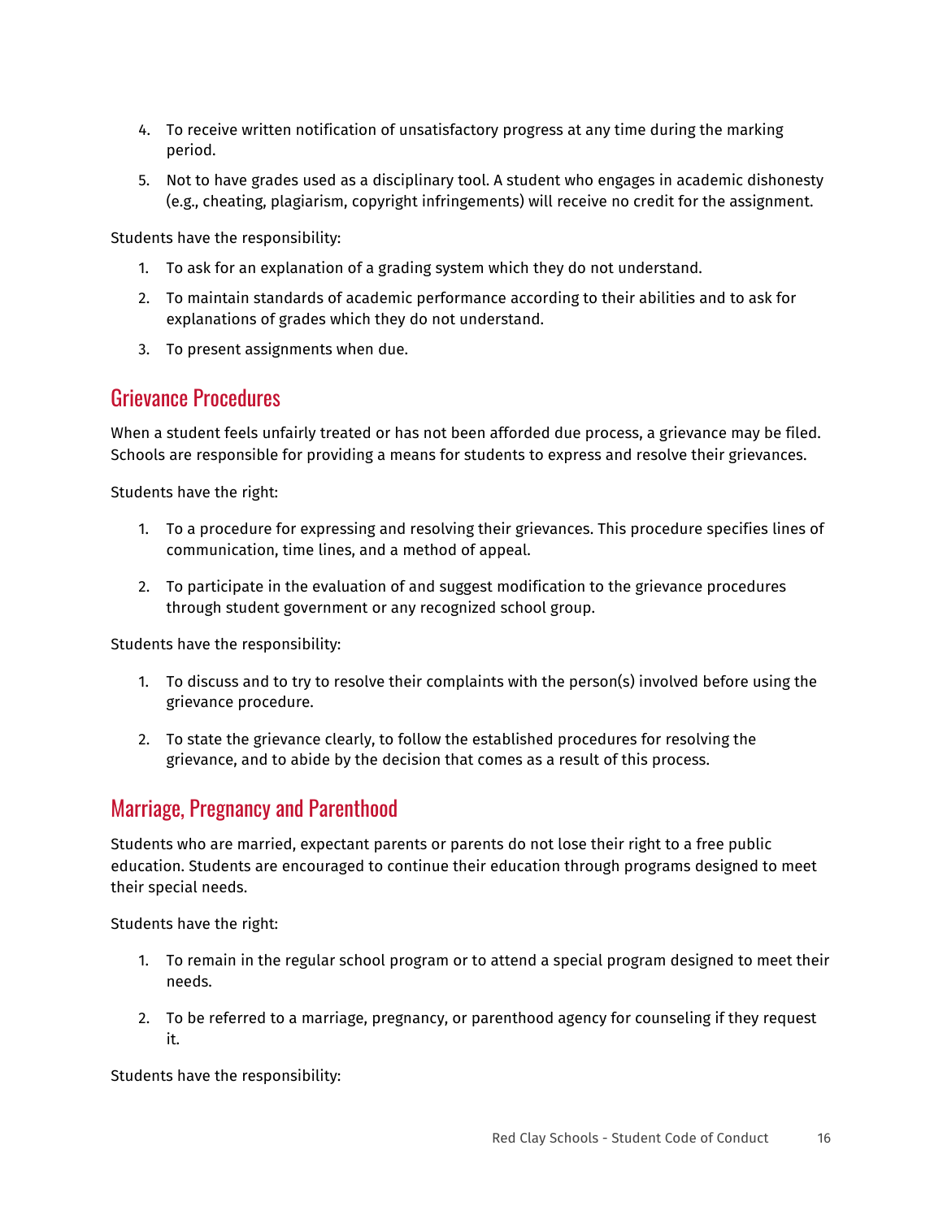4. To receive written notification of unsatisfactory progress at any time during the marking period.
5. Not to have grades used as a disciplinary tool. A student who engages in academic dishonesty (e.g., cheating, plagiarism, copyright infringements) will receive no credit for the assignment.

Students have the responsibility:

1. To ask for an explanation of a grading system which they do not understand.
2. To maintain standards of academic performance according to their abilities and to ask for explanations of grades which they do not understand.
3. To present assignments when due.

## Grievance Procedures

When a student feels unfairly treated or has not been afforded due process, a grievance may be filed. Schools are responsible for providing a means for students to express and resolve their grievances.

Students have the right:

1. To a procedure for expressing and resolving their grievances. This procedure specifies lines of communication, time lines, and a method of appeal.
2. To participate in the evaluation of and suggest modification to the grievance procedures through student government or any recognized school group.

Students have the responsibility:

1. To discuss and to try to resolve their complaints with the person(s) involved before using the grievance procedure.
2. To state the grievance clearly, to follow the established procedures for resolving the grievance, and to abide by the decision that comes as a result of this process.

## Marriage, Pregnancy and Parenthood

Students who are married, expectant parents or parents do not lose their right to a free public education. Students are encouraged to continue their education through programs designed to meet their special needs.

Students have the right:

1. To remain in the regular school program or to attend a special program designed to meet their needs.
2. To be referred to a marriage, pregnancy, or parenthood agency for counseling if they request it.

Students have the responsibility: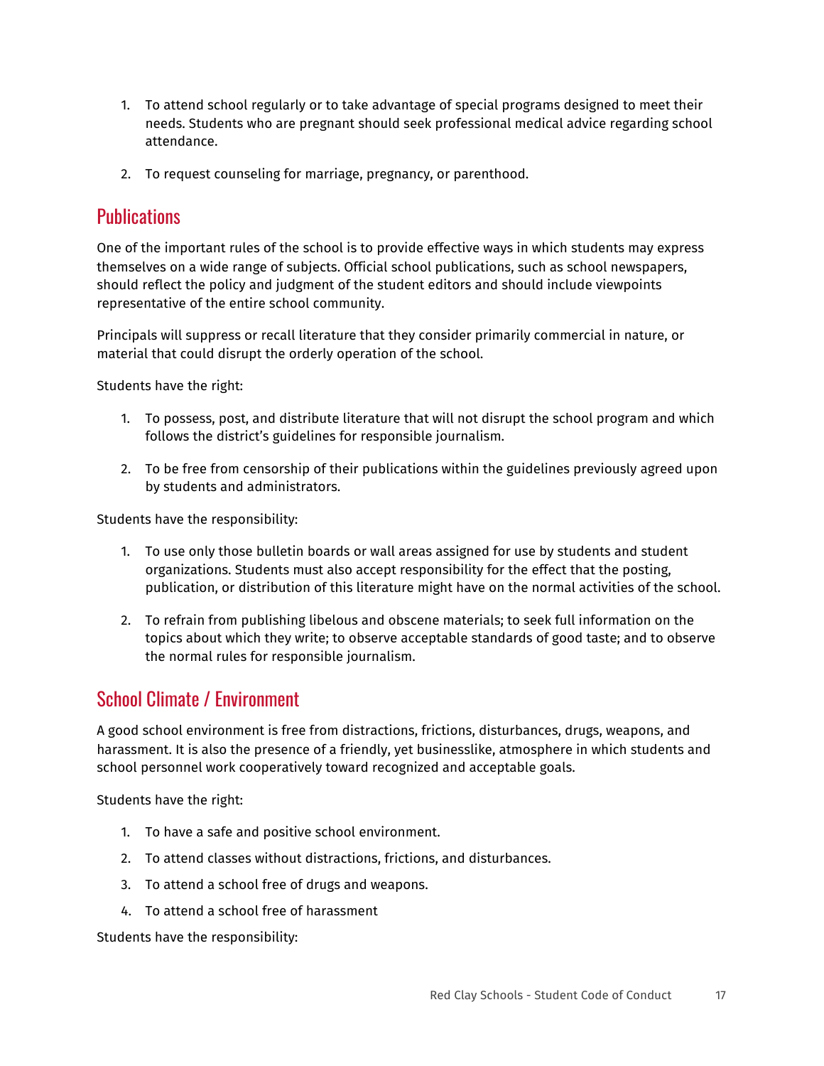1. To attend school regularly or to take advantage of special programs designed to meet their needs. Students who are pregnant should seek professional medical advice regarding school attendance.

2. To request counseling for marriage, pregnancy, or parenthood.

## Publications

One of the important rules of the school is to provide effective ways in which students may express themselves on a wide range of subjects. Official school publications, such as school newspapers, should reflect the policy and judgment of the student editors and should include viewpoints representative of the entire school community.

Principals will suppress or recall literature that they consider primarily commercial in nature, or material that could disrupt the orderly operation of the school.

Students have the right:

1. To possess, post, and distribute literature that will not disrupt the school program and which follows the district's guidelines for responsible journalism.

2. To be free from censorship of their publications within the guidelines previously agreed upon by students and administrators.

Students have the responsibility:

1. To use only those bulletin boards or wall areas assigned for use by students and student organizations. Students must also accept responsibility for the effect that the posting, publication, or distribution of this literature might have on the normal activities of the school.

2. To refrain from publishing libelous and obscene materials; to seek full information on the topics about which they write; to observe acceptable standards of good taste; and to observe the normal rules for responsible journalism.

## School Climate / Environment

A good school environment is free from distractions, frictions, disturbances, drugs, weapons, and harassment. It is also the presence of a friendly, yet businesslike, atmosphere in which students and school personnel work cooperatively toward recognized and acceptable goals.

Students have the right:

1. To have a safe and positive school environment.
2. To attend classes without distractions, frictions, and disturbances.
3. To attend a school free of drugs and weapons.
4. To attend a school free of harassment

Students have the responsibility: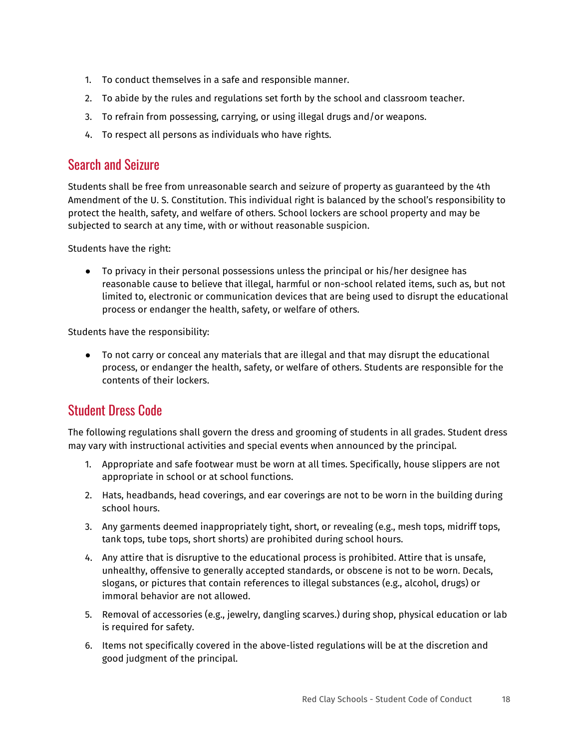1. To conduct themselves in a safe and responsible manner.
2. To abide by the rules and regulations set forth by the school and classroom teacher.
3. To refrain from possessing, carrying, or using illegal drugs and/or weapons.
4. To respect all persons as individuals who have rights.

## Search and Seizure

Students shall be free from unreasonable search and seizure of property as guaranteed by the 4th Amendment of the U. S. Constitution. This individual right is balanced by the school's responsibility to protect the health, safety, and welfare of others. School lockers are school property and may be subjected to search at any time, with or without reasonable suspicion.

Students have the right:

- To privacy in their personal possessions unless the principal or his/her designee has reasonable cause to believe that illegal, harmful or non-school related items, such as, but not limited to, electronic or communication devices that are being used to disrupt the educational process or endanger the health, safety, or welfare of others.

Students have the responsibility:

- To not carry or conceal any materials that are illegal and that may disrupt the educational process, or endanger the health, safety, or welfare of others. Students are responsible for the contents of their lockers.

## Student Dress Code

The following regulations shall govern the dress and grooming of students in all grades. Student dress may vary with instructional activities and special events when announced by the principal.

1. Appropriate and safe footwear must be worn at all times. Specifically, house slippers are not appropriate in school or at school functions.
2. Hats, headbands, head coverings, and ear coverings are not to be worn in the building during school hours.
3. Any garments deemed inappropriately tight, short, or revealing (e.g., mesh tops, midriff tops, tank tops, tube tops, short shorts) are prohibited during school hours.
4. Any attire that is disruptive to the educational process is prohibited. Attire that is unsafe, unhealthy, offensive to generally accepted standards, or obscene is not to be worn. Decals, slogans, or pictures that contain references to illegal substances (e.g., alcohol, drugs) or immoral behavior are not allowed.
5. Removal of accessories (e.g., jewelry, dangling scarves.) during shop, physical education or lab is required for safety.
6. Items not specifically covered in the above-listed regulations will be at the discretion and good judgment of the principal.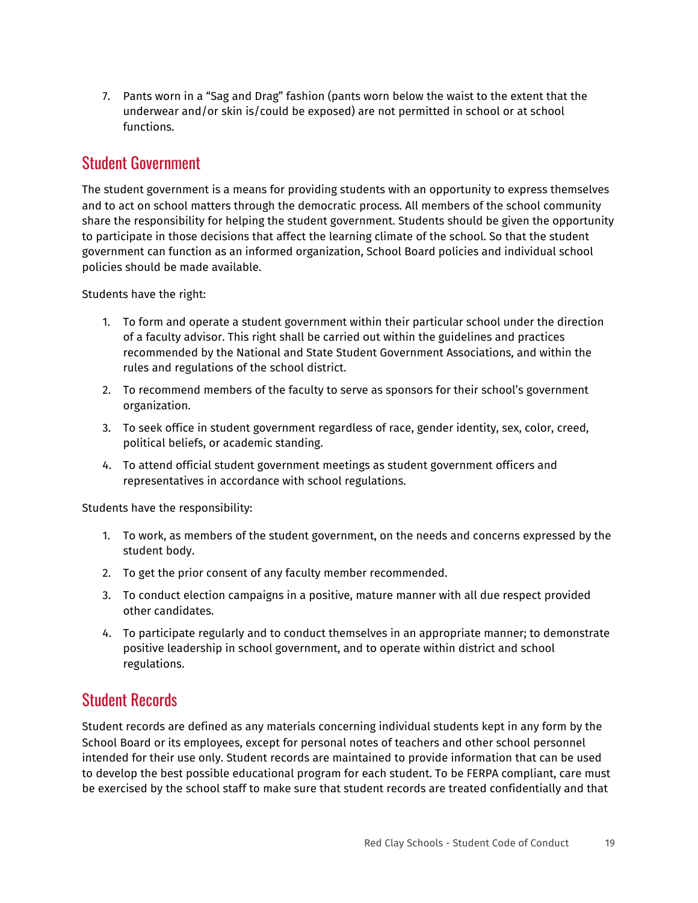7. Pants worn in a "Sag and Drag" fashion (pants worn below the waist to the extent that the underwear and/or skin is/could be exposed) are not permitted in school or at school functions.

## Student Government

The student government is a means for providing students with an opportunity to express themselves and to act on school matters through the democratic process. All members of the school community share the responsibility for helping the student government. Students should be given the opportunity to participate in those decisions that affect the learning climate of the school. So that the student government can function as an informed organization, School Board policies and individual school policies should be made available.

Students have the right:

1. To form and operate a student government within their particular school under the direction of a faculty advisor. This right shall be carried out within the guidelines and practices recommended by the National and State Student Government Associations, and within the rules and regulations of the school district.
2. To recommend members of the faculty to serve as sponsors for their school's government organization.
3. To seek office in student government regardless of race, gender identity, sex, color, creed, political beliefs, or academic standing.
4. To attend official student government meetings as student government officers and representatives in accordance with school regulations.

Students have the responsibility:

1. To work, as members of the student government, on the needs and concerns expressed by the student body.
2. To get the prior consent of any faculty member recommended.
3. To conduct election campaigns in a positive, mature manner with all due respect provided other candidates.
4. To participate regularly and to conduct themselves in an appropriate manner; to demonstrate positive leadership in school government, and to operate within district and school regulations.

## Student Records

Student records are defined as any materials concerning individual students kept in any form by the School Board or its employees, except for personal notes of teachers and other school personnel intended for their use only. Student records are maintained to provide information that can be used to develop the best possible educational program for each student. To be FERPA compliant, care must be exercised by the school staff to make sure that student records are treated confidentially and that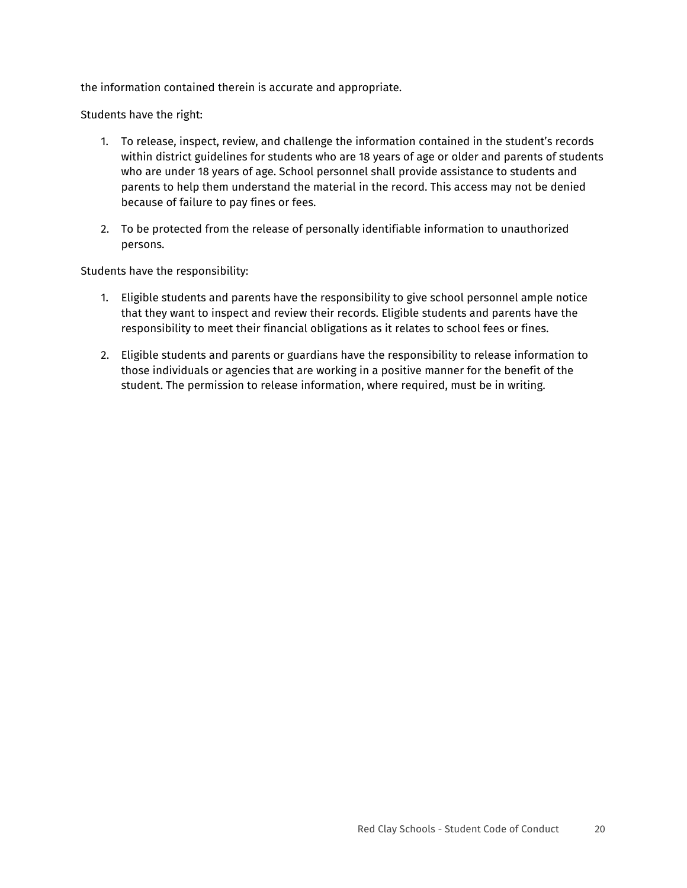the information contained therein is accurate and appropriate.

Students have the right:

1. To release, inspect, review, and challenge the information contained in the student's records within district guidelines for students who are 18 years of age or older and parents of students who are under 18 years of age. School personnel shall provide assistance to students and parents to help them understand the material in the record. This access may not be denied because of failure to pay fines or fees.

2. To be protected from the release of personally identifiable information to unauthorized persons.

Students have the responsibility:

1. Eligible students and parents have the responsibility to give school personnel ample notice that they want to inspect and review their records. Eligible students and parents have the responsibility to meet their financial obligations as it relates to school fees or fines.

2. Eligible students and parents or guardians have the responsibility to release information to those individuals or agencies that are working in a positive manner for the benefit of the student. The permission to release information, where required, must be in writing.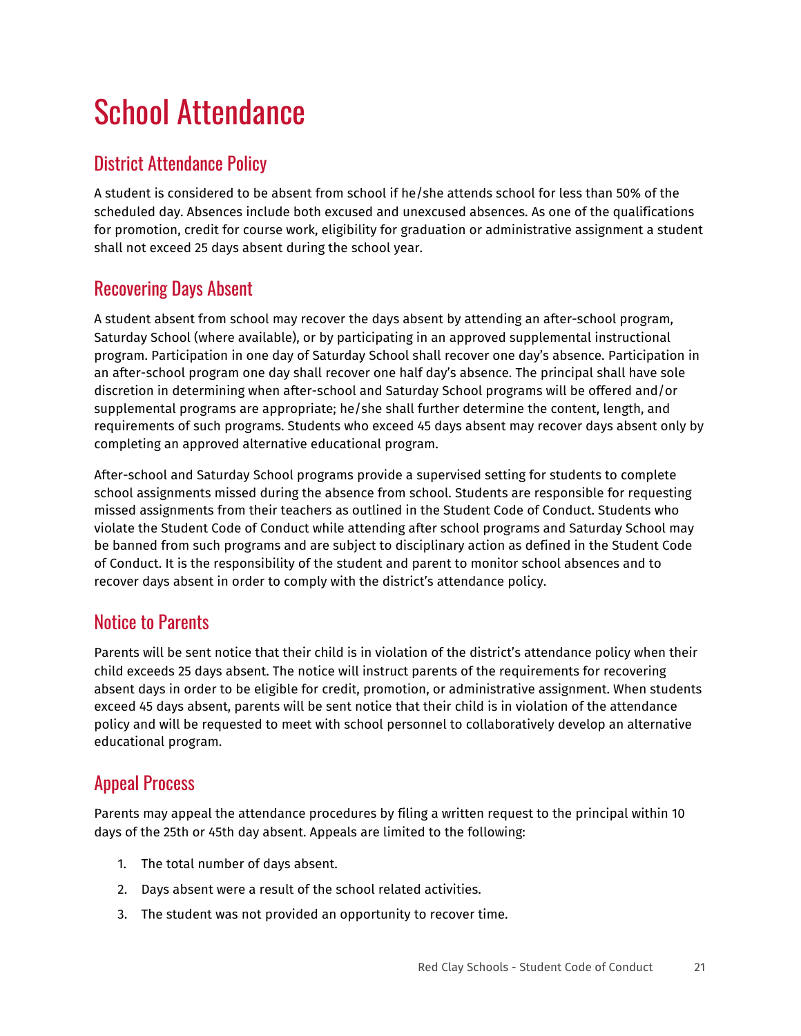# School Attendance

## District Attendance Policy

A student is considered to be absent from school if he/she attends school for less than 50% of the scheduled day. Absences include both excused and unexcused absences. As one of the qualifications for promotion, credit for course work, eligibility for graduation or administrative assignment a student shall not exceed 25 days absent during the school year.

## Recovering Days Absent

A student absent from school may recover the days absent by attending an after-school program, Saturday School (where available), or by participating in an approved supplemental instructional program. Participation in one day of Saturday School shall recover one day's absence. Participation in an after-school program one day shall recover one half day's absence. The principal shall have sole discretion in determining when after-school and Saturday School programs will be offered and/or supplemental programs are appropriate; he/she shall further determine the content, length, and requirements of such programs. Students who exceed 45 days absent may recover days absent only by completing an approved alternative educational program.

After-school and Saturday School programs provide a supervised setting for students to complete school assignments missed during the absence from school. Students are responsible for requesting missed assignments from their teachers as outlined in the Student Code of Conduct. Students who violate the Student Code of Conduct while attending after school programs and Saturday School may be banned from such programs and are subject to disciplinary action as defined in the Student Code of Conduct. It is the responsibility of the student and parent to monitor school absences and to recover days absent in order to comply with the district's attendance policy.

## Notice to Parents

Parents will be sent notice that their child is in violation of the district's attendance policy when their child exceeds 25 days absent. The notice will instruct parents of the requirements for recovering absent days in order to be eligible for credit, promotion, or administrative assignment. When students exceed 45 days absent, parents will be sent notice that their child is in violation of the attendance policy and will be requested to meet with school personnel to collaboratively develop an alternative educational program.

## Appeal Process

Parents may appeal the attendance procedures by filing a written request to the principal within 10 days of the 25th or 45th day absent. Appeals are limited to the following:

1. The total number of days absent.
2. Days absent were a result of the school related activities.
3. The student was not provided an opportunity to recover time.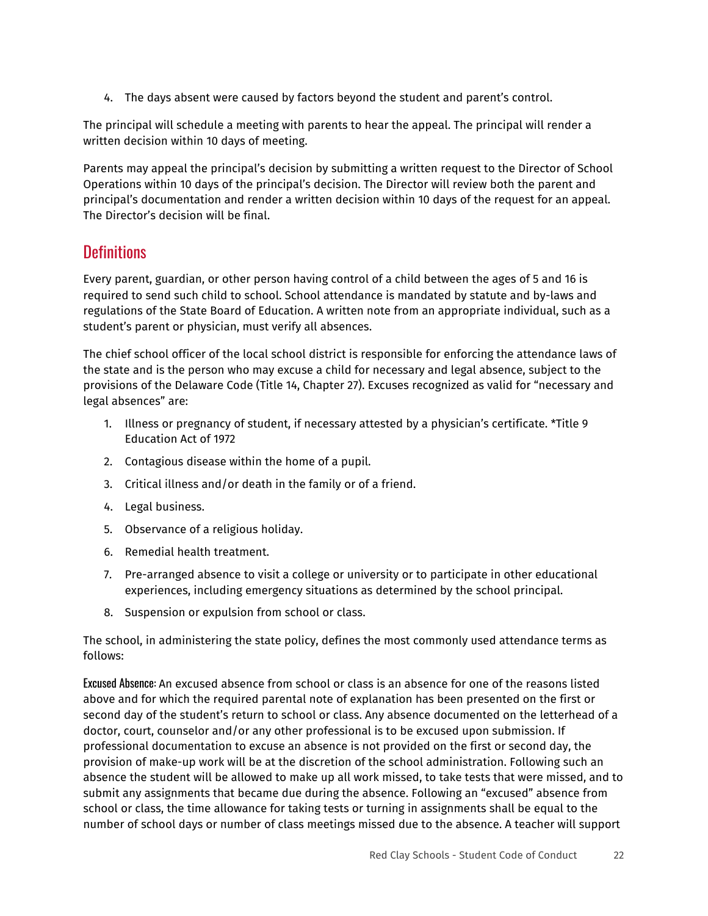4. The days absent were caused by factors beyond the student and parent's control.

The principal will schedule a meeting with parents to hear the appeal. The principal will render a written decision within 10 days of meeting.

Parents may appeal the principal's decision by submitting a written request to the Director of School Operations within 10 days of the principal's decision. The Director will review both the parent and principal's documentation and render a written decision within 10 days of the request for an appeal. The Director's decision will be final.

## Definitions

Every parent, guardian, or other person having control of a child between the ages of 5 and 16 is required to send such child to school. School attendance is mandated by statute and by-laws and regulations of the State Board of Education. A written note from an appropriate individual, such as a student's parent or physician, must verify all absences.

The chief school officer of the local school district is responsible for enforcing the attendance laws of the state and is the person who may excuse a child for necessary and legal absence, subject to the provisions of the Delaware Code (Title 14, Chapter 27). Excuses recognized as valid for "necessary and legal absences" are:

1. Illness or pregnancy of student, if necessary attested by a physician's certificate. *Title 9 Education Act of 1972
2. Contagious disease within the home of a pupil.
3. Critical illness and/or death in the family or of a friend.
4. Legal business.
5. Observance of a religious holiday.
6. Remedial health treatment.
7. Pre-arranged absence to visit a college or university or to participate in other educational experiences, including emergency situations as determined by the school principal.
8. Suspension or expulsion from school or class.

The school, in administering the state policy, defines the most commonly used attendance terms as follows:

**Excused Absence**: An excused absence from school or class is an absence for one of the reasons listed above and for which the required parental note of explanation has been presented on the first or second day of the student's return to school or class. Any absence documented on the letterhead of a doctor, court, counselor and/or any other professional is to be excused upon submission. If professional documentation to excuse an absence is not provided on the first or second day, the provision of make-up work will be at the discretion of the school administration. Following such an absence the student will be allowed to make up all work missed, to take tests that were missed, and to submit any assignments that became due during the absence. Following an "excused" absence from school or class, the time allowance for taking tests or turning in assignments shall be equal to the number of school days or number of class meetings missed due to the absence. A teacher will support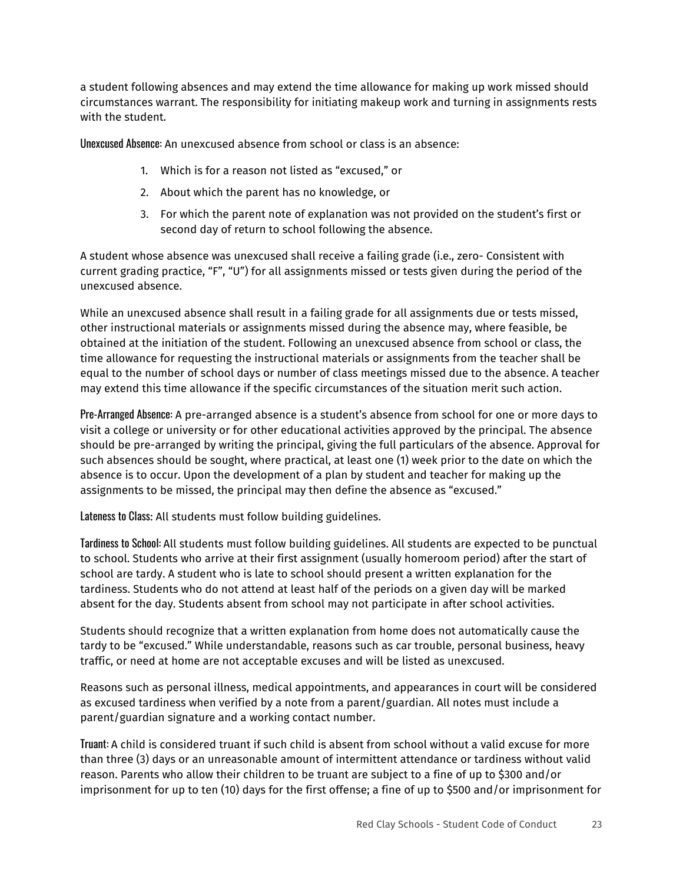a student following absences and may extend the time allowance for making up work missed should circumstances warrant. The responsibility for initiating makeup work and turning in assignments rests with the student.

Unexcused Absence: An unexcused absence from school or class is an absence:

1. Which is for a reason not listed as "excused," or
2. About which the parent has no knowledge, or
3. For which the parent note of explanation was not provided on the student's first or second day of return to school following the absence.

A student whose absence was unexcused shall receive a failing grade (i.e., zero- Consistent with current grading practice, "F", "U") for all assignments missed or tests given during the period of the unexcused absence.

While an unexcused absence shall result in a failing grade for all assignments due or tests missed, other instructional materials or assignments missed during the absence may, where feasible, be obtained at the initiation of the student. Following an unexcused absence from school or class, the time allowance for requesting the instructional materials or assignments from the teacher shall be equal to the number of school days or number of class meetings missed due to the absence. A teacher may extend this time allowance if the specific circumstances of the situation merit such action.

Pre-Arranged Absence: A pre-arranged absence is a student's absence from school for one or more days to visit a college or university or for other educational activities approved by the principal. The absence should be pre-arranged by writing the principal, giving the full particulars of the absence. Approval for such absences should be sought, where practical, at least one (1) week prior to the date on which the absence is to occur. Upon the development of a plan by student and teacher for making up the assignments to be missed, the principal may then define the absence as "excused."

Lateness to Class: All students must follow building guidelines.

Tardiness to School: All students must follow building guidelines. All students are expected to be punctual to school. Students who arrive at their first assignment (usually homeroom period) after the start of school are tardy. A student who is late to school should present a written explanation for the tardiness. Students who do not attend at least half of the periods on a given day will be marked absent for the day. Students absent from school may not participate in after school activities.

Students should recognize that a written explanation from home does not automatically cause the tardy to be "excused." While understandable, reasons such as car trouble, personal business, heavy traffic, or need at home are not acceptable excuses and will be listed as unexcused.

Reasons such as personal illness, medical appointments, and appearances in court will be considered as excused tardiness when verified by a note from a parent/guardian. All notes must include a parent/guardian signature and a working contact number.

Truant: A child is considered truant if such child is absent from school without a valid excuse for more than three (3) days or an unreasonable amount of intermittent attendance or tardiness without valid reason. Parents who allow their children to be truant are subject to a fine of up to $300 and/or imprisonment for up to ten (10) days for the first offense; a fine of up to $500 and/or imprisonment for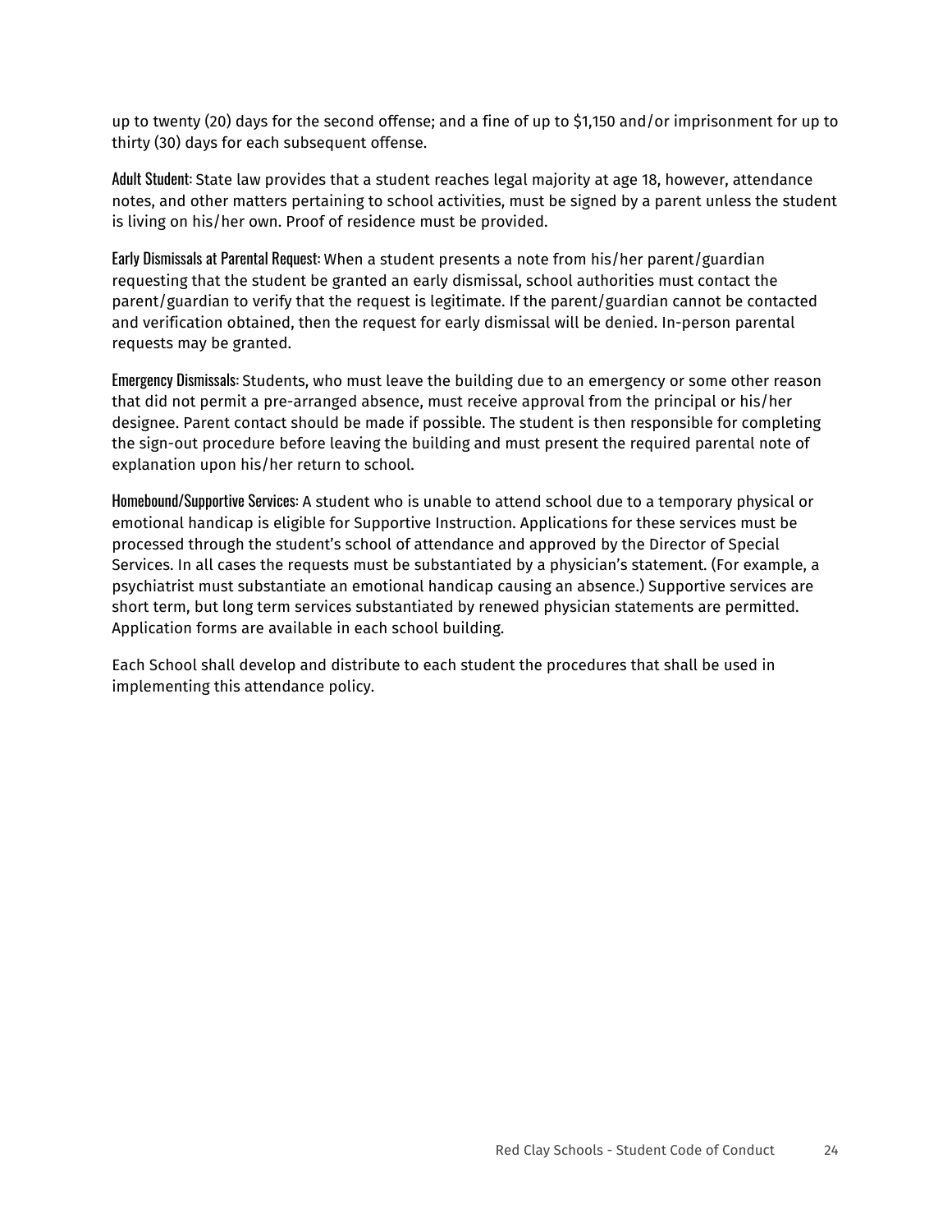up to twenty (20) days for the second offense; and a fine of up to $1,150 and/or imprisonment for up to thirty (30) days for each subsequent offense.

**Adult Student**: State law provides that a student reaches legal majority at age 18, however, attendance notes, and other matters pertaining to school activities, must be signed by a parent unless the student is living on his/her own. Proof of residence must be provided.

**Early Dismissals at Parental Request**: When a student presents a note from his/her parent/guardian requesting that the student be granted an early dismissal, school authorities must contact the parent/guardian to verify that the request is legitimate. If the parent/guardian cannot be contacted and verification obtained, then the request for early dismissal will be denied. In-person parental requests may be granted.

**Emergency Dismissals**: Students, who must leave the building due to an emergency or some other reason that did not permit a pre-arranged absence, must receive approval from the principal or his/her designee. Parent contact should be made if possible. The student is then responsible for completing the sign-out procedure before leaving the building and must present the required parental note of explanation upon his/her return to school.

**Homebound/Supportive Services**: A student who is unable to attend school due to a temporary physical or emotional handicap is eligible for Supportive Instruction. Applications for these services must be processed through the student's school of attendance and approved by the Director of Special Services. In all cases the requests must be substantiated by a physician's statement. (For example, a psychiatrist must substantiate an emotional handicap causing an absence.) Supportive services are short term, but long term services substantiated by renewed physician statements are permitted. Application forms are available in each school building.

Each School shall develop and distribute to each student the procedures that shall be used in implementing this attendance policy.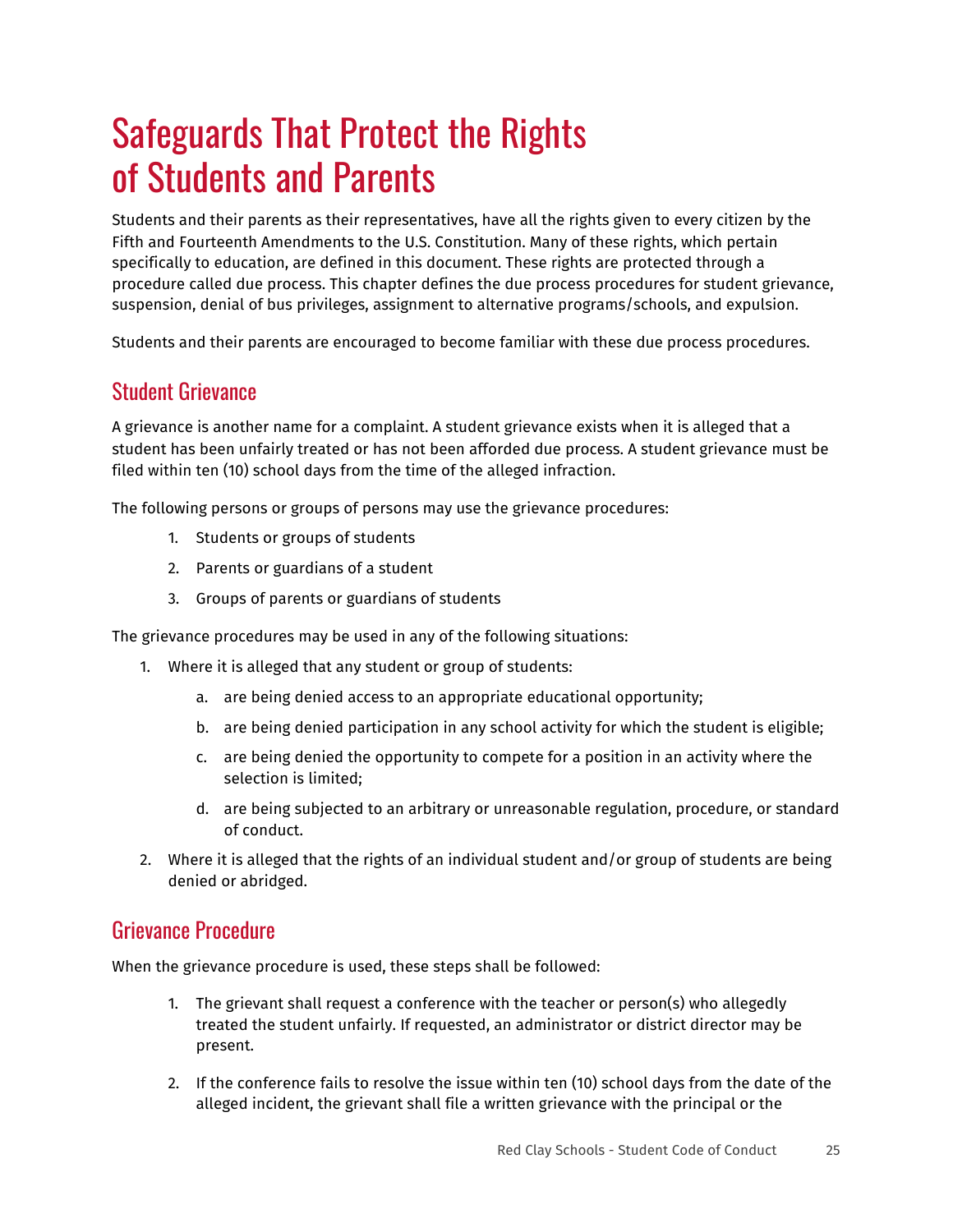# Safeguards That Protect the Rights of Students and Parents

Students and their parents as their representatives, have all the rights given to every citizen by the Fifth and Fourteenth Amendments to the U.S. Constitution. Many of these rights, which pertain specifically to education, are defined in this document. These rights are protected through a procedure called due process. This chapter defines the due process procedures for student grievance, suspension, denial of bus privileges, assignment to alternative programs/schools, and expulsion.

Students and their parents are encouraged to become familiar with these due process procedures.

## Student Grievance

A grievance is another name for a complaint. A student grievance exists when it is alleged that a student has been unfairly treated or has not been afforded due process. A student grievance must be filed within ten (10) school days from the time of the alleged infraction.

The following persons or groups of persons may use the grievance procedures:

1. Students or groups of students
2. Parents or guardians of a student
3. Groups of parents or guardians of students

The grievance procedures may be used in any of the following situations:

1. Where it is alleged that any student or group of students:
   a. are being denied access to an appropriate educational opportunity;
   b. are being denied participation in any school activity for which the student is eligible;
   c. are being denied the opportunity to compete for a position in an activity where the selection is limited;
   d. are being subjected to an arbitrary or unreasonable regulation, procedure, or standard of conduct.
2. Where it is alleged that the rights of an individual student and/or group of students are being denied or abridged.

## Grievance Procedure

When the grievance procedure is used, these steps shall be followed:

1. The grievant shall request a conference with the teacher or person(s) who allegedly treated the student unfairly. If requested, an administrator or district director may be present.
2. If the conference fails to resolve the issue within ten (10) school days from the date of the alleged incident, the grievant shall file a written grievance with the principal or the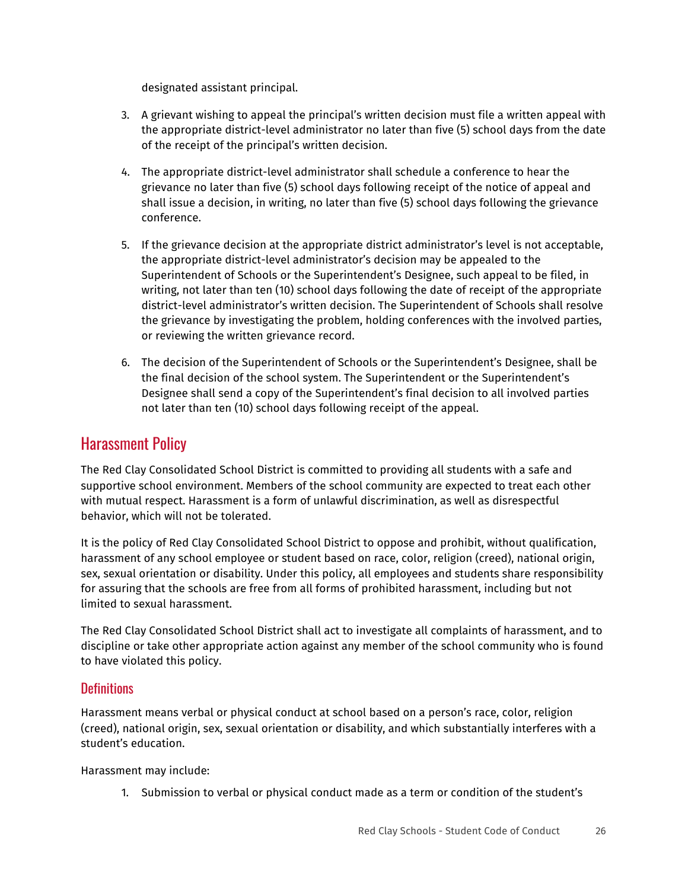designated assistant principal.

3. A grievant wishing to appeal the principal's written decision must file a written appeal with the appropriate district-level administrator no later than five (5) school days from the date of the receipt of the principal's written decision.
4. The appropriate district-level administrator shall schedule a conference to hear the grievance no later than five (5) school days following receipt of the notice of appeal and shall issue a decision, in writing, no later than five (5) school days following the grievance conference.
5. If the grievance decision at the appropriate district administrator's level is not acceptable, the appropriate district-level administrator's decision may be appealed to the Superintendent of Schools or the Superintendent's Designee, such appeal to be filed, in writing, not later than ten (10) school days following the date of receipt of the appropriate district-level administrator's written decision. The Superintendent of Schools shall resolve the grievance by investigating the problem, holding conferences with the involved parties, or reviewing the written grievance record.
6. The decision of the Superintendent of Schools or the Superintendent's Designee, shall be the final decision of the school system. The Superintendent or the Superintendent's Designee shall send a copy of the Superintendent's final decision to all involved parties not later than ten (10) school days following receipt of the appeal.

## Harassment Policy

The Red Clay Consolidated School District is committed to providing all students with a safe and supportive school environment. Members of the school community are expected to treat each other with mutual respect. Harassment is a form of unlawful discrimination, as well as disrespectful behavior, which will not be tolerated.

It is the policy of Red Clay Consolidated School District to oppose and prohibit, without qualification, harassment of any school employee or student based on race, color, religion (creed), national origin, sex, sexual orientation or disability. Under this policy, all employees and students share responsibility for assuring that the schools are free from all forms of prohibited harassment, including but not limited to sexual harassment.

The Red Clay Consolidated School District shall act to investigate all complaints of harassment, and to discipline or take other appropriate action against any member of the school community who is found to have violated this policy.

### Definitions

Harassment means verbal or physical conduct at school based on a person's race, color, religion (creed), national origin, sex, sexual orientation or disability, and which substantially interferes with a student's education.

Harassment may include:

1. Submission to verbal or physical conduct made as a term or condition of the student's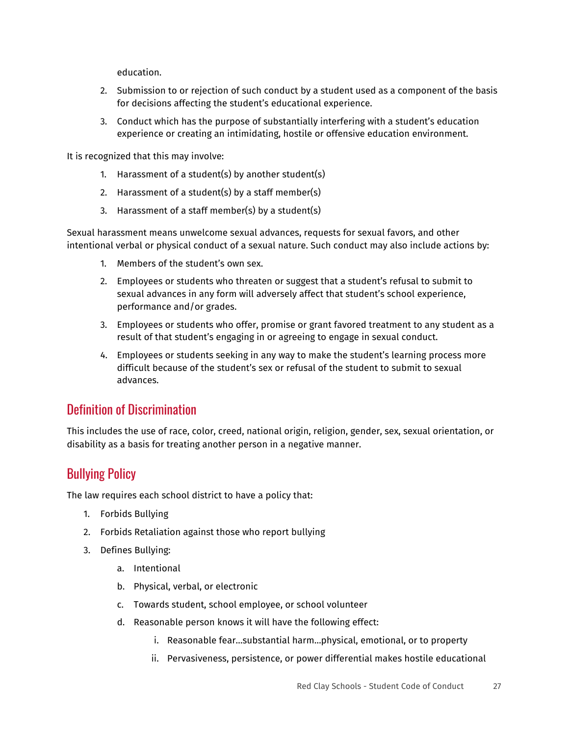education.

2. Submission to or rejection of such conduct by a student used as a component of the basis for decisions affecting the student's educational experience.
3. Conduct which has the purpose of substantially interfering with a student's education experience or creating an intimidating, hostile or offensive education environment.

It is recognized that this may involve:

1. Harassment of a student(s) by another student(s)
2. Harassment of a student(s) by a staff member(s)
3. Harassment of a staff member(s) by a student(s)

Sexual harassment means unwelcome sexual advances, requests for sexual favors, and other intentional verbal or physical conduct of a sexual nature. Such conduct may also include actions by:

1. Members of the student's own sex.
2. Employees or students who threaten or suggest that a student's refusal to submit to sexual advances in any form will adversely affect that student's school experience, performance and/or grades.
3. Employees or students who offer, promise or grant favored treatment to any student as a result of that student's engaging in or agreeing to engage in sexual conduct.
4. Employees or students seeking in any way to make the student's learning process more difficult because of the student's sex or refusal of the student to submit to sexual advances.

## Definition of Discrimination

This includes the use of race, color, creed, national origin, religion, gender, sex, sexual orientation, or disability as a basis for treating another person in a negative manner.

## Bullying Policy

The law requires each school district to have a policy that:

1. Forbids Bullying
2. Forbids Retaliation against those who report bullying
3. Defines Bullying:
   a. Intentional
   b. Physical, verbal, or electronic
   c. Towards student, school employee, or school volunteer
   d. Reasonable person knows it will have the following effect:
      i. Reasonable fear...substantial harm...physical, emotional, or to property
      ii. Pervasiveness, persistence, or power differential makes hostile educational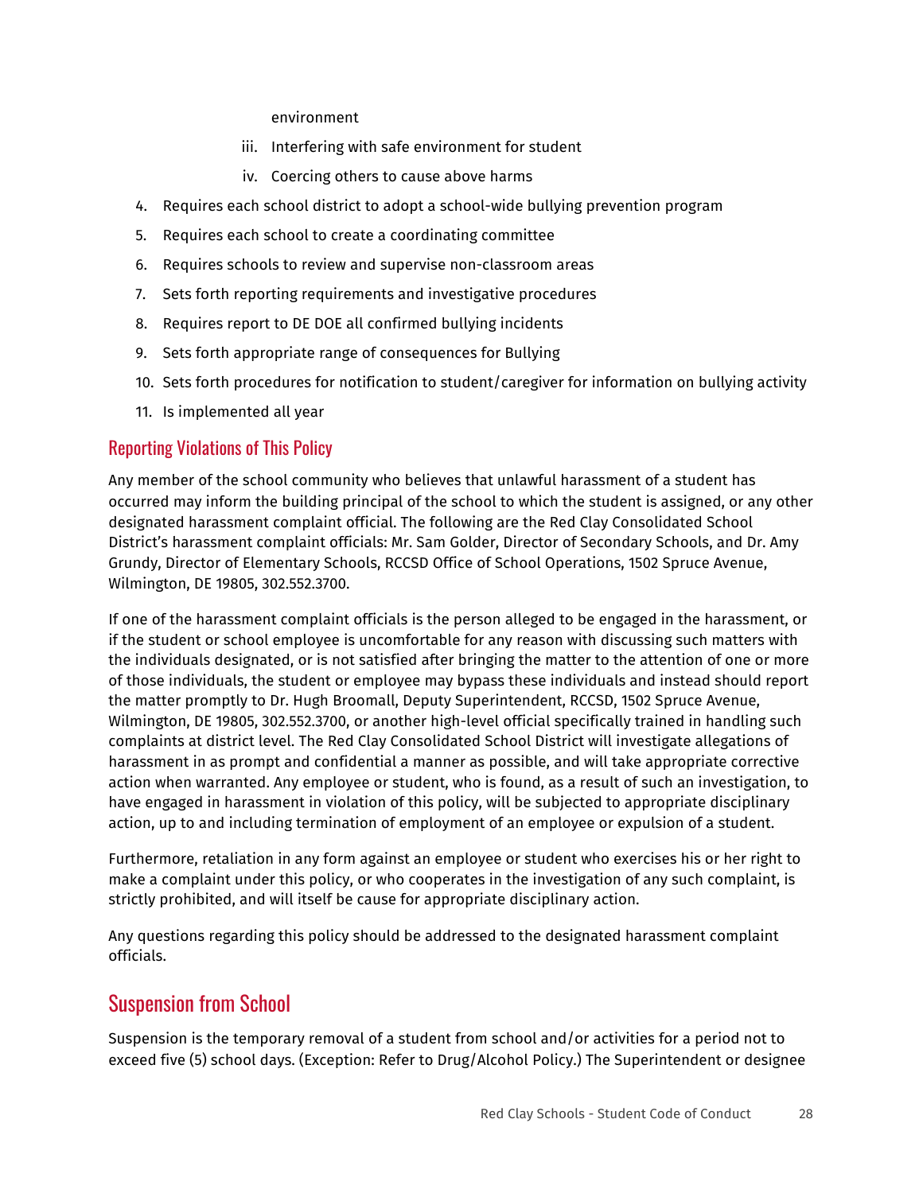environment

iii. Interfering with safe environment for student

iv. Coercing others to cause above harms

4. Requires each school district to adopt a school-wide bullying prevention program
5. Requires each school to create a coordinating committee
6. Requires schools to review and supervise non-classroom areas
7. Sets forth reporting requirements and investigative procedures
8. Requires report to DE DOE all confirmed bullying incidents
9. Sets forth appropriate range of consequences for Bullying
10. Sets forth procedures for notification to student/caregiver for information on bullying activity
11. Is implemented all year

### Reporting Violations of This Policy

Any member of the school community who believes that unlawful harassment of a student has occurred may inform the building principal of the school to which the student is assigned, or any other designated harassment complaint official. The following are the Red Clay Consolidated School District's harassment complaint officials: Mr. Sam Golder, Director of Secondary Schools, and Dr. Amy Grundy, Director of Elementary Schools, RCCSD Office of School Operations, 1502 Spruce Avenue, Wilmington, DE 19805, 302.552.3700.

If one of the harassment complaint officials is the person alleged to be engaged in the harassment, or if the student or school employee is uncomfortable for any reason with discussing such matters with the individuals designated, or is not satisfied after bringing the matter to the attention of one or more of those individuals, the student or employee may bypass these individuals and instead should report the matter promptly to Dr. Hugh Broomall, Deputy Superintendent, RCCSD, 1502 Spruce Avenue, Wilmington, DE 19805, 302.552.3700, or another high-level official specifically trained in handling such complaints at district level. The Red Clay Consolidated School District will investigate allegations of harassment in as prompt and confidential a manner as possible, and will take appropriate corrective action when warranted. Any employee or student, who is found, as a result of such an investigation, to have engaged in harassment in violation of this policy, will be subjected to appropriate disciplinary action, up to and including termination of employment of an employee or expulsion of a student.

Furthermore, retaliation in any form against an employee or student who exercises his or her right to make a complaint under this policy, or who cooperates in the investigation of any such complaint, is strictly prohibited, and will itself be cause for appropriate disciplinary action.

Any questions regarding this policy should be addressed to the designated harassment complaint officials.

## Suspension from School

Suspension is the temporary removal of a student from school and/or activities for a period not to exceed five (5) school days. (Exception: Refer to Drug/Alcohol Policy.) The Superintendent or designee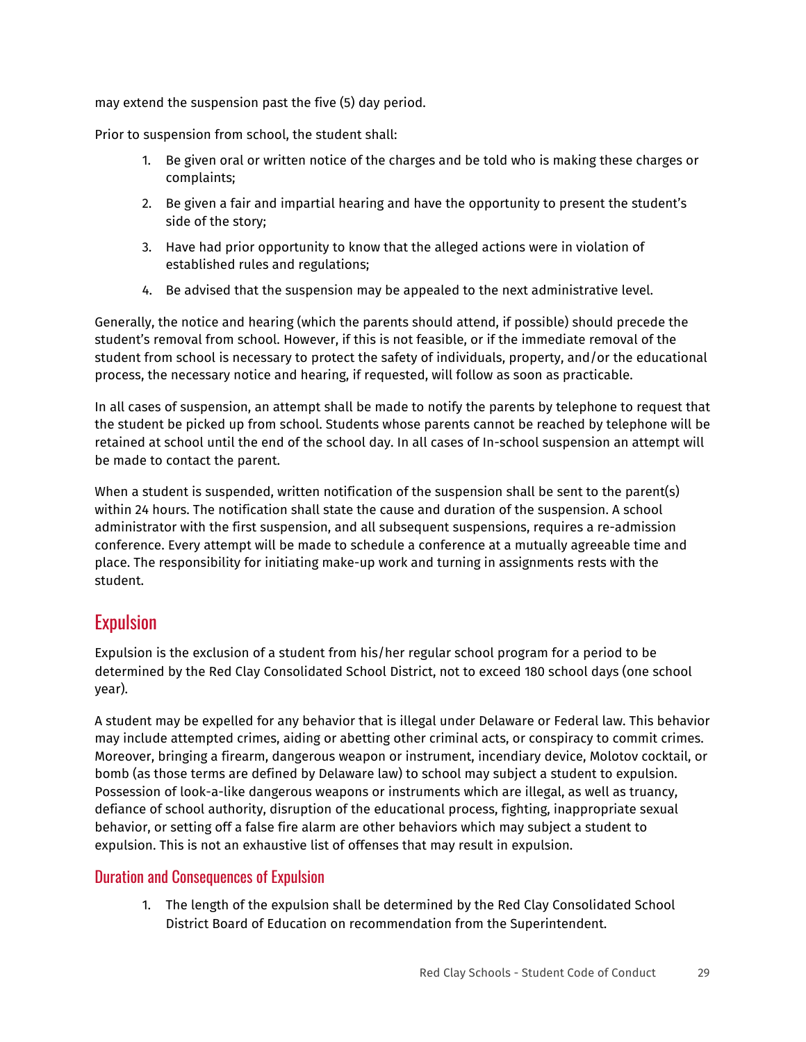may extend the suspension past the five (5) day period.

Prior to suspension from school, the student shall:

1. Be given oral or written notice of the charges and be told who is making these charges or complaints;
2. Be given a fair and impartial hearing and have the opportunity to present the student's side of the story;
3. Have had prior opportunity to know that the alleged actions were in violation of established rules and regulations;
4. Be advised that the suspension may be appealed to the next administrative level.

Generally, the notice and hearing (which the parents should attend, if possible) should precede the student's removal from school. However, if this is not feasible, or if the immediate removal of the student from school is necessary to protect the safety of individuals, property, and/or the educational process, the necessary notice and hearing, if requested, will follow as soon as practicable.

In all cases of suspension, an attempt shall be made to notify the parents by telephone to request that the student be picked up from school. Students whose parents cannot be reached by telephone will be retained at school until the end of the school day. In all cases of In-school suspension an attempt will be made to contact the parent.

When a student is suspended, written notification of the suspension shall be sent to the parent(s) within 24 hours. The notification shall state the cause and duration of the suspension. A school administrator with the first suspension, and all subsequent suspensions, requires a re-admission conference. Every attempt will be made to schedule a conference at a mutually agreeable time and place. The responsibility for initiating make-up work and turning in assignments rests with the student.

## Expulsion

Expulsion is the exclusion of a student from his/her regular school program for a period to be determined by the Red Clay Consolidated School District, not to exceed 180 school days (one school year).

A student may be expelled for any behavior that is illegal under Delaware or Federal law. This behavior may include attempted crimes, aiding or abetting other criminal acts, or conspiracy to commit crimes. Moreover, bringing a firearm, dangerous weapon or instrument, incendiary device, Molotov cocktail, or bomb (as those terms are defined by Delaware law) to school may subject a student to expulsion. Possession of look-a-like dangerous weapons or instruments which are illegal, as well as truancy, defiance of school authority, disruption of the educational process, fighting, inappropriate sexual behavior, or setting off a false fire alarm are other behaviors which may subject a student to expulsion. This is not an exhaustive list of offenses that may result in expulsion.

### Duration and Consequences of Expulsion

1. The length of the expulsion shall be determined by the Red Clay Consolidated School District Board of Education on recommendation from the Superintendent.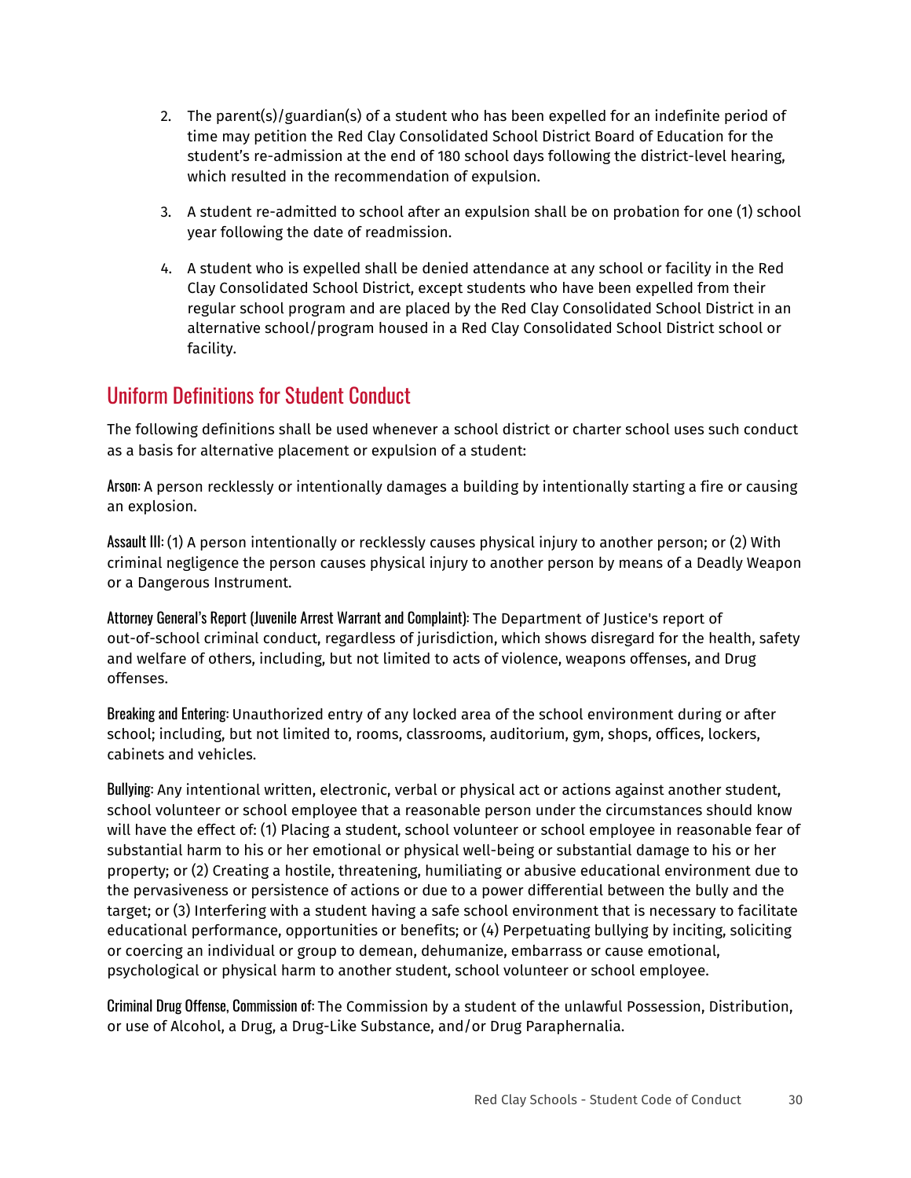2. The parent(s)/guardian(s) of a student who has been expelled for an indefinite period of time may petition the Red Clay Consolidated School District Board of Education for the student's re-admission at the end of 180 school days following the district-level hearing, which resulted in the recommendation of expulsion.
3. A student re-admitted to school after an expulsion shall be on probation for one (1) school year following the date of readmission.
4. A student who is expelled shall be denied attendance at any school or facility in the Red Clay Consolidated School District, except students who have been expelled from their regular school program and are placed by the Red Clay Consolidated School District in an alternative school/program housed in a Red Clay Consolidated School District school or facility.

## Uniform Definitions for Student Conduct

The following definitions shall be used whenever a school district or charter school uses such conduct as a basis for alternative placement or expulsion of a student:

**Arson**: A person recklessly or intentionally damages a building by intentionally starting a fire or causing an explosion.

**Assault III**: (1) A person intentionally or recklessly causes physical injury to another person; or (2) With criminal negligence the person causes physical injury to another person by means of a Deadly Weapon or a Dangerous Instrument.

**Attorney General's Report (Juvenile Arrest Warrant and Complaint)**: The Department of Justice's report of out-of-school criminal conduct, regardless of jurisdiction, which shows disregard for the health, safety and welfare of others, including, but not limited to acts of violence, weapons offenses, and Drug offenses.

**Breaking and Entering**: Unauthorized entry of any locked area of the school environment during or after school; including, but not limited to, rooms, classrooms, auditorium, gym, shops, offices, lockers, cabinets and vehicles.

**Bullying**: Any intentional written, electronic, verbal or physical act or actions against another student, school volunteer or school employee that a reasonable person under the circumstances should know will have the effect of: (1) Placing a student, school volunteer or school employee in reasonable fear of substantial harm to his or her emotional or physical well-being or substantial damage to his or her property; or (2) Creating a hostile, threatening, humiliating or abusive educational environment due to the pervasiveness or persistence of actions or due to a power differential between the bully and the target; or (3) Interfering with a student having a safe school environment that is necessary to facilitate educational performance, opportunities or benefits; or (4) Perpetuating bullying by inciting, soliciting or coercing an individual or group to demean, dehumanize, embarrass or cause emotional, psychological or physical harm to another student, school volunteer or school employee.

**Criminal Drug Offense, Commission of**: The Commission by a student of the unlawful Possession, Distribution, or use of Alcohol, a Drug, a Drug-Like Substance, and/or Drug Paraphernalia.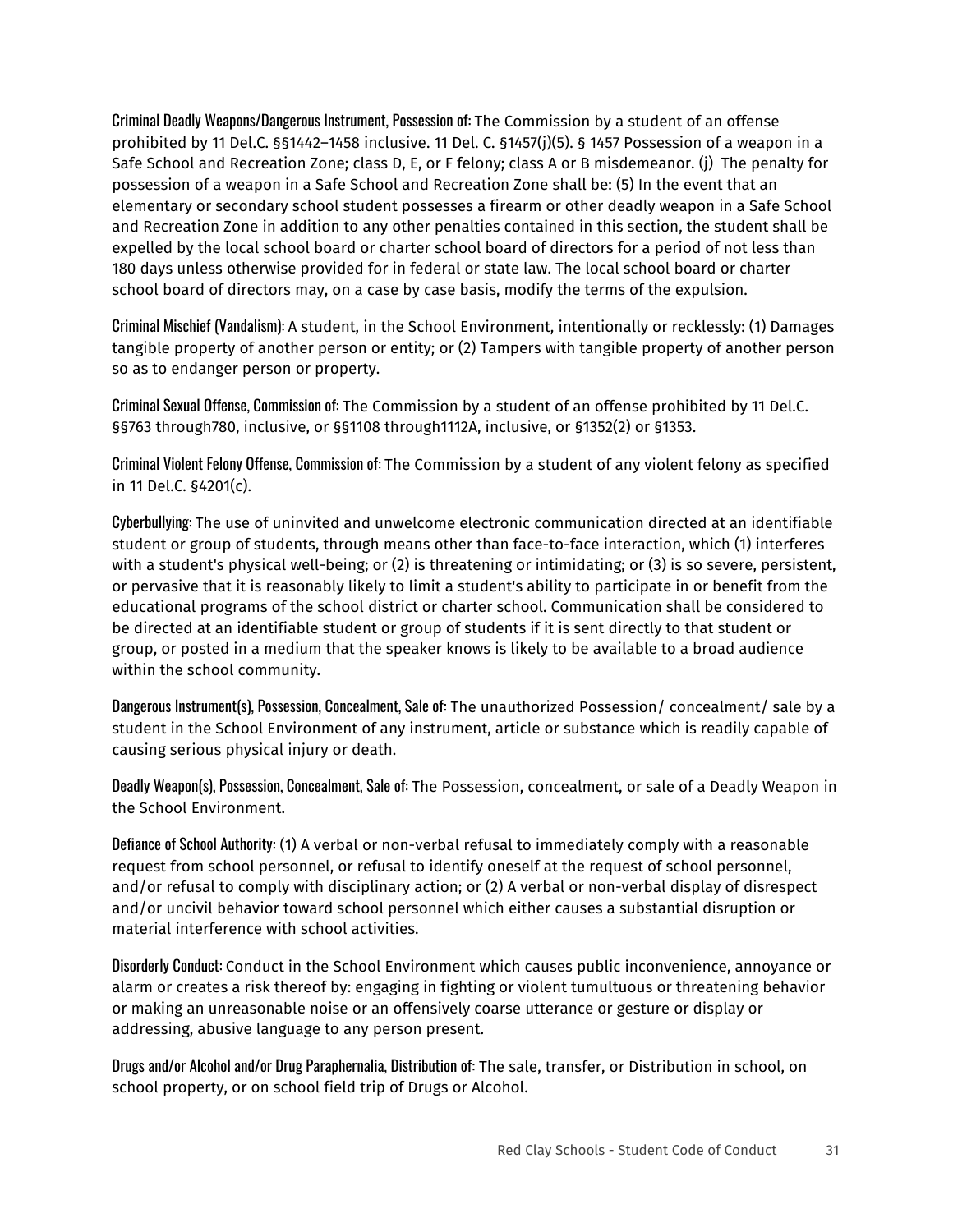**Criminal Deadly Weapons/Dangerous Instrument, Possession of**: The Commission by a student of an offense prohibited by 11 Del.C. §§1442–1458 inclusive. 11 Del. C. §1457(j)(5). § 1457 Possession of a weapon in a Safe School and Recreation Zone; class D, E, or F felony; class A or B misdemeanor. (j)  The penalty for possession of a weapon in a Safe School and Recreation Zone shall be: (5) In the event that an elementary or secondary school student possesses a firearm or other deadly weapon in a Safe School and Recreation Zone in addition to any other penalties contained in this section, the student shall be expelled by the local school board or charter school board of directors for a period of not less than 180 days unless otherwise provided for in federal or state law. The local school board or charter school board of directors may, on a case by case basis, modify the terms of the expulsion.

**Criminal Mischief (Vandalism)**: A student, in the School Environment, intentionally or recklessly: (1) Damages tangible property of another person or entity; or (2) Tampers with tangible property of another person so as to endanger person or property.

**Criminal Sexual Offense, Commission of**: The Commission by a student of an offense prohibited by 11 Del.C. §§763 through780, inclusive, or §§1108 through1112A, inclusive, or §1352(2) or §1353.

**Criminal Violent Felony Offense, Commission of**: The Commission by a student of any violent felony as specified in 11 Del.C. §4201(c).

**Cyberbullying**: The use of uninvited and unwelcome electronic communication directed at an identifiable student or group of students, through means other than face-to-face interaction, which (1) interferes with a student's physical well-being; or (2) is threatening or intimidating; or (3) is so severe, persistent, or pervasive that it is reasonably likely to limit a student's ability to participate in or benefit from the educational programs of the school district or charter school. Communication shall be considered to be directed at an identifiable student or group of students if it is sent directly to that student or group, or posted in a medium that the speaker knows is likely to be available to a broad audience within the school community.

**Dangerous Instrument(s), Possession, Concealment, Sale of**: The unauthorized Possession/ concealment/ sale by a student in the School Environment of any instrument, article or substance which is readily capable of causing serious physical injury or death.

**Deadly Weapon(s), Possession, Concealment, Sale of**: The Possession, concealment, or sale of a Deadly Weapon in the School Environment.

**Defiance of School Authority**: (1) A verbal or non-verbal refusal to immediately comply with a reasonable request from school personnel, or refusal to identify oneself at the request of school personnel, and/or refusal to comply with disciplinary action; or (2) A verbal or non-verbal display of disrespect and/or uncivil behavior toward school personnel which either causes a substantial disruption or material interference with school activities.

**Disorderly Conduct**: Conduct in the School Environment which causes public inconvenience, annoyance or alarm or creates a risk thereof by: engaging in fighting or violent tumultuous or threatening behavior or making an unreasonable noise or an offensively coarse utterance or gesture or display or addressing, abusive language to any person present.

**Drugs and/or Alcohol and/or Drug Paraphernalia, Distribution of**: The sale, transfer, or Distribution in school, on school property, or on school field trip of Drugs or Alcohol.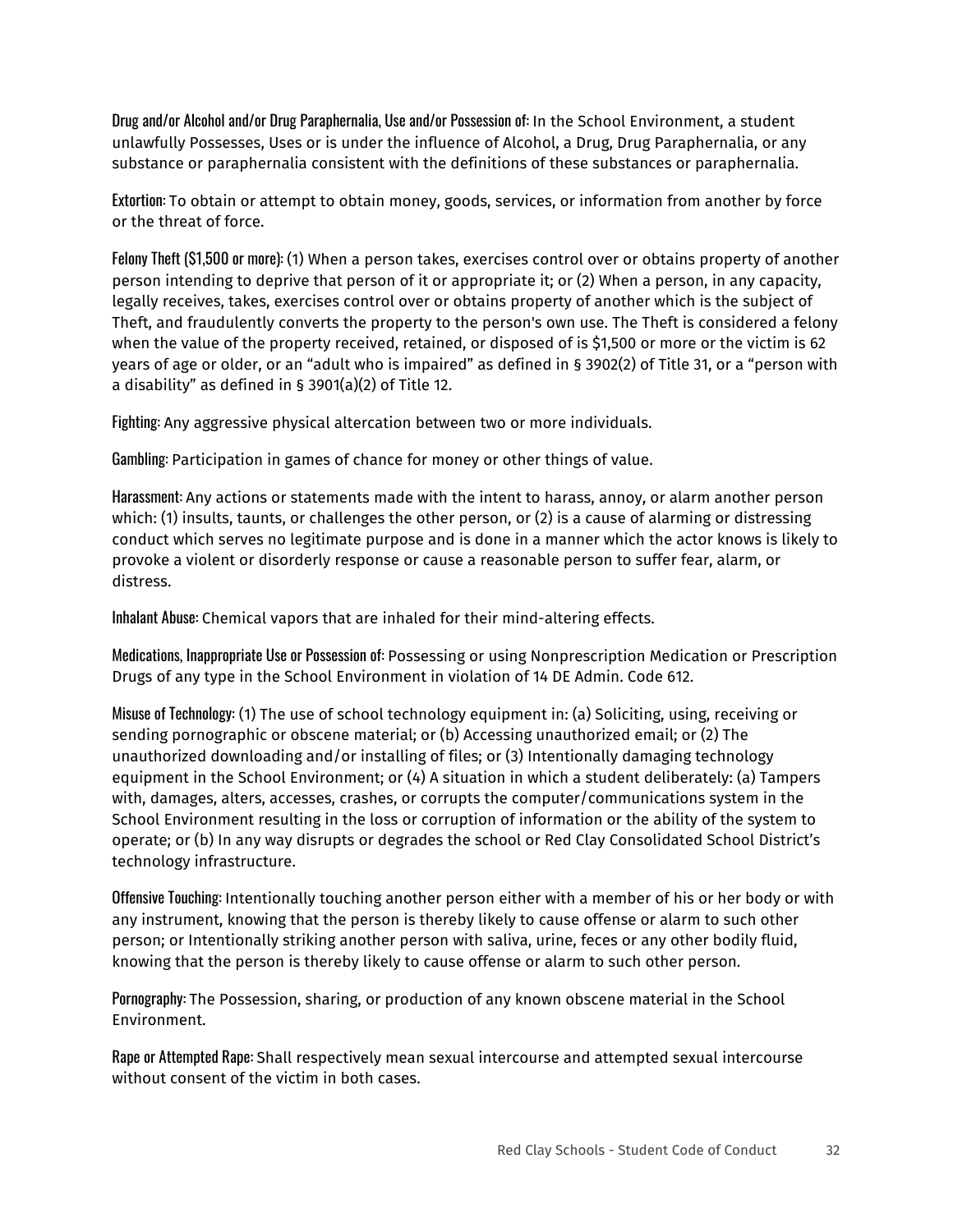**Drug and/or Alcohol and/or Drug Paraphernalia, Use and/or Possession of:** In the School Environment, a student unlawfully Possesses, Uses or is under the influence of Alcohol, a Drug, Drug Paraphernalia, or any substance or paraphernalia consistent with the definitions of these substances or paraphernalia.

**Extortion:** To obtain or attempt to obtain money, goods, services, or information from another by force or the threat of force.

**Felony Theft ($1,500 or more):** (1) When a person takes, exercises control over or obtains property of another person intending to deprive that person of it or appropriate it; or (2) When a person, in any capacity, legally receives, takes, exercises control over or obtains property of another which is the subject of Theft, and fraudulently converts the property to the person's own use. The Theft is considered a felony when the value of the property received, retained, or disposed of is $1,500 or more or the victim is 62 years of age or older, or an "adult who is impaired" as defined in § 3902(2) of Title 31, or a "person with a disability" as defined in § 3901(a)(2) of Title 12.

**Fighting:** Any aggressive physical altercation between two or more individuals.

**Gambling:** Participation in games of chance for money or other things of value.

**Harassment:** Any actions or statements made with the intent to harass, annoy, or alarm another person which: (1) insults, taunts, or challenges the other person, or (2) is a cause of alarming or distressing conduct which serves no legitimate purpose and is done in a manner which the actor knows is likely to provoke a violent or disorderly response or cause a reasonable person to suffer fear, alarm, or distress.

**Inhalant Abuse:** Chemical vapors that are inhaled for their mind-altering effects.

**Medications, Inappropriate Use or Possession of:** Possessing or using Nonprescription Medication or Prescription Drugs of any type in the School Environment in violation of 14 DE Admin. Code 612.

**Misuse of Technology:** (1) The use of school technology equipment in: (a) Soliciting, using, receiving or sending pornographic or obscene material; or (b) Accessing unauthorized email; or (2) The unauthorized downloading and/or installing of files; or (3) Intentionally damaging technology equipment in the School Environment; or (4) A situation in which a student deliberately: (a) Tampers with, damages, alters, accesses, crashes, or corrupts the computer/communications system in the School Environment resulting in the loss or corruption of information or the ability of the system to operate; or (b) In any way disrupts or degrades the school or Red Clay Consolidated School District's technology infrastructure.

**Offensive Touching:** Intentionally touching another person either with a member of his or her body or with any instrument, knowing that the person is thereby likely to cause offense or alarm to such other person; or Intentionally striking another person with saliva, urine, feces or any other bodily fluid, knowing that the person is thereby likely to cause offense or alarm to such other person.

**Pornography:** The Possession, sharing, or production of any known obscene material in the School Environment.

**Rape or Attempted Rape:** Shall respectively mean sexual intercourse and attempted sexual intercourse without consent of the victim in both cases.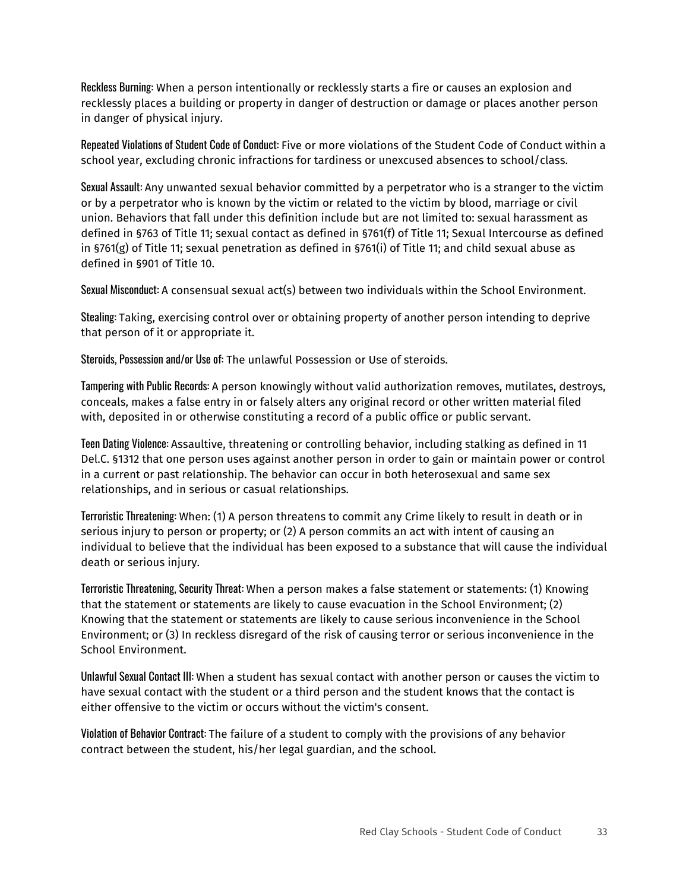**Reckless Burning**: When a person intentionally or recklessly starts a fire or causes an explosion and recklessly places a building or property in danger of destruction or damage or places another person in danger of physical injury.

**Repeated Violations of Student Code of Conduct**: Five or more violations of the Student Code of Conduct within a school year, excluding chronic infractions for tardiness or unexcused absences to school/class.

**Sexual Assault**: Any unwanted sexual behavior committed by a perpetrator who is a stranger to the victim or by a perpetrator who is known by the victim or related to the victim by blood, marriage or civil union. Behaviors that fall under this definition include but are not limited to: sexual harassment as defined in §763 of Title 11; sexual contact as defined in §761(f) of Title 11; Sexual Intercourse as defined in §761(g) of Title 11; sexual penetration as defined in §761(i) of Title 11; and child sexual abuse as defined in §901 of Title 10.

**Sexual Misconduct**: A consensual sexual act(s) between two individuals within the School Environment.

**Stealing**: Taking, exercising control over or obtaining property of another person intending to deprive that person of it or appropriate it.

**Steroids, Possession and/or Use of**: The unlawful Possession or Use of steroids.

**Tampering with Public Records**: A person knowingly without valid authorization removes, mutilates, destroys, conceals, makes a false entry in or falsely alters any original record or other written material filed with, deposited in or otherwise constituting a record of a public office or public servant.

**Teen Dating Violence**: Assaultive, threatening or controlling behavior, including stalking as defined in 11 Del.C. §1312 that one person uses against another person in order to gain or maintain power or control in a current or past relationship. The behavior can occur in both heterosexual and same sex relationships, and in serious or casual relationships.

**Terroristic Threatening**: When: (1) A person threatens to commit any Crime likely to result in death or in serious injury to person or property; or (2) A person commits an act with intent of causing an individual to believe that the individual has been exposed to a substance that will cause the individual death or serious injury.

**Terroristic Threatening, Security Threat**: When a person makes a false statement or statements: (1) Knowing that the statement or statements are likely to cause evacuation in the School Environment; (2) Knowing that the statement or statements are likely to cause serious inconvenience in the School Environment; or (3) In reckless disregard of the risk of causing terror or serious inconvenience in the School Environment.

**Unlawful Sexual Contact III**: When a student has sexual contact with another person or causes the victim to have sexual contact with the student or a third person and the student knows that the contact is either offensive to the victim or occurs without the victim's consent.

**Violation of Behavior Contract**: The failure of a student to comply with the provisions of any behavior contract between the student, his/her legal guardian, and the school.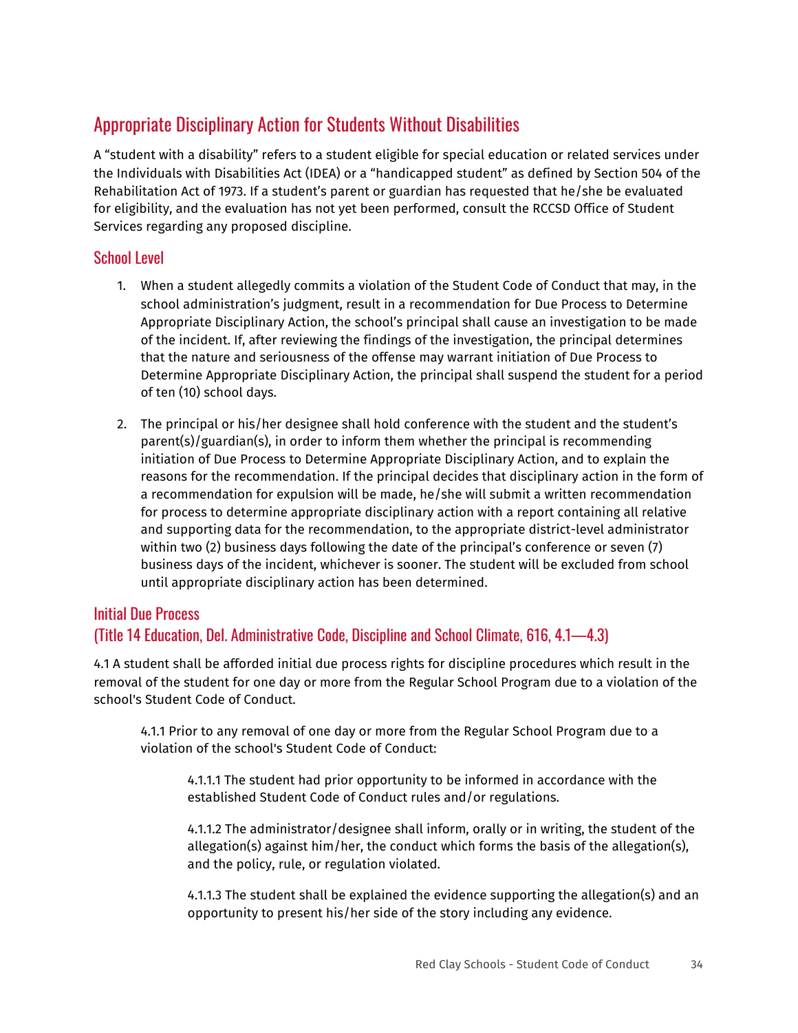## Appropriate Disciplinary Action for Students Without Disabilities

A "student with a disability" refers to a student eligible for special education or related services under the Individuals with Disabilities Act (IDEA) or a "handicapped student" as defined by Section 504 of the Rehabilitation Act of 1973. If a student's parent or guardian has requested that he/she be evaluated for eligibility, and the evaluation has not yet been performed, consult the RCCSD Office of Student Services regarding any proposed discipline.

### School Level

1. When a student allegedly commits a violation of the Student Code of Conduct that may, in the school administration's judgment, result in a recommendation for Due Process to Determine Appropriate Disciplinary Action, the school's principal shall cause an investigation to be made of the incident. If, after reviewing the findings of the investigation, the principal determines that the nature and seriousness of the offense may warrant initiation of Due Process to Determine Appropriate Disciplinary Action, the principal shall suspend the student for a period of ten (10) school days.

2. The principal or his/her designee shall hold conference with the student and the student's parent(s)/guardian(s), in order to inform them whether the principal is recommending initiation of Due Process to Determine Appropriate Disciplinary Action, and to explain the reasons for the recommendation. If the principal decides that disciplinary action in the form of a recommendation for expulsion will be made, he/she will submit a written recommendation for process to determine appropriate disciplinary action with a report containing all relative and supporting data for the recommendation, to the appropriate district-level administrator within two (2) business days following the date of the principal's conference or seven (7) business days of the incident, whichever is sooner. The student will be excluded from school until appropriate disciplinary action has been determined.

### Initial Due Process
### (Title 14 Education, Del. Administrative Code, Discipline and School Climate, 616, 4.1—4.3)

4.1 A student shall be afforded initial due process rights for discipline procedures which result in the removal of the student for one day or more from the Regular School Program due to a violation of the school's Student Code of Conduct.

> 4.1.1 Prior to any removal of one day or more from the Regular School Program due to a violation of the school's Student Code of Conduct:
>
> > 4.1.1.1 The student had prior opportunity to be informed in accordance with the established Student Code of Conduct rules and/or regulations.
> >
> > 4.1.1.2 The administrator/designee shall inform, orally or in writing, the student of the allegation(s) against him/her, the conduct which forms the basis of the allegation(s), and the policy, rule, or regulation violated.
> >
> > 4.1.1.3 The student shall be explained the evidence supporting the allegation(s) and an opportunity to present his/her side of the story including any evidence.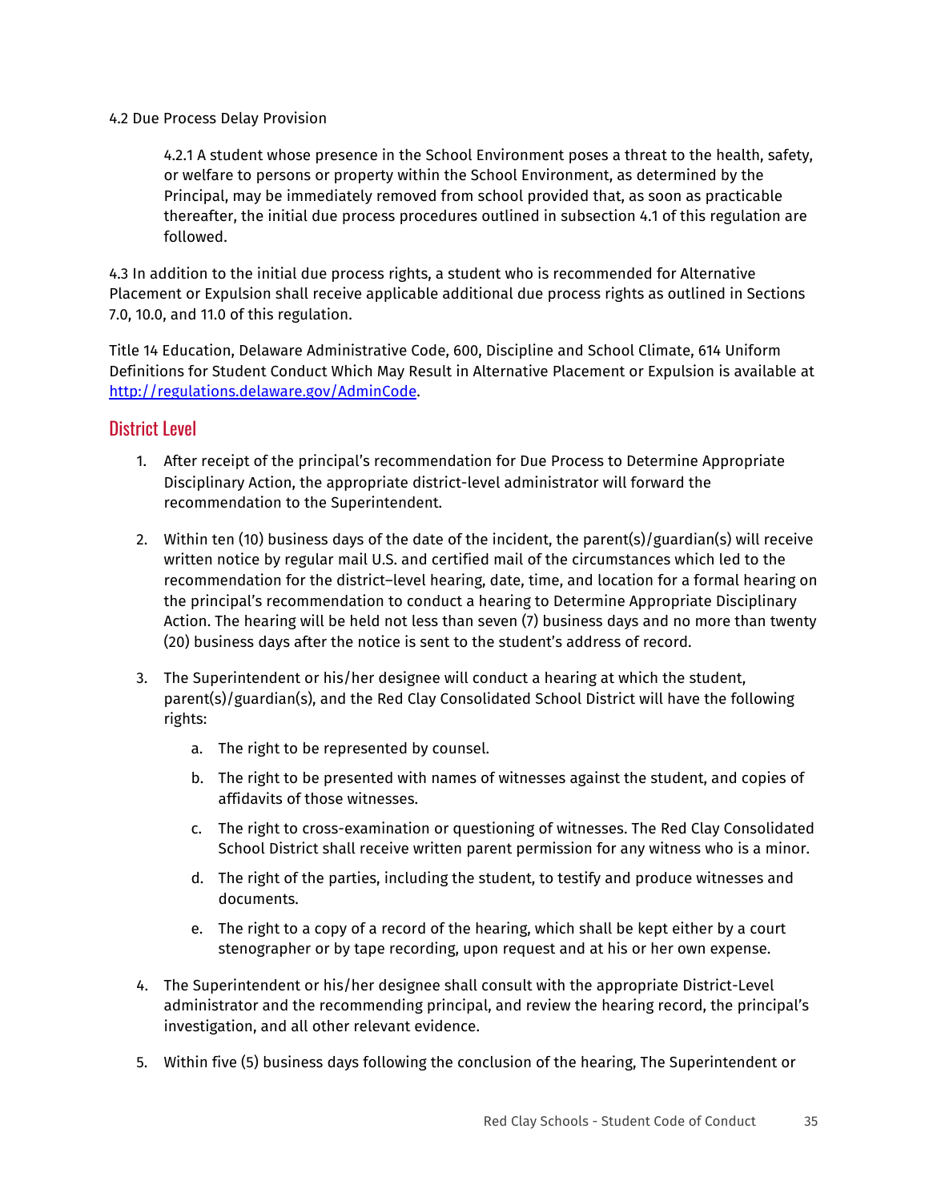4.2 Due Process Delay Provision

> 4.2.1 A student whose presence in the School Environment poses a threat to the health, safety, or welfare to persons or property within the School Environment, as determined by the Principal, may be immediately removed from school provided that, as soon as practicable thereafter, the initial due process procedures outlined in subsection 4.1 of this regulation are followed.

4.3 In addition to the initial due process rights, a student who is recommended for Alternative Placement or Expulsion shall receive applicable additional due process rights as outlined in Sections 7.0, 10.0, and 11.0 of this regulation.

Title 14 Education, Delaware Administrative Code, 600, Discipline and School Climate, 614 Uniform Definitions for Student Conduct Which May Result in Alternative Placement or Expulsion is available at [http://regulations.delaware.gov/AdminCode](http://regulations.delaware.gov/AdminCode).

## District Level

1. After receipt of the principal's recommendation for Due Process to Determine Appropriate Disciplinary Action, the appropriate district-level administrator will forward the recommendation to the Superintendent.
2. Within ten (10) business days of the date of the incident, the parent(s)/guardian(s) will receive written notice by regular mail U.S. and certified mail of the circumstances which led to the recommendation for the district–level hearing, date, time, and location for a formal hearing on the principal's recommendation to conduct a hearing to Determine Appropriate Disciplinary Action. The hearing will be held not less than seven (7) business days and no more than twenty (20) business days after the notice is sent to the student's address of record.
3. The Superintendent or his/her designee will conduct a hearing at which the student, parent(s)/guardian(s), and the Red Clay Consolidated School District will have the following rights:
   a. The right to be represented by counsel.
   b. The right to be presented with names of witnesses against the student, and copies of affidavits of those witnesses.
   c. The right to cross-examination or questioning of witnesses. The Red Clay Consolidated School District shall receive written parent permission for any witness who is a minor.
   d. The right of the parties, including the student, to testify and produce witnesses and documents.
   e. The right to a copy of a record of the hearing, which shall be kept either by a court stenographer or by tape recording, upon request and at his or her own expense.
4. The Superintendent or his/her designee shall consult with the appropriate District-Level administrator and the recommending principal, and review the hearing record, the principal's investigation, and all other relevant evidence.
5. Within five (5) business days following the conclusion of the hearing, The Superintendent or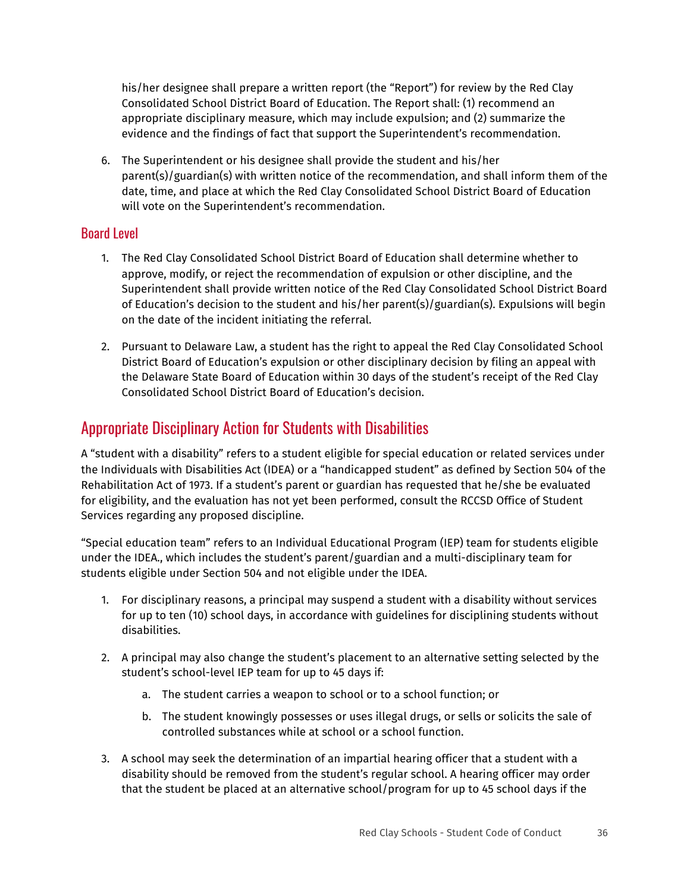his/her designee shall prepare a written report (the "Report") for review by the Red Clay Consolidated School District Board of Education. The Report shall: (1) recommend an appropriate disciplinary measure, which may include expulsion; and (2) summarize the evidence and the findings of fact that support the Superintendent's recommendation.

6. The Superintendent or his designee shall provide the student and his/her parent(s)/guardian(s) with written notice of the recommendation, and shall inform them of the date, time, and place at which the Red Clay Consolidated School District Board of Education will vote on the Superintendent's recommendation.

### Board Level

1. The Red Clay Consolidated School District Board of Education shall determine whether to approve, modify, or reject the recommendation of expulsion or other discipline, and the Superintendent shall provide written notice of the Red Clay Consolidated School District Board of Education's decision to the student and his/her parent(s)/guardian(s). Expulsions will begin on the date of the incident initiating the referral.

2. Pursuant to Delaware Law, a student has the right to appeal the Red Clay Consolidated School District Board of Education's expulsion or other disciplinary decision by filing an appeal with the Delaware State Board of Education within 30 days of the student's receipt of the Red Clay Consolidated School District Board of Education's decision.

## Appropriate Disciplinary Action for Students with Disabilities

A "student with a disability" refers to a student eligible for special education or related services under the Individuals with Disabilities Act (IDEA) or a "handicapped student" as defined by Section 504 of the Rehabilitation Act of 1973. If a student's parent or guardian has requested that he/she be evaluated for eligibility, and the evaluation has not yet been performed, consult the RCCSD Office of Student Services regarding any proposed discipline.

"Special education team" refers to an Individual Educational Program (IEP) team for students eligible under the IDEA., which includes the student's parent/guardian and a multi-disciplinary team for students eligible under Section 504 and not eligible under the IDEA.

1. For disciplinary reasons, a principal may suspend a student with a disability without services for up to ten (10) school days, in accordance with guidelines for disciplining students without disabilities.

2. A principal may also change the student's placement to an alternative setting selected by the student's school-level IEP team for up to 45 days if:

    a. The student carries a weapon to school or to a school function; or

    b. The student knowingly possesses or uses illegal drugs, or sells or solicits the sale of controlled substances while at school or a school function.

3. A school may seek the determination of an impartial hearing officer that a student with a disability should be removed from the student's regular school. A hearing officer may order that the student be placed at an alternative school/program for up to 45 school days if the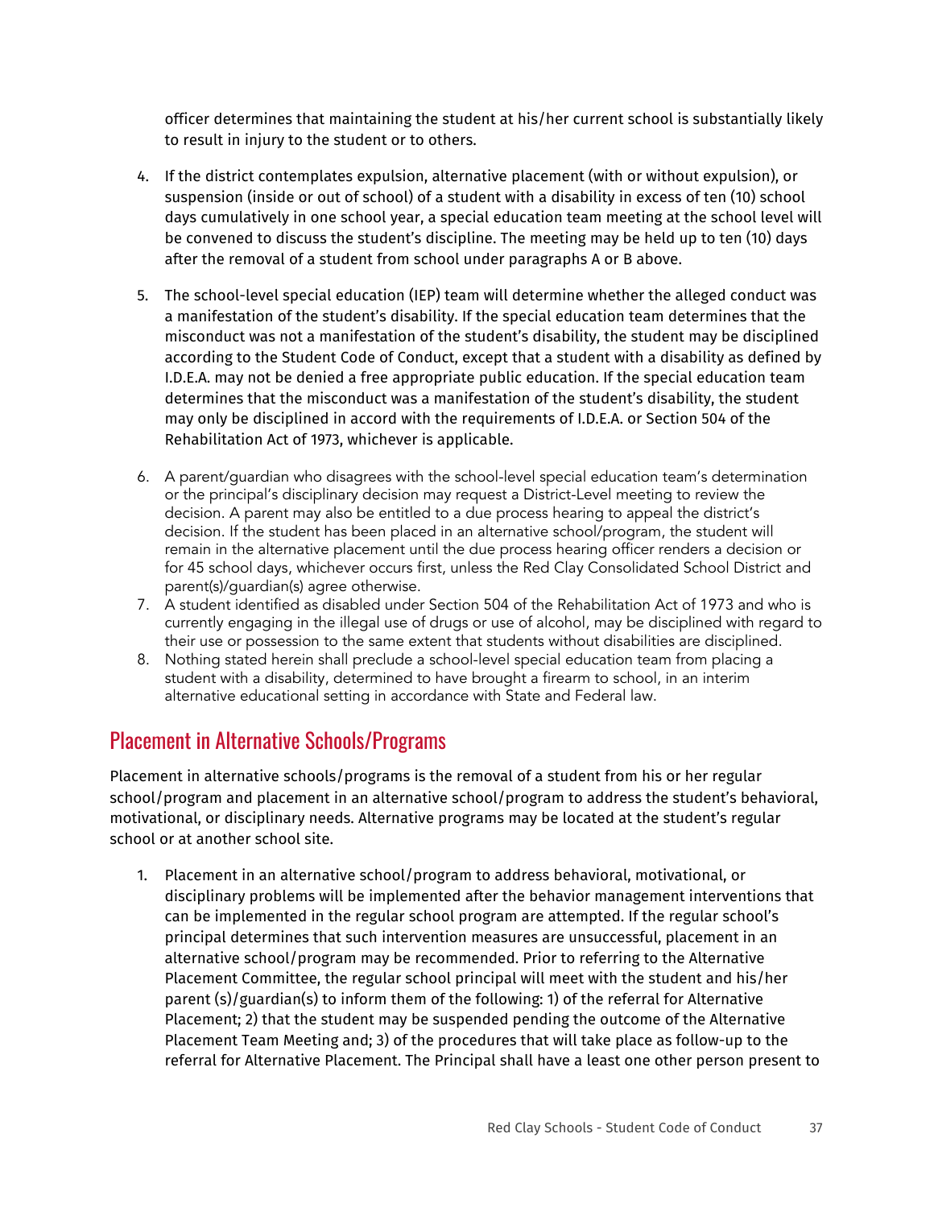officer determines that maintaining the student at his/her current school is substantially likely to result in injury to the student or to others.

4. If the district contemplates expulsion, alternative placement (with or without expulsion), or suspension (inside or out of school) of a student with a disability in excess of ten (10) school days cumulatively in one school year, a special education team meeting at the school level will be convened to discuss the student's discipline. The meeting may be held up to ten (10) days after the removal of a student from school under paragraphs A or B above.

5. The school-level special education (IEP) team will determine whether the alleged conduct was a manifestation of the student's disability. If the special education team determines that the misconduct was not a manifestation of the student's disability, the student may be disciplined according to the Student Code of Conduct, except that a student with a disability as defined by I.D.E.A. may not be denied a free appropriate public education. If the special education team determines that the misconduct was a manifestation of the student's disability, the student may only be disciplined in accord with the requirements of I.D.E.A. or Section 504 of the Rehabilitation Act of 1973, whichever is applicable.

6. A parent/guardian who disagrees with the school-level special education team's determination or the principal's disciplinary decision may request a District-Level meeting to review the decision. A parent may also be entitled to a due process hearing to appeal the district's decision. If the student has been placed in an alternative school/program, the student will remain in the alternative placement until the due process hearing officer renders a decision or for 45 school days, whichever occurs first, unless the Red Clay Consolidated School District and parent(s)/guardian(s) agree otherwise.
7. A student identified as disabled under Section 504 of the Rehabilitation Act of 1973 and who is currently engaging in the illegal use of drugs or use of alcohol, may be disciplined with regard to their use or possession to the same extent that students without disabilities are disciplined.
8. Nothing stated herein shall preclude a school-level special education team from placing a student with a disability, determined to have brought a firearm to school, in an interim alternative educational setting in accordance with State and Federal law.

## Placement in Alternative Schools/Programs

Placement in alternative schools/programs is the removal of a student from his or her regular school/program and placement in an alternative school/program to address the student's behavioral, motivational, or disciplinary needs. Alternative programs may be located at the student's regular school or at another school site.

1. Placement in an alternative school/program to address behavioral, motivational, or disciplinary problems will be implemented after the behavior management interventions that can be implemented in the regular school program are attempted. If the regular school's principal determines that such intervention measures are unsuccessful, placement in an alternative school/program may be recommended. Prior to referring to the Alternative Placement Committee, the regular school principal will meet with the student and his/her parent (s)/guardian(s) to inform them of the following: 1) of the referral for Alternative Placement; 2) that the student may be suspended pending the outcome of the Alternative Placement Team Meeting and; 3) of the procedures that will take place as follow-up to the referral for Alternative Placement. The Principal shall have a least one other person present to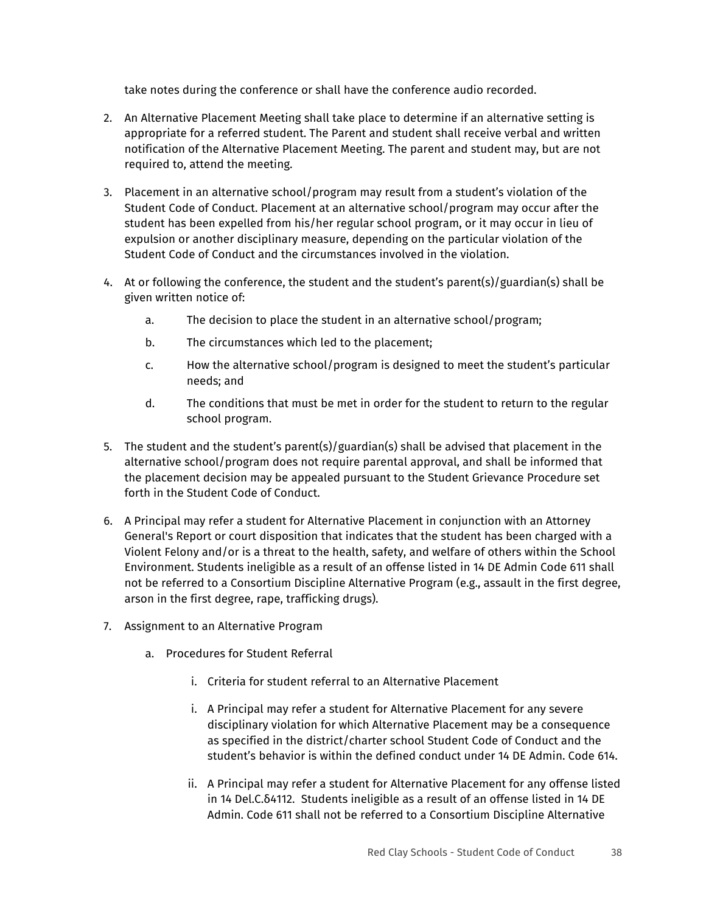take notes during the conference or shall have the conference audio recorded.

2. An Alternative Placement Meeting shall take place to determine if an alternative setting is appropriate for a referred student. The Parent and student shall receive verbal and written notification of the Alternative Placement Meeting. The parent and student may, but are not required to, attend the meeting.

3. Placement in an alternative school/program may result from a student's violation of the Student Code of Conduct. Placement at an alternative school/program may occur after the student has been expelled from his/her regular school program, or it may occur in lieu of expulsion or another disciplinary measure, depending on the particular violation of the Student Code of Conduct and the circumstances involved in the violation.

4. At or following the conference, the student and the student's parent(s)/guardian(s) shall be given written notice of:
    a. The decision to place the student in an alternative school/program;
    b. The circumstances which led to the placement;
    c. How the alternative school/program is designed to meet the student's particular needs; and
    d. The conditions that must be met in order for the student to return to the regular school program.

5. The student and the student's parent(s)/guardian(s) shall be advised that placement in the alternative school/program does not require parental approval, and shall be informed that the placement decision may be appealed pursuant to the Student Grievance Procedure set forth in the Student Code of Conduct.

6. A Principal may refer a student for Alternative Placement in conjunction with an Attorney General's Report or court disposition that indicates that the student has been charged with a Violent Felony and/or is a threat to the health, safety, and welfare of others within the School Environment. Students ineligible as a result of an offense listed in 14 DE Admin Code 611 shall not be referred to a Consortium Discipline Alternative Program (e.g., assault in the first degree, arson in the first degree, rape, trafficking drugs).

7. Assignment to an Alternative Program
    a. Procedures for Student Referral
        i. Criteria for student referral to an Alternative Placement
        i. A Principal may refer a student for Alternative Placement for any severe disciplinary violation for which Alternative Placement may be a consequence as specified in the district/charter school Student Code of Conduct and the student's behavior is within the defined conduct under 14 DE Admin. Code 614.
        ii. A Principal may refer a student for Alternative Placement for any offense listed in 14 Del.C.δ4112. Students ineligible as a result of an offense listed in 14 DE Admin. Code 611 shall not be referred to a Consortium Discipline Alternative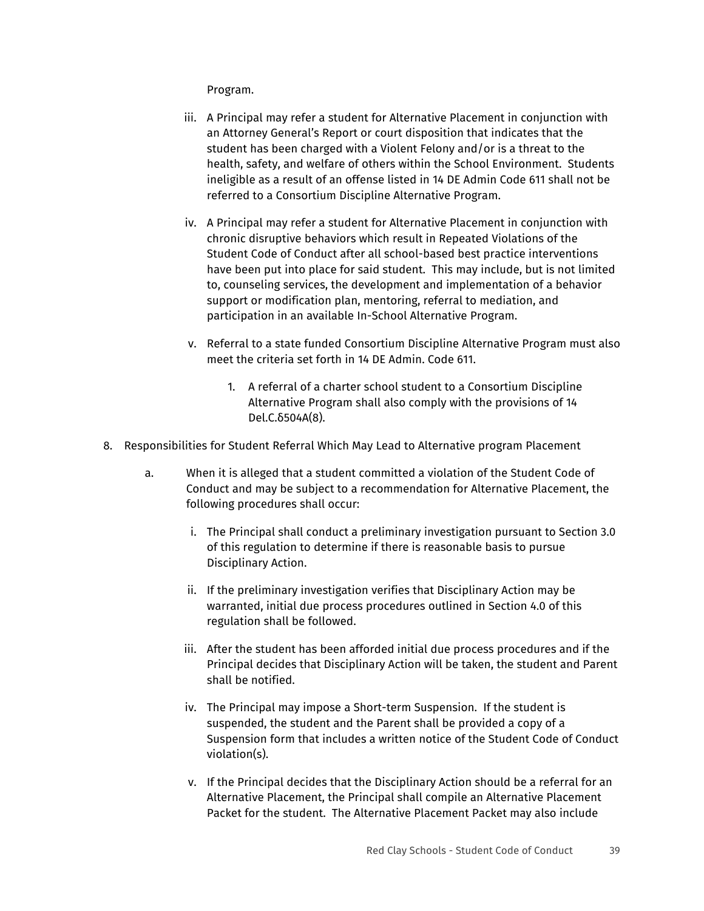Program.

iii. A Principal may refer a student for Alternative Placement in conjunction with an Attorney General's Report or court disposition that indicates that the student has been charged with a Violent Felony and/or is a threat to the health, safety, and welfare of others within the School Environment. Students ineligible as a result of an offense listed in 14 DE Admin Code 611 shall not be referred to a Consortium Discipline Alternative Program.

iv. A Principal may refer a student for Alternative Placement in conjunction with chronic disruptive behaviors which result in Repeated Violations of the Student Code of Conduct after all school-based best practice interventions have been put into place for said student. This may include, but is not limited to, counseling services, the development and implementation of a behavior support or modification plan, mentoring, referral to mediation, and participation in an available In-School Alternative Program.

v. Referral to a state funded Consortium Discipline Alternative Program must also meet the criteria set forth in 14 DE Admin. Code 611.

   1. A referral of a charter school student to a Consortium Discipline Alternative Program shall also comply with the provisions of 14 Del.C.δ504A(8).

8. Responsibilities for Student Referral Which May Lead to Alternative program Placement

   a. When it is alleged that a student committed a violation of the Student Code of Conduct and may be subject to a recommendation for Alternative Placement, the following procedures shall occur:

      i. The Principal shall conduct a preliminary investigation pursuant to Section 3.0 of this regulation to determine if there is reasonable basis to pursue Disciplinary Action.

      ii. If the preliminary investigation verifies that Disciplinary Action may be warranted, initial due process procedures outlined in Section 4.0 of this regulation shall be followed.

      iii. After the student has been afforded initial due process procedures and if the Principal decides that Disciplinary Action will be taken, the student and Parent shall be notified.

      iv. The Principal may impose a Short-term Suspension. If the student is suspended, the student and the Parent shall be provided a copy of a Suspension form that includes a written notice of the Student Code of Conduct violation(s).

      v. If the Principal decides that the Disciplinary Action should be a referral for an Alternative Placement, the Principal shall compile an Alternative Placement Packet for the student. The Alternative Placement Packet may also include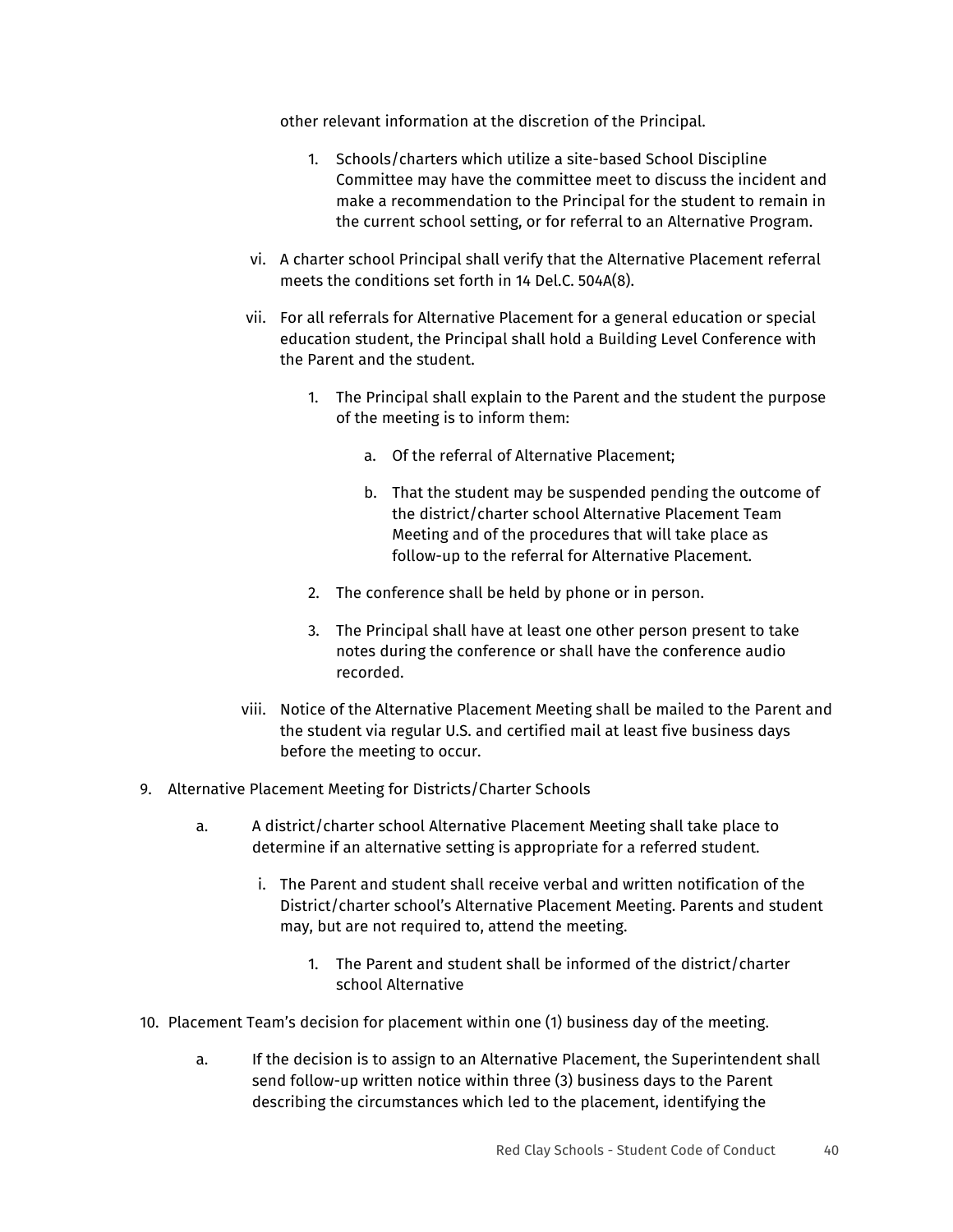other relevant information at the discretion of the Principal.

1. Schools/charters which utilize a site-based School Discipline Committee may have the committee meet to discuss the incident and make a recommendation to the Principal for the student to remain in the current school setting, or for referral to an Alternative Program.

vi. A charter school Principal shall verify that the Alternative Placement referral meets the conditions set forth in 14 Del.C. 504A(8).

vii. For all referrals for Alternative Placement for a general education or special education student, the Principal shall hold a Building Level Conference with the Parent and the student.

1. The Principal shall explain to the Parent and the student the purpose of the meeting is to inform them:

    a. Of the referral of Alternative Placement;

    b. That the student may be suspended pending the outcome of the district/charter school Alternative Placement Team Meeting and of the procedures that will take place as follow-up to the referral for Alternative Placement.

2. The conference shall be held by phone or in person.

3. The Principal shall have at least one other person present to take notes during the conference or shall have the conference audio recorded.

viii. Notice of the Alternative Placement Meeting shall be mailed to the Parent and the student via regular U.S. and certified mail at least five business days before the meeting to occur.

9. Alternative Placement Meeting for Districts/Charter Schools

    a. A district/charter school Alternative Placement Meeting shall take place to determine if an alternative setting is appropriate for a referred student.

        i. The Parent and student shall receive verbal and written notification of the District/charter school's Alternative Placement Meeting. Parents and student may, but are not required to, attend the meeting.

            1. The Parent and student shall be informed of the district/charter school Alternative

10. Placement Team's decision for placement within one (1) business day of the meeting.

    a. If the decision is to assign to an Alternative Placement, the Superintendent shall send follow-up written notice within three (3) business days to the Parent describing the circumstances which led to the placement, identifying the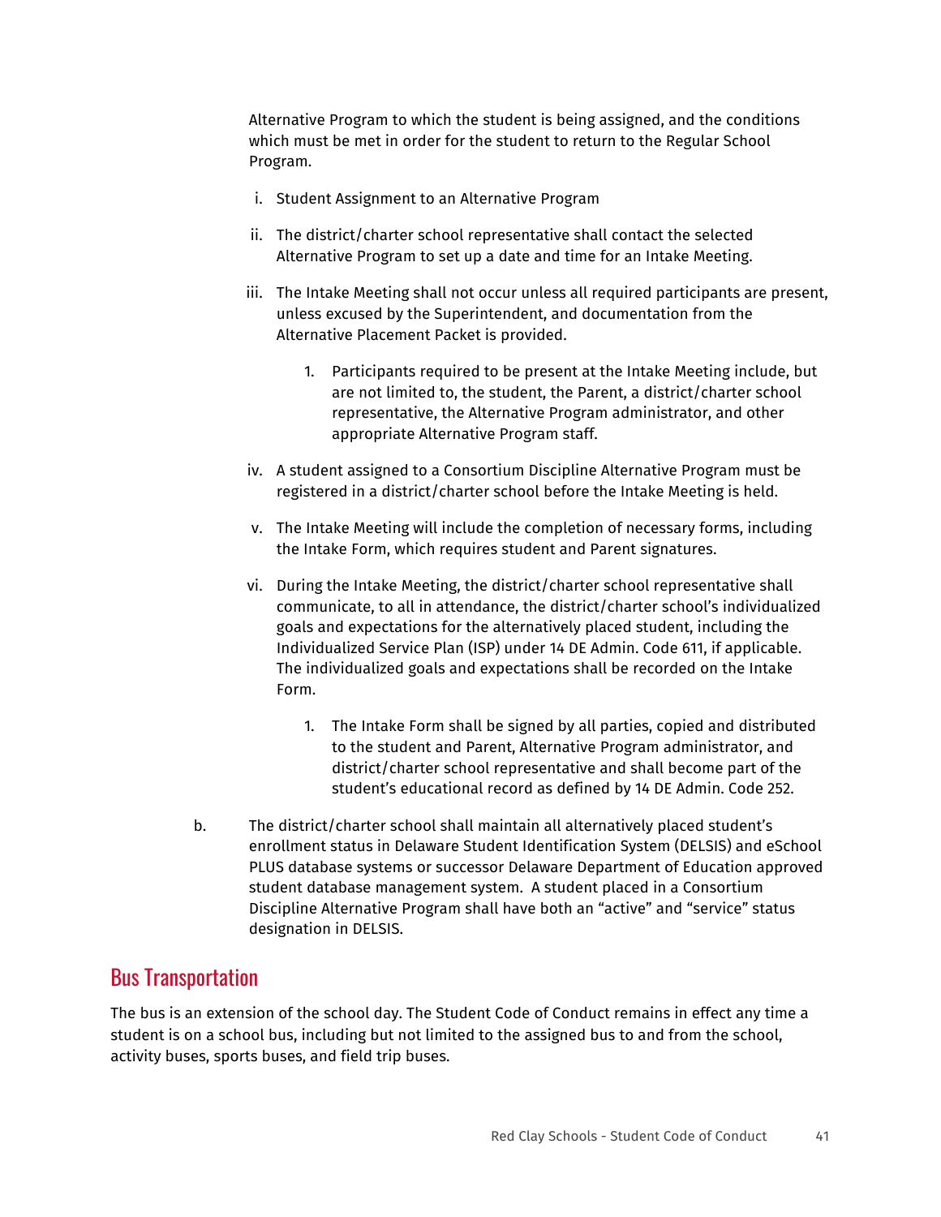Alternative Program to which the student is being assigned, and the conditions which must be met in order for the student to return to the Regular School Program.

i. Student Assignment to an Alternative Program

ii. The district/charter school representative shall contact the selected Alternative Program to set up a date and time for an Intake Meeting.

iii. The Intake Meeting shall not occur unless all required participants are present, unless excused by the Superintendent, and documentation from the Alternative Placement Packet is provided.

   1. Participants required to be present at the Intake Meeting include, but are not limited to, the student, the Parent, a district/charter school representative, the Alternative Program administrator, and other appropriate Alternative Program staff.

iv. A student assigned to a Consortium Discipline Alternative Program must be registered in a district/charter school before the Intake Meeting is held.

v. The Intake Meeting will include the completion of necessary forms, including the Intake Form, which requires student and Parent signatures.

vi. During the Intake Meeting, the district/charter school representative shall communicate, to all in attendance, the district/charter school's individualized goals and expectations for the alternatively placed student, including the Individualized Service Plan (ISP) under 14 DE Admin. Code 611, if applicable. The individualized goals and expectations shall be recorded on the Intake Form.

   1. The Intake Form shall be signed by all parties, copied and distributed to the student and Parent, Alternative Program administrator, and district/charter school representative and shall become part of the student's educational record as defined by 14 DE Admin. Code 252.

b. The district/charter school shall maintain all alternatively placed student's enrollment status in Delaware Student Identification System (DELSIS) and eSchool PLUS database systems or successor Delaware Department of Education approved student database management system. A student placed in a Consortium Discipline Alternative Program shall have both an "active" and "service" status designation in DELSIS.

## Bus Transportation

The bus is an extension of the school day. The Student Code of Conduct remains in effect any time a student is on a school bus, including but not limited to the assigned bus to and from the school, activity buses, sports buses, and field trip buses.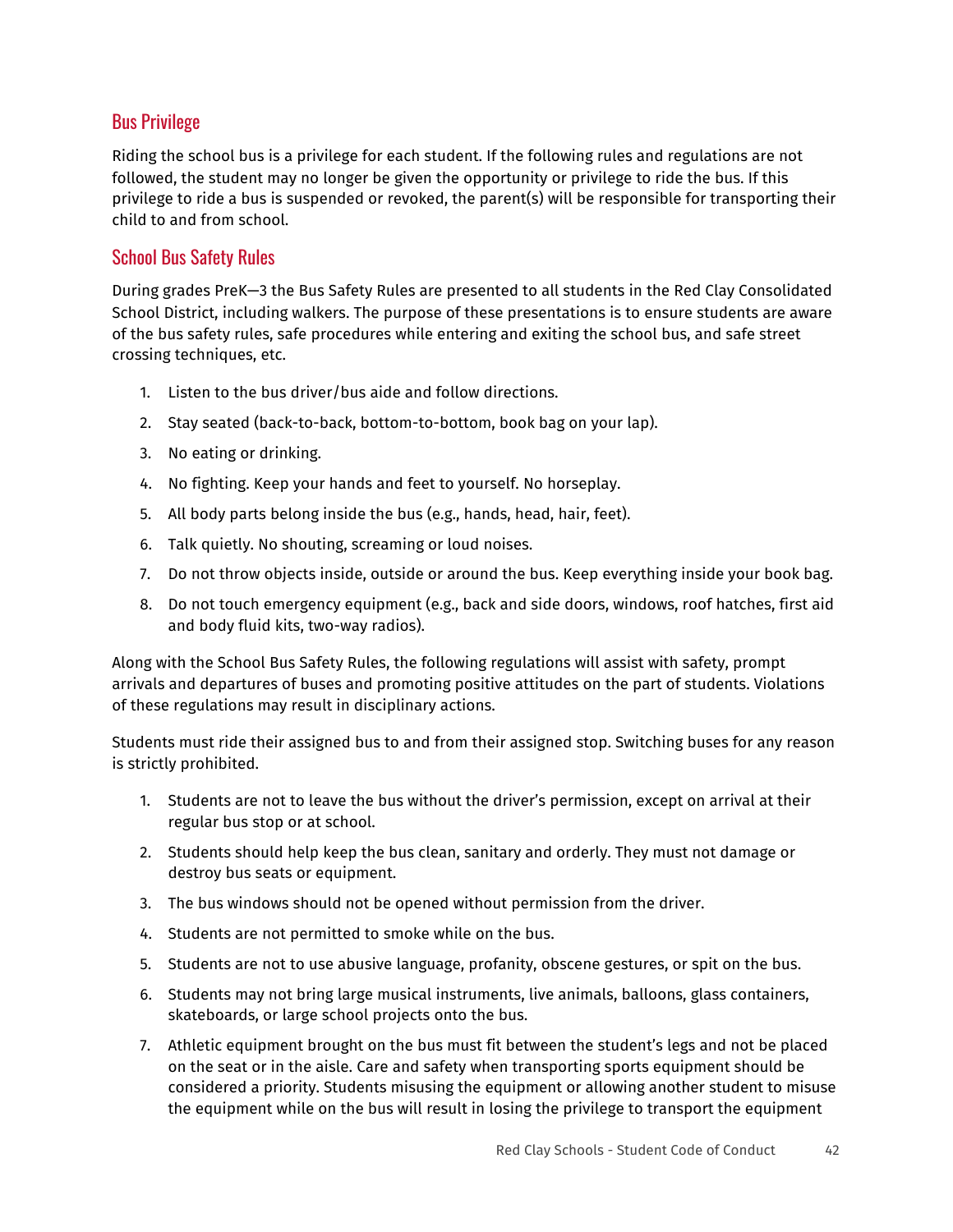## Bus Privilege

Riding the school bus is a privilege for each student. If the following rules and regulations are not followed, the student may no longer be given the opportunity or privilege to ride the bus. If this privilege to ride a bus is suspended or revoked, the parent(s) will be responsible for transporting their child to and from school.

## School Bus Safety Rules

During grades PreK—3 the Bus Safety Rules are presented to all students in the Red Clay Consolidated School District, including walkers. The purpose of these presentations is to ensure students are aware of the bus safety rules, safe procedures while entering and exiting the school bus, and safe street crossing techniques, etc.

1. Listen to the bus driver/bus aide and follow directions.
2. Stay seated (back-to-back, bottom-to-bottom, book bag on your lap).
3. No eating or drinking.
4. No fighting. Keep your hands and feet to yourself. No horseplay.
5. All body parts belong inside the bus (e.g., hands, head, hair, feet).
6. Talk quietly. No shouting, screaming or loud noises.
7. Do not throw objects inside, outside or around the bus. Keep everything inside your book bag.
8. Do not touch emergency equipment (e.g., back and side doors, windows, roof hatches, first aid and body fluid kits, two-way radios).

Along with the School Bus Safety Rules, the following regulations will assist with safety, prompt arrivals and departures of buses and promoting positive attitudes on the part of students. Violations of these regulations may result in disciplinary actions.

Students must ride their assigned bus to and from their assigned stop. Switching buses for any reason is strictly prohibited.

1. Students are not to leave the bus without the driver's permission, except on arrival at their regular bus stop or at school.
2. Students should help keep the bus clean, sanitary and orderly. They must not damage or destroy bus seats or equipment.
3. The bus windows should not be opened without permission from the driver.
4. Students are not permitted to smoke while on the bus.
5. Students are not to use abusive language, profanity, obscene gestures, or spit on the bus.
6. Students may not bring large musical instruments, live animals, balloons, glass containers, skateboards, or large school projects onto the bus.
7. Athletic equipment brought on the bus must fit between the student's legs and not be placed on the seat or in the aisle. Care and safety when transporting sports equipment should be considered a priority. Students misusing the equipment or allowing another student to misuse the equipment while on the bus will result in losing the privilege to transport the equipment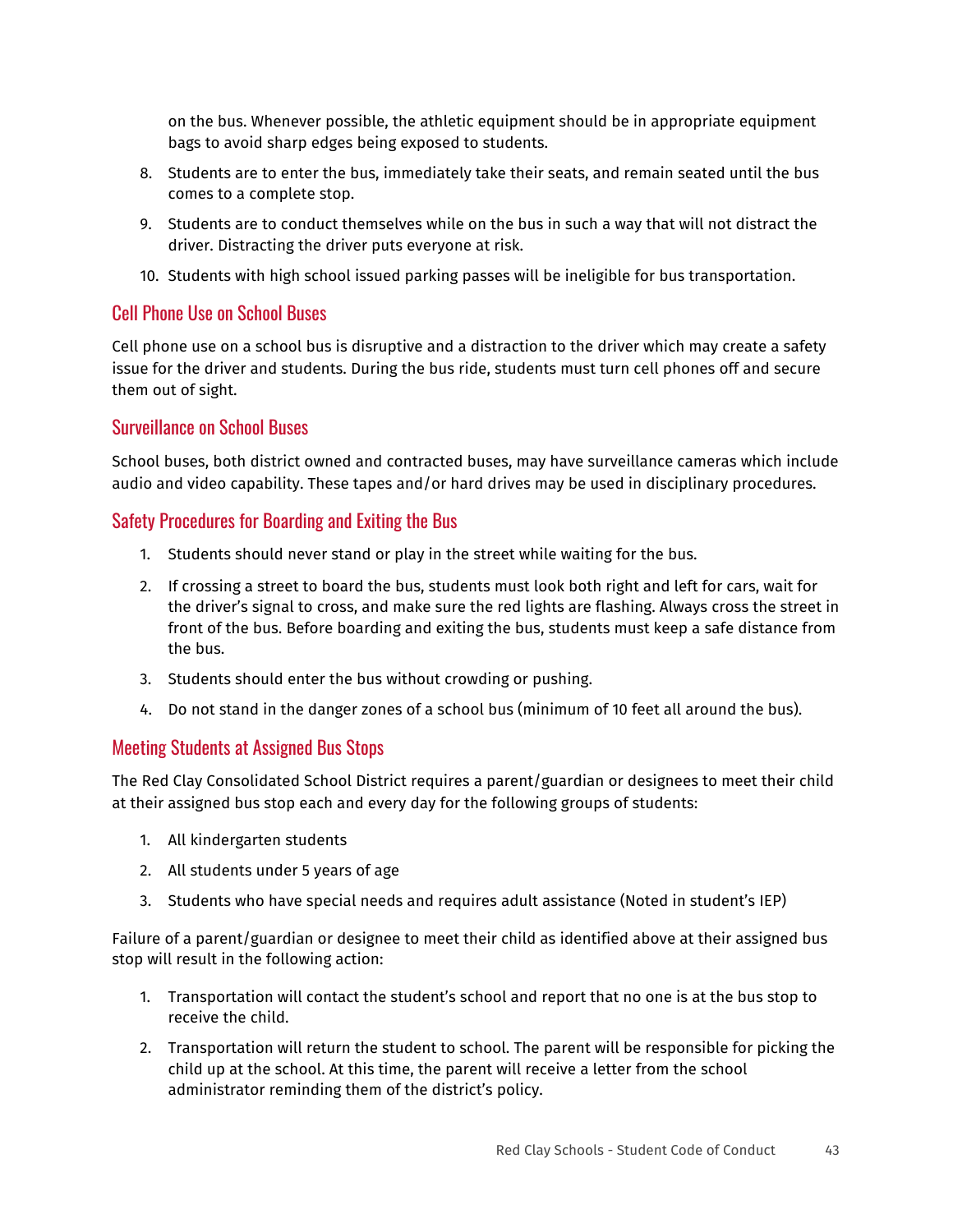on the bus. Whenever possible, the athletic equipment should be in appropriate equipment bags to avoid sharp edges being exposed to students.

8. Students are to enter the bus, immediately take their seats, and remain seated until the bus comes to a complete stop.
9. Students are to conduct themselves while on the bus in such a way that will not distract the driver. Distracting the driver puts everyone at risk.
10. Students with high school issued parking passes will be ineligible for bus transportation.

### Cell Phone Use on School Buses

Cell phone use on a school bus is disruptive and a distraction to the driver which may create a safety issue for the driver and students. During the bus ride, students must turn cell phones off and secure them out of sight.

### Surveillance on School Buses

School buses, both district owned and contracted buses, may have surveillance cameras which include audio and video capability. These tapes and/or hard drives may be used in disciplinary procedures.

### Safety Procedures for Boarding and Exiting the Bus

1. Students should never stand or play in the street while waiting for the bus.
2. If crossing a street to board the bus, students must look both right and left for cars, wait for the driver's signal to cross, and make sure the red lights are flashing. Always cross the street in front of the bus. Before boarding and exiting the bus, students must keep a safe distance from the bus.
3. Students should enter the bus without crowding or pushing.
4. Do not stand in the danger zones of a school bus (minimum of 10 feet all around the bus).

### Meeting Students at Assigned Bus Stops

The Red Clay Consolidated School District requires a parent/guardian or designees to meet their child at their assigned bus stop each and every day for the following groups of students:

1. All kindergarten students
2. All students under 5 years of age
3. Students who have special needs and requires adult assistance (Noted in student's IEP)

Failure of a parent/guardian or designee to meet their child as identified above at their assigned bus stop will result in the following action:

1. Transportation will contact the student's school and report that no one is at the bus stop to receive the child.
2. Transportation will return the student to school. The parent will be responsible for picking the child up at the school. At this time, the parent will receive a letter from the school administrator reminding them of the district's policy.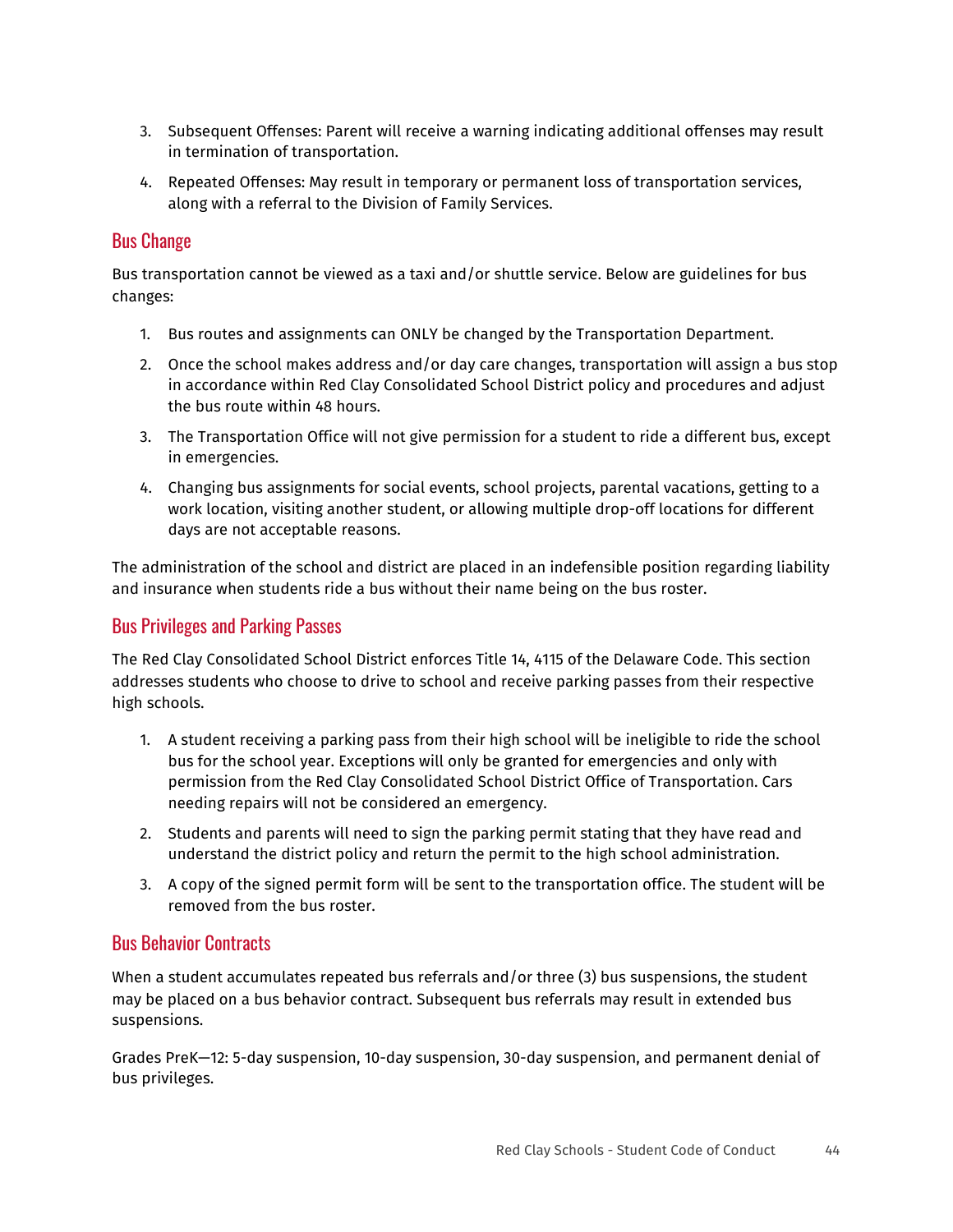3. Subsequent Offenses: Parent will receive a warning indicating additional offenses may result in termination of transportation.
4. Repeated Offenses: May result in temporary or permanent loss of transportation services, along with a referral to the Division of Family Services.

## Bus Change

Bus transportation cannot be viewed as a taxi and/or shuttle service. Below are guidelines for bus changes:

1. Bus routes and assignments can ONLY be changed by the Transportation Department.
2. Once the school makes address and/or day care changes, transportation will assign a bus stop in accordance within Red Clay Consolidated School District policy and procedures and adjust the bus route within 48 hours.
3. The Transportation Office will not give permission for a student to ride a different bus, except in emergencies.
4. Changing bus assignments for social events, school projects, parental vacations, getting to a work location, visiting another student, or allowing multiple drop-off locations for different days are not acceptable reasons.

The administration of the school and district are placed in an indefensible position regarding liability and insurance when students ride a bus without their name being on the bus roster.

## Bus Privileges and Parking Passes

The Red Clay Consolidated School District enforces Title 14, 4115 of the Delaware Code. This section addresses students who choose to drive to school and receive parking passes from their respective high schools.

1. A student receiving a parking pass from their high school will be ineligible to ride the school bus for the school year. Exceptions will only be granted for emergencies and only with permission from the Red Clay Consolidated School District Office of Transportation. Cars needing repairs will not be considered an emergency.
2. Students and parents will need to sign the parking permit stating that they have read and understand the district policy and return the permit to the high school administration.
3. A copy of the signed permit form will be sent to the transportation office. The student will be removed from the bus roster.

## Bus Behavior Contracts

When a student accumulates repeated bus referrals and/or three (3) bus suspensions, the student may be placed on a bus behavior contract. Subsequent bus referrals may result in extended bus suspensions.

Grades PreK—12: 5-day suspension, 10-day suspension, 30-day suspension, and permanent denial of bus privileges.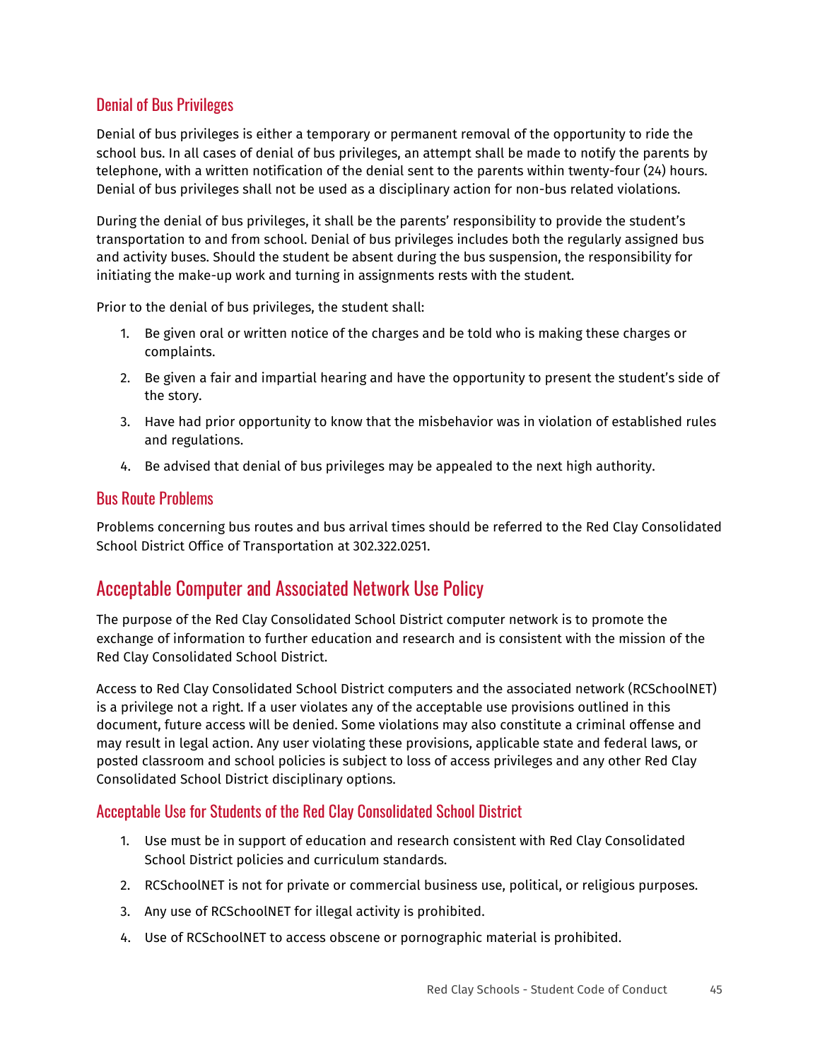### Denial of Bus Privileges

Denial of bus privileges is either a temporary or permanent removal of the opportunity to ride the school bus. In all cases of denial of bus privileges, an attempt shall be made to notify the parents by telephone, with a written notification of the denial sent to the parents within twenty-four (24) hours. Denial of bus privileges shall not be used as a disciplinary action for non-bus related violations.

During the denial of bus privileges, it shall be the parents' responsibility to provide the student's transportation to and from school. Denial of bus privileges includes both the regularly assigned bus and activity buses. Should the student be absent during the bus suspension, the responsibility for initiating the make-up work and turning in assignments rests with the student.

Prior to the denial of bus privileges, the student shall:

1. Be given oral or written notice of the charges and be told who is making these charges or complaints.
2. Be given a fair and impartial hearing and have the opportunity to present the student's side of the story.
3. Have had prior opportunity to know that the misbehavior was in violation of established rules and regulations.
4. Be advised that denial of bus privileges may be appealed to the next high authority.

### Bus Route Problems

Problems concerning bus routes and bus arrival times should be referred to the Red Clay Consolidated School District Office of Transportation at 302.322.0251.

## Acceptable Computer and Associated Network Use Policy

The purpose of the Red Clay Consolidated School District computer network is to promote the exchange of information to further education and research and is consistent with the mission of the Red Clay Consolidated School District.

Access to Red Clay Consolidated School District computers and the associated network (RCSchoolNET) is a privilege not a right. If a user violates any of the acceptable use provisions outlined in this document, future access will be denied. Some violations may also constitute a criminal offense and may result in legal action. Any user violating these provisions, applicable state and federal laws, or posted classroom and school policies is subject to loss of access privileges and any other Red Clay Consolidated School District disciplinary options.

### Acceptable Use for Students of the Red Clay Consolidated School District

1. Use must be in support of education and research consistent with Red Clay Consolidated School District policies and curriculum standards.
2. RCSchoolNET is not for private or commercial business use, political, or religious purposes.
3. Any use of RCSchoolNET for illegal activity is prohibited.
4. Use of RCSchoolNET to access obscene or pornographic material is prohibited.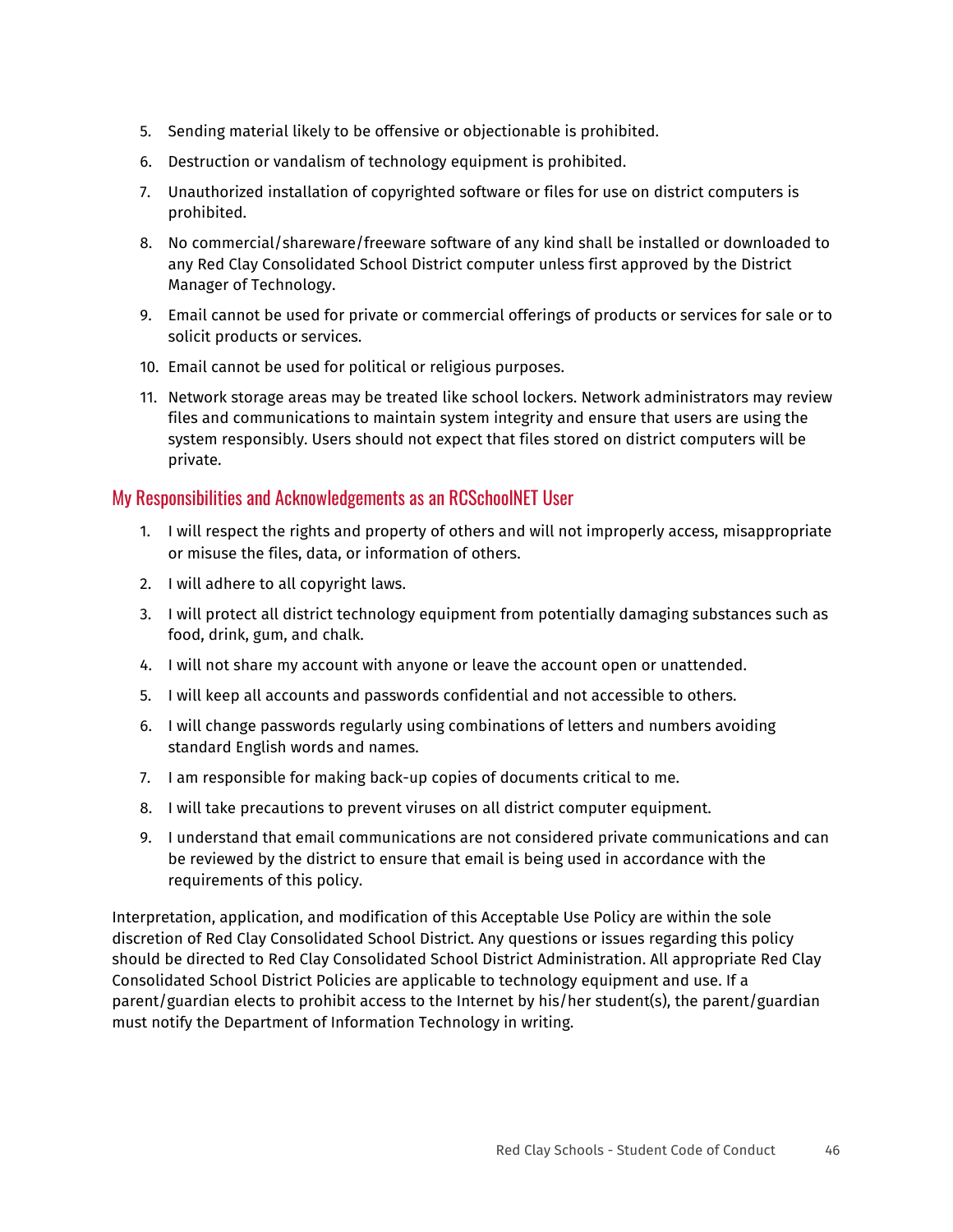5. Sending material likely to be offensive or objectionable is prohibited.
6. Destruction or vandalism of technology equipment is prohibited.
7. Unauthorized installation of copyrighted software or files for use on district computers is prohibited.
8. No commercial/shareware/freeware software of any kind shall be installed or downloaded to any Red Clay Consolidated School District computer unless first approved by the District Manager of Technology.
9. Email cannot be used for private or commercial offerings of products or services for sale or to solicit products or services.
10. Email cannot be used for political or religious purposes.
11. Network storage areas may be treated like school lockers. Network administrators may review files and communications to maintain system integrity and ensure that users are using the system responsibly. Users should not expect that files stored on district computers will be private.

## My Responsibilities and Acknowledgements as an RCSchoolNET User

1. I will respect the rights and property of others and will not improperly access, misappropriate or misuse the files, data, or information of others.
2. I will adhere to all copyright laws.
3. I will protect all district technology equipment from potentially damaging substances such as food, drink, gum, and chalk.
4. I will not share my account with anyone or leave the account open or unattended.
5. I will keep all accounts and passwords confidential and not accessible to others.
6. I will change passwords regularly using combinations of letters and numbers avoiding standard English words and names.
7. I am responsible for making back-up copies of documents critical to me.
8. I will take precautions to prevent viruses on all district computer equipment.
9. I understand that email communications are not considered private communications and can be reviewed by the district to ensure that email is being used in accordance with the requirements of this policy.

Interpretation, application, and modification of this Acceptable Use Policy are within the sole discretion of Red Clay Consolidated School District. Any questions or issues regarding this policy should be directed to Red Clay Consolidated School District Administration. All appropriate Red Clay Consolidated School District Policies are applicable to technology equipment and use. If a parent/guardian elects to prohibit access to the Internet by his/her student(s), the parent/guardian must notify the Department of Information Technology in writing.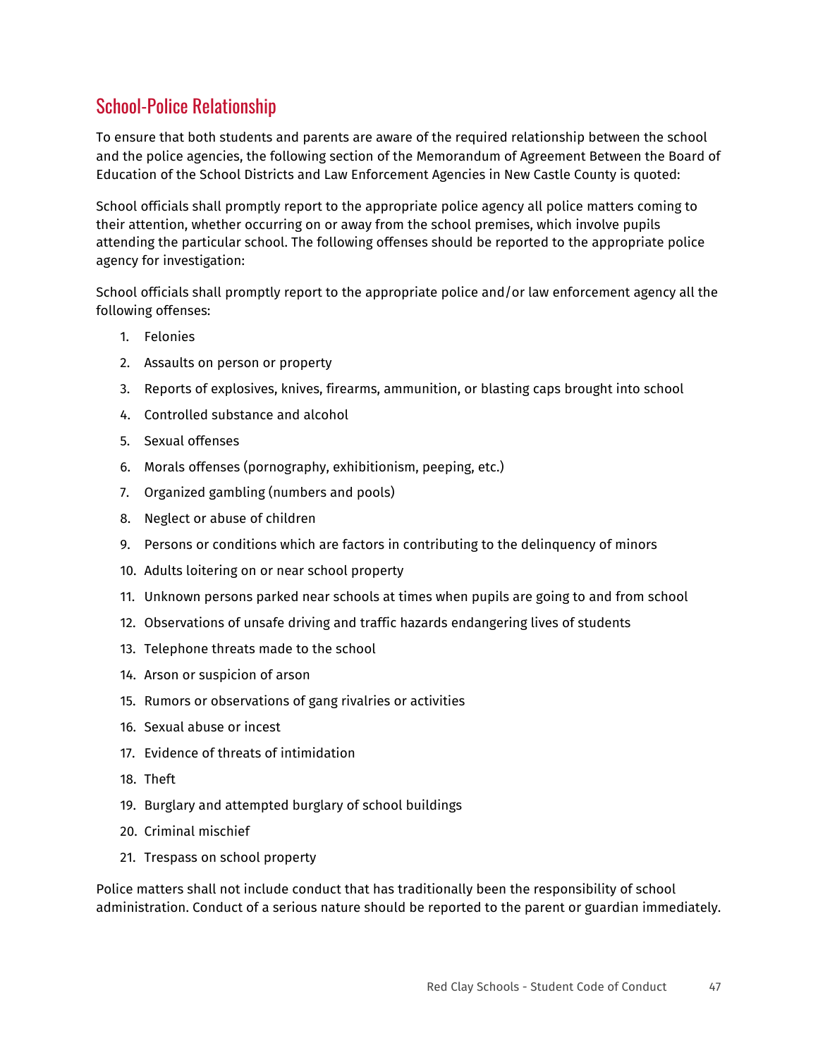## School-Police Relationship

To ensure that both students and parents are aware of the required relationship between the school and the police agencies, the following section of the Memorandum of Agreement Between the Board of Education of the School Districts and Law Enforcement Agencies in New Castle County is quoted:

School officials shall promptly report to the appropriate police agency all police matters coming to their attention, whether occurring on or away from the school premises, which involve pupils attending the particular school. The following offenses should be reported to the appropriate police agency for investigation:

School officials shall promptly report to the appropriate police and/or law enforcement agency all the following offenses:

1. Felonies
2. Assaults on person or property
3. Reports of explosives, knives, firearms, ammunition, or blasting caps brought into school
4. Controlled substance and alcohol
5. Sexual offenses
6. Morals offenses (pornography, exhibitionism, peeping, etc.)
7. Organized gambling (numbers and pools)
8. Neglect or abuse of children
9. Persons or conditions which are factors in contributing to the delinquency of minors
10. Adults loitering on or near school property
11. Unknown persons parked near schools at times when pupils are going to and from school
12. Observations of unsafe driving and traffic hazards endangering lives of students
13. Telephone threats made to the school
14. Arson or suspicion of arson
15. Rumors or observations of gang rivalries or activities
16. Sexual abuse or incest
17. Evidence of threats of intimidation
18. Theft
19. Burglary and attempted burglary of school buildings
20. Criminal mischief
21. Trespass on school property

Police matters shall not include conduct that has traditionally been the responsibility of school administration. Conduct of a serious nature should be reported to the parent or guardian immediately.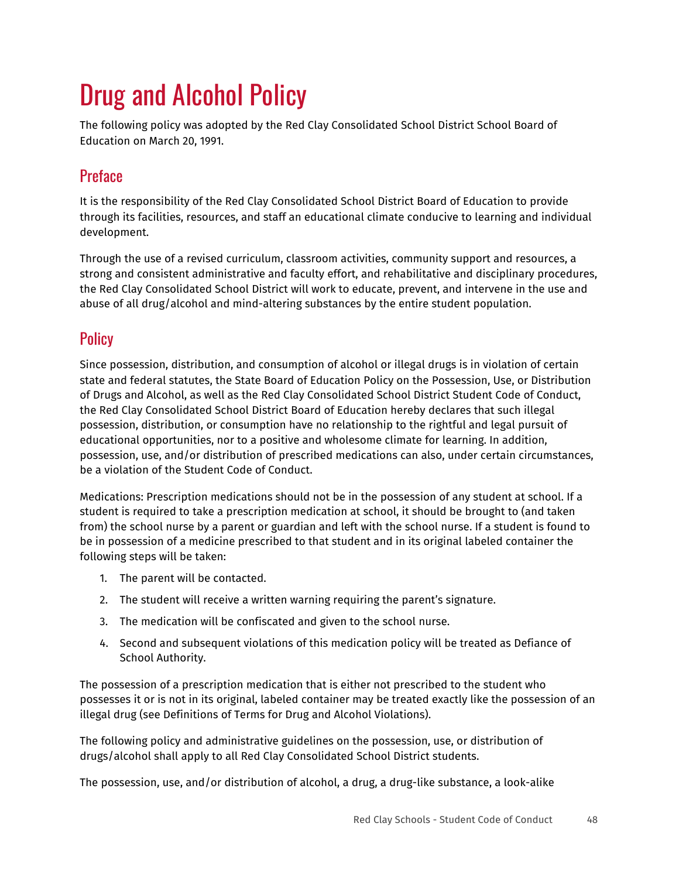# Drug and Alcohol Policy

The following policy was adopted by the Red Clay Consolidated School District School Board of Education on March 20, 1991.

## Preface

It is the responsibility of the Red Clay Consolidated School District Board of Education to provide through its facilities, resources, and staff an educational climate conducive to learning and individual development.

Through the use of a revised curriculum, classroom activities, community support and resources, a strong and consistent administrative and faculty effort, and rehabilitative and disciplinary procedures, the Red Clay Consolidated School District will work to educate, prevent, and intervene in the use and abuse of all drug/alcohol and mind-altering substances by the entire student population.

## Policy

Since possession, distribution, and consumption of alcohol or illegal drugs is in violation of certain state and federal statutes, the State Board of Education Policy on the Possession, Use, or Distribution of Drugs and Alcohol, as well as the Red Clay Consolidated School District Student Code of Conduct, the Red Clay Consolidated School District Board of Education hereby declares that such illegal possession, distribution, or consumption have no relationship to the rightful and legal pursuit of educational opportunities, nor to a positive and wholesome climate for learning. In addition, possession, use, and/or distribution of prescribed medications can also, under certain circumstances, be a violation of the Student Code of Conduct.

Medications: Prescription medications should not be in the possession of any student at school. If a student is required to take a prescription medication at school, it should be brought to (and taken from) the school nurse by a parent or guardian and left with the school nurse. If a student is found to be in possession of a medicine prescribed to that student and in its original labeled container the following steps will be taken:

1. The parent will be contacted.
2. The student will receive a written warning requiring the parent's signature.
3. The medication will be confiscated and given to the school nurse.
4. Second and subsequent violations of this medication policy will be treated as Defiance of School Authority.

The possession of a prescription medication that is either not prescribed to the student who possesses it or is not in its original, labeled container may be treated exactly like the possession of an illegal drug (see Definitions of Terms for Drug and Alcohol Violations).

The following policy and administrative guidelines on the possession, use, or distribution of drugs/alcohol shall apply to all Red Clay Consolidated School District students.

The possession, use, and/or distribution of alcohol, a drug, a drug-like substance, a look-alike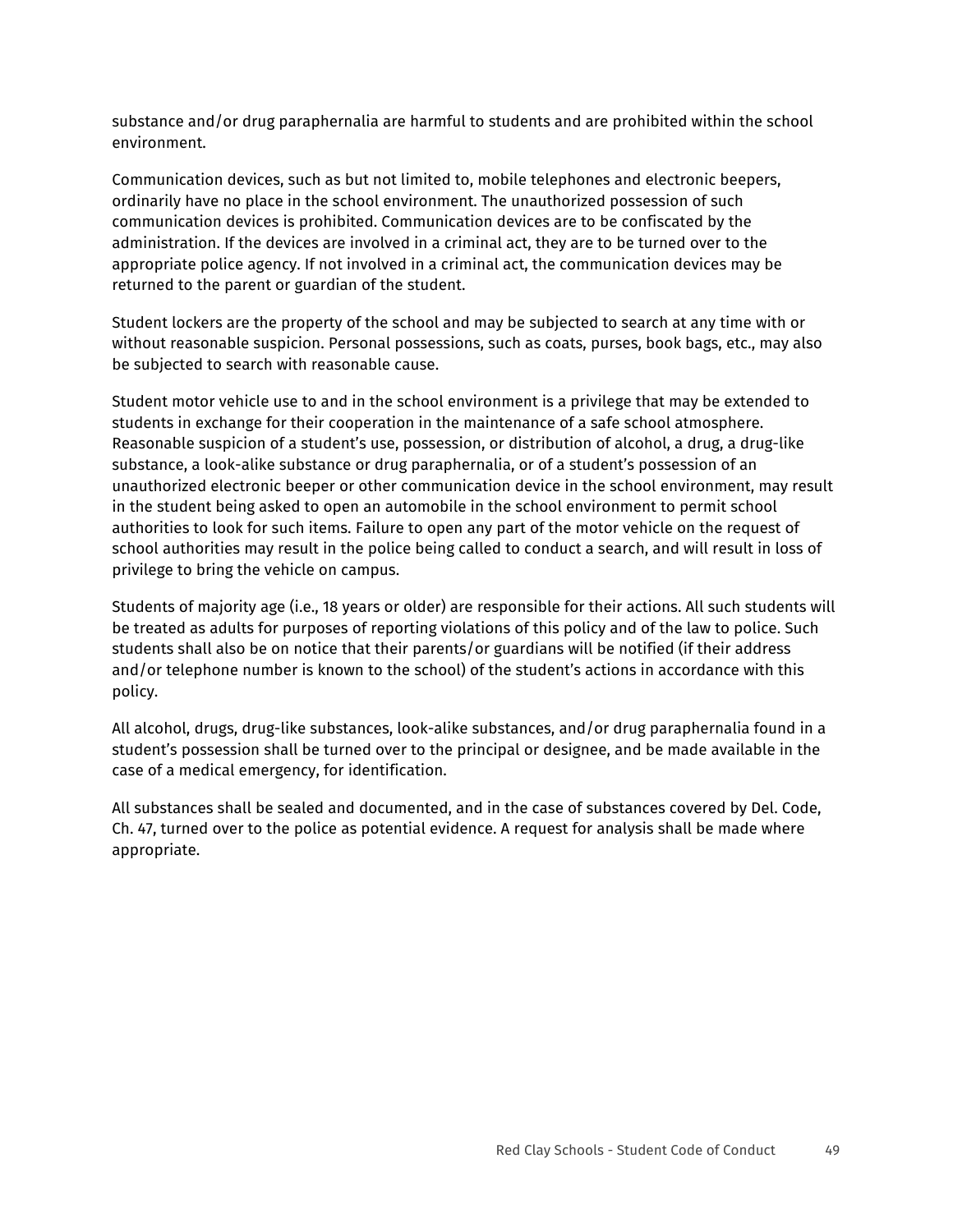substance and/or drug paraphernalia are harmful to students and are prohibited within the school environment.

Communication devices, such as but not limited to, mobile telephones and electronic beepers, ordinarily have no place in the school environment. The unauthorized possession of such communication devices is prohibited. Communication devices are to be confiscated by the administration. If the devices are involved in a criminal act, they are to be turned over to the appropriate police agency. If not involved in a criminal act, the communication devices may be returned to the parent or guardian of the student.

Student lockers are the property of the school and may be subjected to search at any time with or without reasonable suspicion. Personal possessions, such as coats, purses, book bags, etc., may also be subjected to search with reasonable cause.

Student motor vehicle use to and in the school environment is a privilege that may be extended to students in exchange for their cooperation in the maintenance of a safe school atmosphere. Reasonable suspicion of a student's use, possession, or distribution of alcohol, a drug, a drug-like substance, a look-alike substance or drug paraphernalia, or of a student's possession of an unauthorized electronic beeper or other communication device in the school environment, may result in the student being asked to open an automobile in the school environment to permit school authorities to look for such items. Failure to open any part of the motor vehicle on the request of school authorities may result in the police being called to conduct a search, and will result in loss of privilege to bring the vehicle on campus.

Students of majority age (i.e., 18 years or older) are responsible for their actions. All such students will be treated as adults for purposes of reporting violations of this policy and of the law to police. Such students shall also be on notice that their parents/or guardians will be notified (if their address and/or telephone number is known to the school) of the student's actions in accordance with this policy.

All alcohol, drugs, drug-like substances, look-alike substances, and/or drug paraphernalia found in a student's possession shall be turned over to the principal or designee, and be made available in the case of a medical emergency, for identification.

All substances shall be sealed and documented, and in the case of substances covered by Del. Code, Ch. 47, turned over to the police as potential evidence. A request for analysis shall be made where appropriate.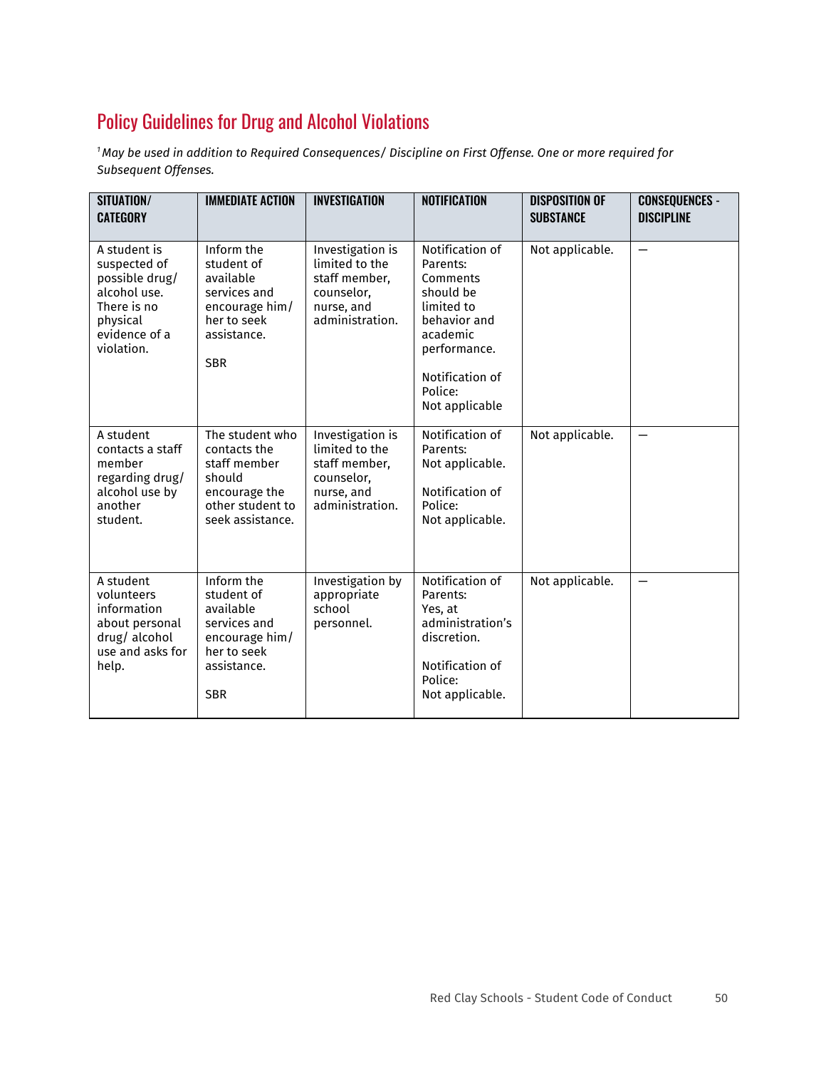## Policy Guidelines for Drug and Alcohol Violations

[1] *May be used in addition to Required Consequences/ Discipline on First Offense. One or more required for Subsequent Offenses.*

| SITUATION/ CATEGORY | IMMEDIATE ACTION | INVESTIGATION | NOTIFICATION | DISPOSITION OF SUBSTANCE | CONSEQUENCES - DISCIPLINE |
|---|---|---|---|---|---|
| A student is suspected of possible drug/ alcohol use. There is no physical evidence of a violation. | Inform the student of available services and encourage him/ her to seek assistance.<br><br>SBR | Investigation is limited to the staff member, counselor, nurse, and administration. | Notification of Parents: Comments should be limited to behavior and academic performance.<br><br>Notification of Police: Not applicable | Not applicable. | — |
| A student contacts a staff member regarding drug/ alcohol use by another student. | The student who contacts the staff member should encourage the other student to seek assistance. | Investigation is limited to the staff member, counselor, nurse, and administration. | Notification of Parents: Not applicable.<br><br>Notification of Police: Not applicable. | Not applicable. | — |
| A student volunteers information about personal drug/ alcohol use and asks for help. | Inform the student of available services and encourage him/ her to seek assistance.<br><br>SBR | Investigation by appropriate school personnel. | Notification of Parents: Yes, at administration's discretion.<br><br>Notification of Police: Not applicable. | Not applicable. | — |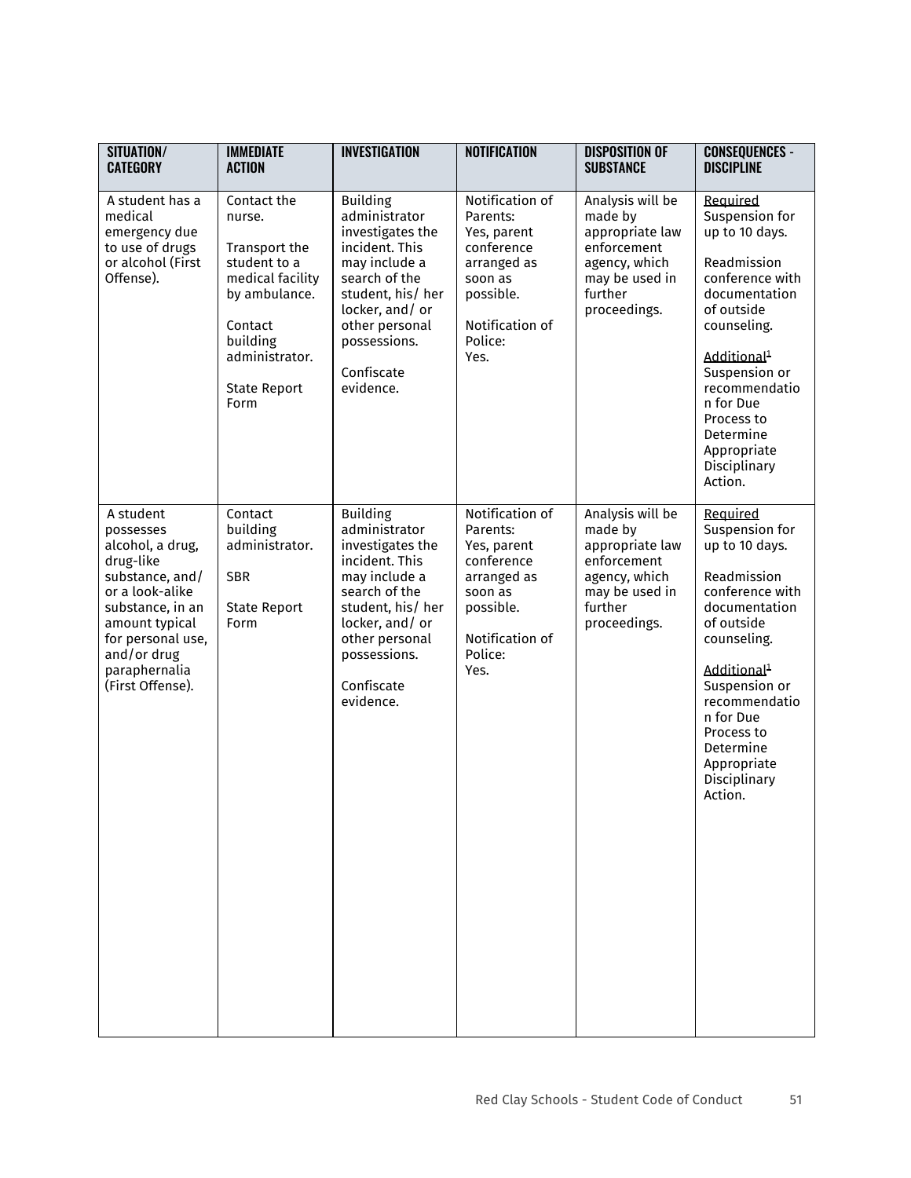| SITUATION/ CATEGORY | IMMEDIATE ACTION | INVESTIGATION | NOTIFICATION | DISPOSITION OF SUBSTANCE | CONSEQUENCES - DISCIPLINE |
|---|---|---|---|---|---|
| A student has a medical emergency due to use of drugs or alcohol (First Offense). | Contact the nurse.<br><br>Transport the student to a medical facility by ambulance.<br><br>Contact building administrator.<br><br>State Report Form | Building administrator investigates the incident. This may include a search of the student, his/ her locker, and/ or other personal possessions.<br><br>Confiscate evidence. | Notification of Parents:<br>Yes, parent conference arranged as soon as possible.<br><br>Notification of Police:<br>Yes. | Analysis will be made by appropriate law enforcement agency, which may be used in further proceedings. | Required<br>Suspension for up to 10 days.<br><br>Readmission conference with documentation of outside counseling.<br><br>Additional[1]<br>Suspension or recommendation for Due Process to Determine Appropriate Disciplinary Action. |
| A student possesses alcohol, a drug, drug-like substance, and/ or a look-alike substance, in an amount typical for personal use, and/or drug paraphernalia (First Offense). | Contact building administrator.<br><br>SBR<br><br>State Report Form | Building administrator investigates the incident. This may include a search of the student, his/ her locker, and/ or other personal possessions.<br><br>Confiscate evidence. | Notification of Parents:<br>Yes, parent conference arranged as soon as possible.<br><br>Notification of Police:<br>Yes. | Analysis will be made by appropriate law enforcement agency, which may be used in further proceedings. | Required<br>Suspension for up to 10 days.<br><br>Readmission conference with documentation of outside counseling.<br><br>Additional[1]<br>Suspension or recommendation for Due Process to Determine Appropriate Disciplinary Action. |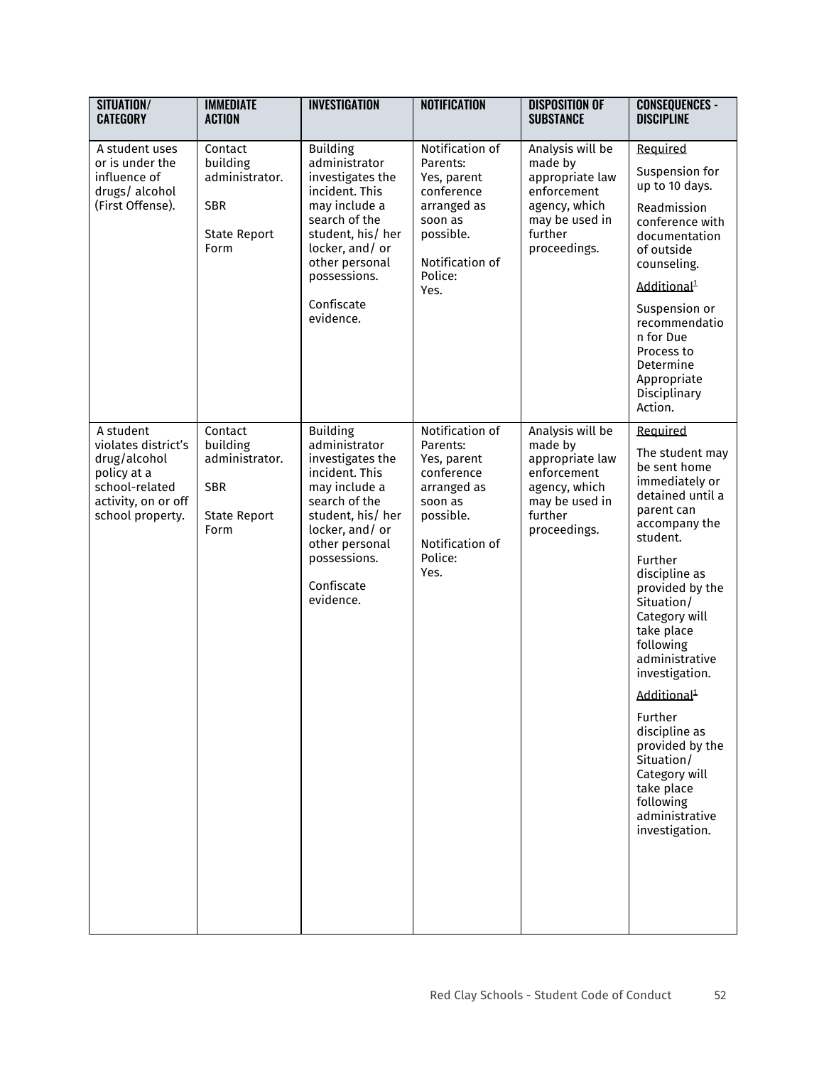| SITUATION/ CATEGORY | IMMEDIATE ACTION | INVESTIGATION | NOTIFICATION | DISPOSITION OF SUBSTANCE | CONSEQUENCES - DISCIPLINE |
|---|---|---|---|---|---|
| A student uses or is under the influence of drugs/ alcohol (First Offense). | Contact building administrator.<br><br>SBR<br><br>State Report Form | Building administrator investigates the incident. This may include a search of the student, his/ her locker, and/ or other personal possessions.<br><br>Confiscate evidence. | Notification of Parents: Yes, parent conference arranged as soon as possible.<br><br>Notification of Police: Yes. | Analysis will be made by appropriate law enforcement agency, which may be used in further proceedings. | Required<br><br>Suspension for up to 10 days.<br><br>Readmission conference with documentation of outside counseling.<br><br>Additional[1]<br><br>Suspension or recommendation for Due Process to Determine Appropriate Disciplinary Action. |
| A student violates district's drug/alcohol policy at a school-related activity, on or off school property. | Contact building administrator.<br><br>SBR<br><br>State Report Form | Building administrator investigates the incident. This may include a search of the student, his/ her locker, and/ or other personal possessions.<br><br>Confiscate evidence. | Notification of Parents: Yes, parent conference arranged as soon as possible.<br><br>Notification of Police: Yes. | Analysis will be made by appropriate law enforcement agency, which may be used in further proceedings. | Required<br><br>The student may be sent home immediately or detained until a parent can accompany the student.<br><br>Further discipline as provided by the Situation/ Category will take place following administrative investigation.<br><br>Additional[1]<br><br>Further discipline as provided by the Situation/ Category will take place following administrative investigation. |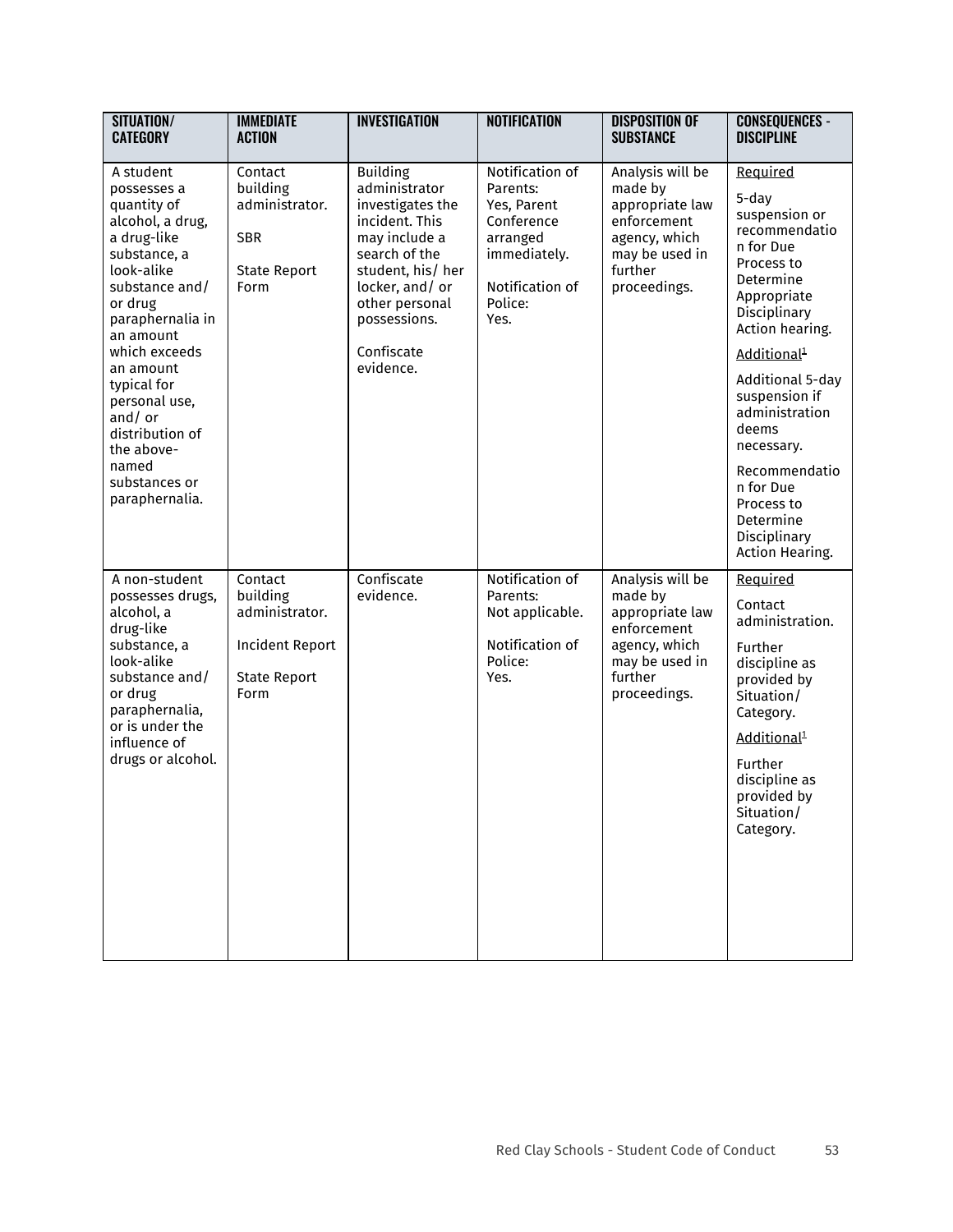| SITUATION/ CATEGORY | IMMEDIATE ACTION | INVESTIGATION | NOTIFICATION | DISPOSITION OF SUBSTANCE | CONSEQUENCES - DISCIPLINE |
|---|---|---|---|---|---|
| A student possesses a quantity of alcohol, a drug, a drug-like substance, a look-alike substance and/ or drug paraphernalia in an amount which exceeds an amount typical for personal use, and/ or distribution of the above-named substances or paraphernalia. | Contact building administrator.<br><br>SBR<br><br>State Report Form | Building administrator investigates the incident. This may include a search of the student, his/ her locker, and/ or other personal possessions.<br><br>Confiscate evidence. | Notification of Parents: Yes, Parent Conference arranged immediately.<br><br>Notification of Police: Yes. | Analysis will be made by appropriate law enforcement agency, which may be used in further proceedings. | Required<br><br>5-day suspension or recommendation for Due Process to Determine Appropriate Disciplinary Action hearing.<br><br>Additional[1]<br><br>Additional 5-day suspension if administration deems necessary.<br><br>Recommendation for Due Process to Determine Disciplinary Action Hearing. |
| A non-student possesses drugs, alcohol, a drug-like substance, a look-alike substance and/ or drug paraphernalia, or is under the influence of drugs or alcohol. | Contact building administrator.<br><br>Incident Report<br><br>State Report Form | Confiscate evidence. | Notification of Parents: Not applicable.<br><br>Notification of Police: Yes. | Analysis will be made by appropriate law enforcement agency, which may be used in further proceedings. | Required<br><br>Contact administration.<br><br>Further discipline as provided by Situation/ Category.<br><br>Additional[1]<br><br>Further discipline as provided by Situation/ Category. |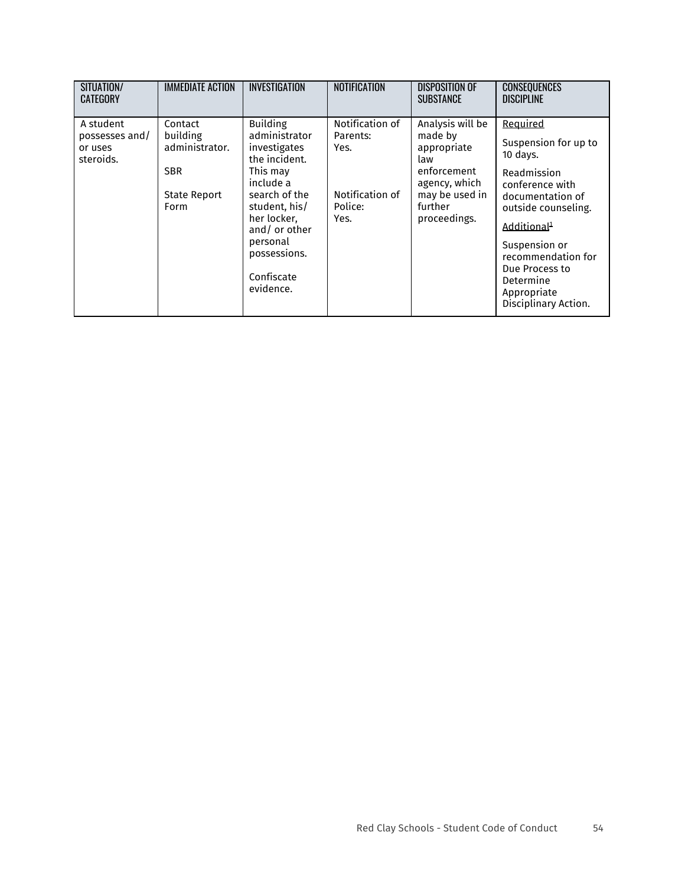| SITUATION/ CATEGORY | IMMEDIATE ACTION | INVESTIGATION | NOTIFICATION | DISPOSITION OF SUBSTANCE | CONSEQUENCES DISCIPLINE |
|---|---|---|---|---|---|
| A student possesses and/ or uses steroids. | Contact building administrator.<br><br>SBR<br><br>State Report Form | Building administrator investigates the incident. This may include a search of the student, his/ her locker, and/ or other personal possessions.<br><br>Confiscate evidence. | Notification of Parents: Yes.<br><br>Notification of Police: Yes. | Analysis will be made by appropriate law enforcement agency, which may be used in further proceedings. | Required<br><br>Suspension for up to 10 days.<br><br>Readmission conference with documentation of outside counseling.<br><br>Additional[1]<br><br>Suspension or recommendation for Due Process to Determine Appropriate Disciplinary Action. |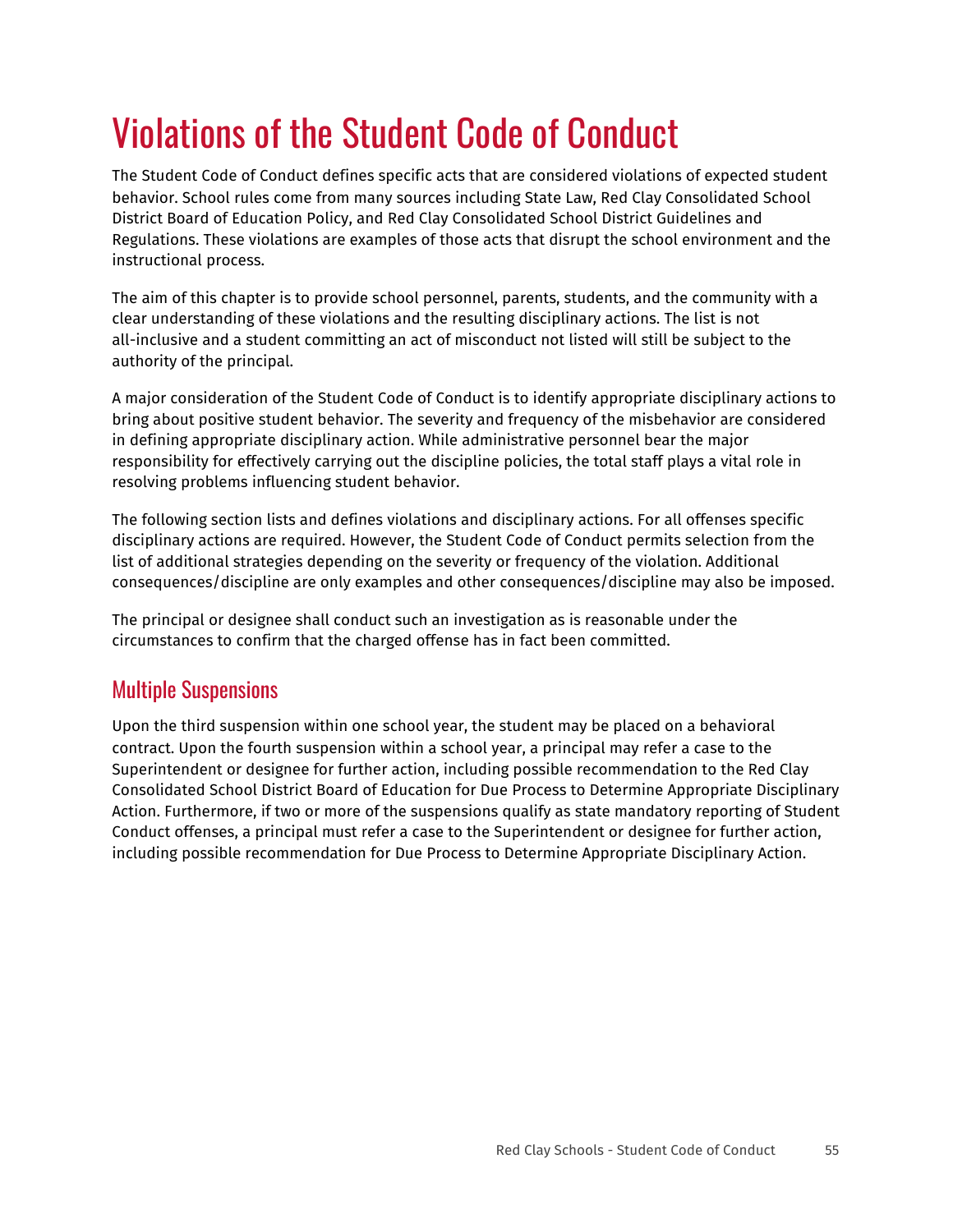# Violations of the Student Code of Conduct

The Student Code of Conduct defines specific acts that are considered violations of expected student behavior. School rules come from many sources including State Law, Red Clay Consolidated School District Board of Education Policy, and Red Clay Consolidated School District Guidelines and Regulations. These violations are examples of those acts that disrupt the school environment and the instructional process.

The aim of this chapter is to provide school personnel, parents, students, and the community with a clear understanding of these violations and the resulting disciplinary actions. The list is not all-inclusive and a student committing an act of misconduct not listed will still be subject to the authority of the principal.

A major consideration of the Student Code of Conduct is to identify appropriate disciplinary actions to bring about positive student behavior. The severity and frequency of the misbehavior are considered in defining appropriate disciplinary action. While administrative personnel bear the major responsibility for effectively carrying out the discipline policies, the total staff plays a vital role in resolving problems influencing student behavior.

The following section lists and defines violations and disciplinary actions. For all offenses specific disciplinary actions are required. However, the Student Code of Conduct permits selection from the list of additional strategies depending on the severity or frequency of the violation. Additional consequences/discipline are only examples and other consequences/discipline may also be imposed.

The principal or designee shall conduct such an investigation as is reasonable under the circumstances to confirm that the charged offense has in fact been committed.

## Multiple Suspensions

Upon the third suspension within one school year, the student may be placed on a behavioral contract. Upon the fourth suspension within a school year, a principal may refer a case to the Superintendent or designee for further action, including possible recommendation to the Red Clay Consolidated School District Board of Education for Due Process to Determine Appropriate Disciplinary Action. Furthermore, if two or more of the suspensions qualify as state mandatory reporting of Student Conduct offenses, a principal must refer a case to the Superintendent or designee for further action, including possible recommendation for Due Process to Determine Appropriate Disciplinary Action.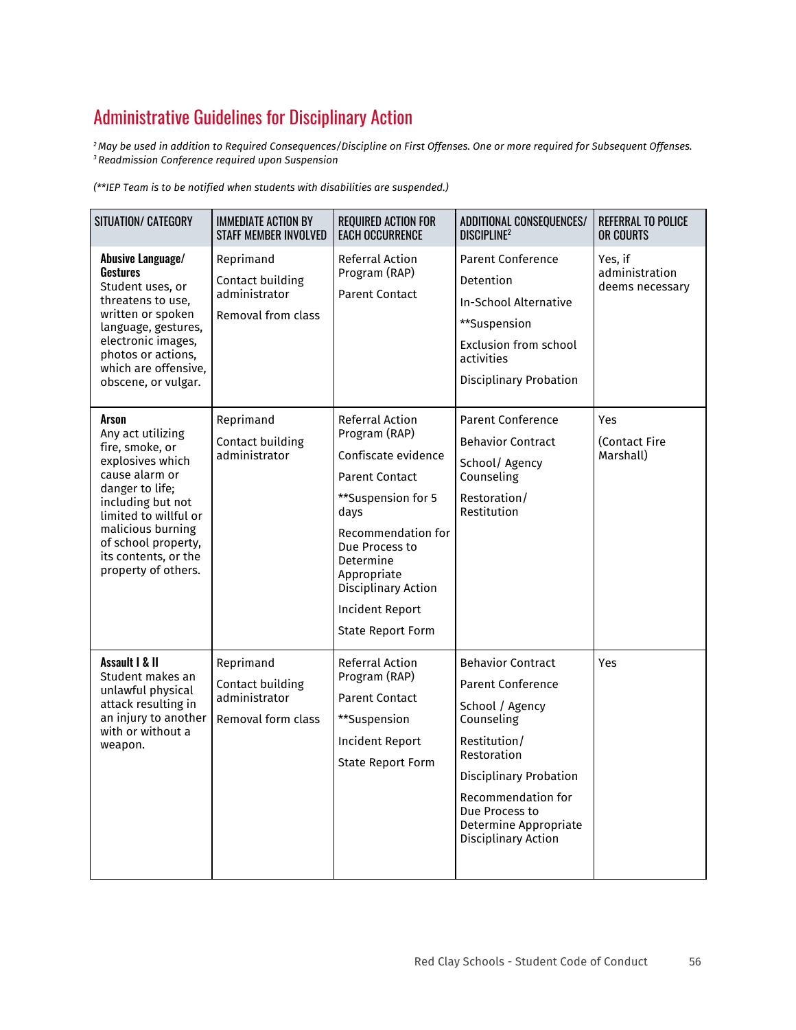## Administrative Guidelines for Disciplinary Action

*[2] May be used in addition to Required Consequences/Discipline on First Offenses. One or more required for Subsequent Offenses.*
*[3] Readmission Conference required upon Suspension*

*(**IEP Team is to be notified when students with disabilities are suspended.)*

| SITUATION/ CATEGORY | IMMEDIATE ACTION BY STAFF MEMBER INVOLVED | REQUIRED ACTION FOR EACH OCCURRENCE | ADDITIONAL CONSEQUENCES/ DISCIPLINE[2] | REFERRAL TO POLICE OR COURTS |
|---|---|---|---|---|
| **Abusive Language/ Gestures** Student uses, or threatens to use, written or spoken language, gestures, electronic images, photos or actions, which are offensive, obscene, or vulgar. | Reprimand<br>Contact building administrator<br>Removal from class | Referral Action Program (RAP)<br>Parent Contact | Parent Conference<br>Detention<br>In-School Alternative<br>**Suspension<br>Exclusion from school activities<br>Disciplinary Probation | Yes, if administration deems necessary |
| **Arson** Any act utilizing fire, smoke, or explosives which cause alarm or danger to life; including but not limited to willful or malicious burning of school property, its contents, or the property of others. | Reprimand<br>Contact building administrator | Referral Action Program (RAP)<br>Confiscate evidence<br>Parent Contact<br>**Suspension for 5 days<br>Recommendation for Due Process to Determine Appropriate Disciplinary Action<br>Incident Report<br>State Report Form | Parent Conference<br>Behavior Contract<br>School/ Agency Counseling<br>Restoration/ Restitution | Yes<br>(Contact Fire Marshall) |
| **Assault I & II** Student makes an unlawful physical attack resulting in an injury to another with or without a weapon. | Reprimand<br>Contact building administrator<br>Removal form class | Referral Action Program (RAP)<br>Parent Contact<br>**Suspension<br>Incident Report<br>State Report Form | Behavior Contract<br>Parent Conference<br>School / Agency Counseling<br>Restitution/ Restoration<br>Disciplinary Probation<br>Recommendation for Due Process to Determine Appropriate Disciplinary Action | Yes |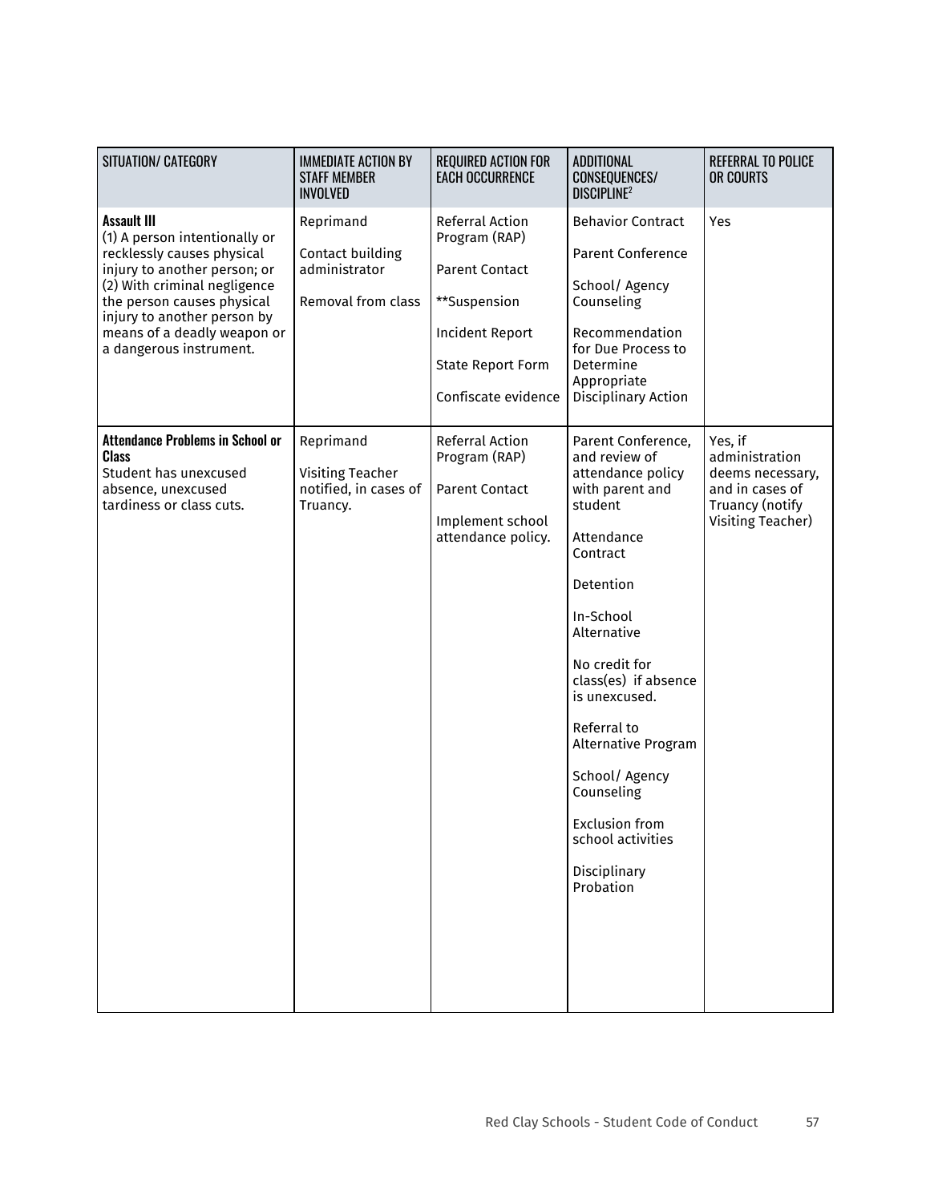| SITUATION/ CATEGORY | IMMEDIATE ACTION BY STAFF MEMBER INVOLVED | REQUIRED ACTION FOR EACH OCCURRENCE | ADDITIONAL CONSEQUENCES/ DISCIPLINE[2] | REFERRAL TO POLICE OR COURTS |
|---|---|---|---|---|
| **Assault III**<br>(1) A person intentionally or recklessly causes physical injury to another person; or (2) With criminal negligence the person causes physical injury to another person by means of a deadly weapon or a dangerous instrument. | Reprimand<br><br>Contact building administrator<br><br>Removal from class | Referral Action Program (RAP)<br><br>Parent Contact<br><br>**Suspension<br><br>Incident Report<br><br>State Report Form<br><br>Confiscate evidence | Behavior Contract<br><br>Parent Conference<br><br>School/ Agency Counseling<br><br>Recommendation for Due Process to Determine Appropriate Disciplinary Action | Yes |
| **Attendance Problems in School or Class**<br>Student has unexcused absence, unexcused tardiness or class cuts. | Reprimand<br><br>Visiting Teacher notified, in cases of Truancy. | Referral Action Program (RAP)<br><br>Parent Contact<br><br>Implement school attendance policy. | Parent Conference, and review of attendance policy with parent and student<br><br>Attendance Contract<br><br>Detention<br><br>In-School Alternative<br><br>No credit for class(es) if absence is unexcused.<br><br>Referral to Alternative Program<br><br>School/ Agency Counseling<br><br>Exclusion from school activities<br><br>Disciplinary Probation | Yes, if administration deems necessary, and in cases of Truancy (notify Visiting Teacher) |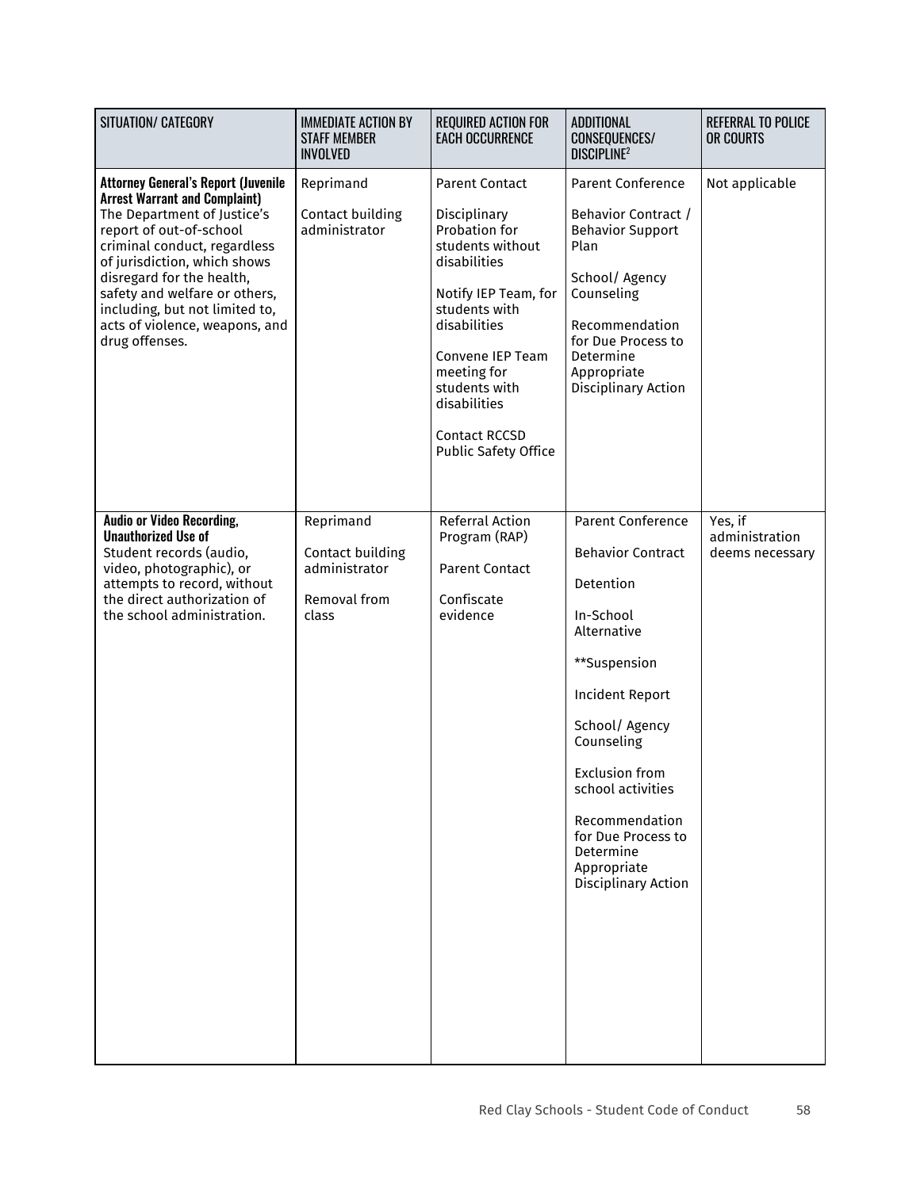| SITUATION/ CATEGORY | IMMEDIATE ACTION BY STAFF MEMBER INVOLVED | REQUIRED ACTION FOR EACH OCCURRENCE | ADDITIONAL CONSEQUENCES/ DISCIPLINE[2] | REFERRAL TO POLICE OR COURTS |
|---|---|---|---|---|
| **Attorney General's Report (Juvenile Arrest Warrant and Complaint)**<br>The Department of Justice's report of out-of-school criminal conduct, regardless of jurisdiction, which shows disregard for the health, safety and welfare or others, including, but not limited to, acts of violence, weapons, and drug offenses. | Reprimand<br><br>Contact building administrator | Parent Contact<br><br>Disciplinary Probation for students without disabilities<br><br>Notify IEP Team, for students with disabilities<br><br>Convene IEP Team meeting for students with disabilities<br><br>Contact RCCSD Public Safety Office | Parent Conference<br><br>Behavior Contract / Behavior Support Plan<br><br>School/ Agency Counseling<br><br>Recommendation for Due Process to Determine Appropriate Disciplinary Action | Not applicable |
| **Audio or Video Recording, Unauthorized Use of**<br>Student records (audio, video, photographic), or attempts to record, without the direct authorization of the school administration. | Reprimand<br><br>Contact building administrator<br><br>Removal from class | Referral Action Program (RAP)<br><br>Parent Contact<br><br>Confiscate evidence | Parent Conference<br><br>Behavior Contract<br><br>Detention<br><br>In-School Alternative<br><br>**Suspension<br><br>Incident Report<br><br>School/ Agency Counseling<br><br>Exclusion from school activities<br><br>Recommendation for Due Process to Determine Appropriate Disciplinary Action | Yes, if administration deems necessary |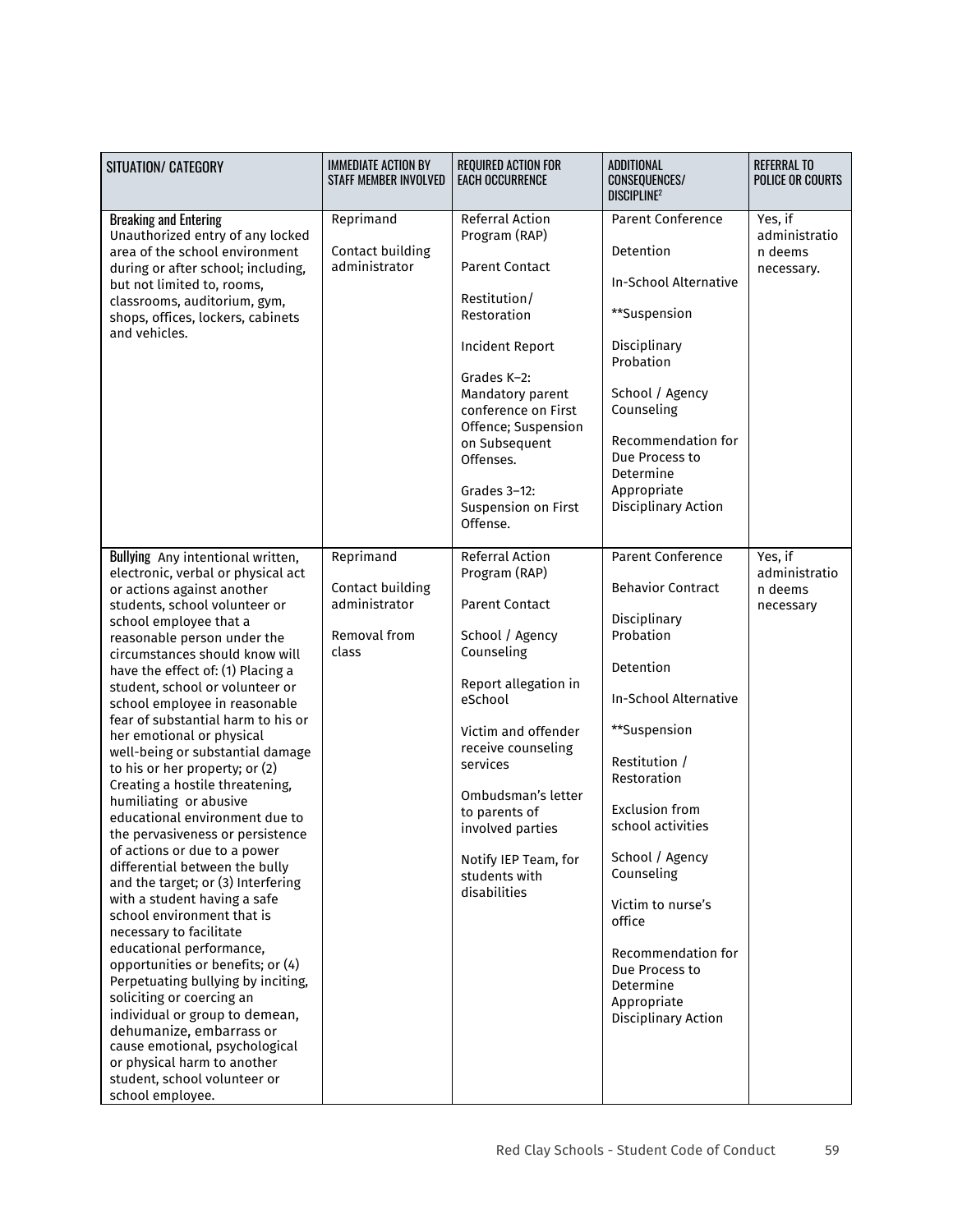| SITUATION/ CATEGORY | IMMEDIATE ACTION BY STAFF MEMBER INVOLVED | REQUIRED ACTION FOR EACH OCCURRENCE | ADDITIONAL CONSEQUENCES/ DISCIPLINE[2] | REFERRAL TO POLICE OR COURTS |
|---|---|---|---|---|
| **Breaking and Entering** Unauthorized entry of any locked area of the school environment during or after school; including, but not limited to, rooms, classrooms, auditorium, gym, shops, offices, lockers, cabinets and vehicles. | Reprimand<br><br>Contact building administrator | Referral Action Program (RAP)<br><br>Parent Contact<br><br>Restitution/ Restoration<br><br>Incident Report<br><br>Grades K–2: Mandatory parent conference on First Offence; Suspension on Subsequent Offenses.<br><br>Grades 3–12: Suspension on First Offense. | Parent Conference<br><br>Detention<br><br>In-School Alternative<br><br>**Suspension<br><br>Disciplinary Probation<br><br>School / Agency Counseling<br><br>Recommendation for Due Process to Determine Appropriate Disciplinary Action | Yes, if administration deems necessary. |
| **Bullying** Any intentional written, electronic, verbal or physical act or actions against another students, school volunteer or school employee that a reasonable person under the circumstances should know will have the effect of: (1) Placing a student, school or volunteer or school employee in reasonable fear of substantial harm to his or her emotional or physical well-being or substantial damage to his or her property; or (2) Creating a hostile threatening, humiliating or abusive educational environment due to the pervasiveness or persistence of actions or due to a power differential between the bully and the target; or (3) Interfering with a student having a safe school environment that is necessary to facilitate educational performance, opportunities or benefits; or (4) Perpetuating bullying by inciting, soliciting or coercing an individual or group to demean, dehumanize, embarrass or cause emotional, psychological or physical harm to another student, school volunteer or school employee. | Reprimand<br><br>Contact building administrator<br><br>Removal from class | Referral Action Program (RAP)<br><br>Parent Contact<br><br>School / Agency Counseling<br><br>Report allegation in eSchool<br><br>Victim and offender receive counseling services<br><br>Ombudsman's letter to parents of involved parties<br><br>Notify IEP Team, for students with disabilities | Parent Conference<br><br>Behavior Contract<br><br>Disciplinary Probation<br><br>Detention<br><br>In-School Alternative<br><br>**Suspension<br><br>Restitution / Restoration<br><br>Exclusion from school activities<br><br>School / Agency Counseling<br><br>Victim to nurse's office<br><br>Recommendation for Due Process to Determine Appropriate Disciplinary Action | Yes, if administration deems necessary |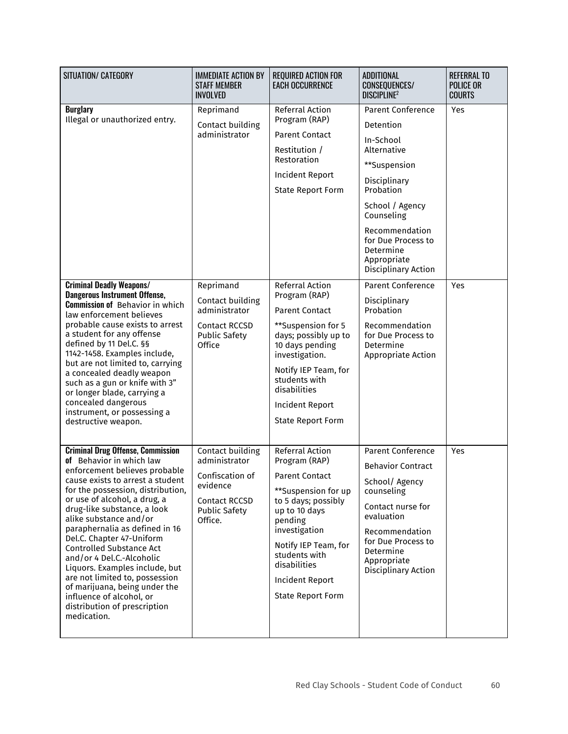| SITUATION/ CATEGORY | IMMEDIATE ACTION BY STAFF MEMBER INVOLVED | REQUIRED ACTION FOR EACH OCCURRENCE | ADDITIONAL CONSEQUENCES/ DISCIPLINE[2] | REFERRAL TO POLICE OR COURTS |
|---|---|---|---|---|
| **Burglary** Illegal or unauthorized entry. | Reprimand<br>Contact building administrator | Referral Action Program (RAP)<br>Parent Contact<br>Restitution / Restoration<br>Incident Report<br>State Report Form | Parent Conference<br>Detention<br>In-School Alternative<br>**Suspension<br>Disciplinary Probation<br>School / Agency Counseling<br>Recommendation for Due Process to Determine Appropriate Disciplinary Action | Yes |
| **Criminal Deadly Weapons/ Dangerous Instrument Offense, Commission of** Behavior in which law enforcement believes probable cause exists to arrest a student for any offense defined by 11 Del.C. §§ 1142-1458. Examples include, but are not limited to, carrying a concealed deadly weapon such as a gun or knife with 3" or longer blade, carrying a concealed dangerous instrument, or possessing a destructive weapon. | Reprimand<br>Contact building administrator<br>Contact RCCSD Public Safety Office | Referral Action Program (RAP)<br>Parent Contact<br>**Suspension for 5 days; possibly up to 10 days pending investigation.<br>Notify IEP Team, for students with disabilities<br>Incident Report<br>State Report Form | Parent Conference<br>Disciplinary Probation<br>Recommendation for Due Process to Determine Appropriate Action | Yes |
| **Criminal Drug Offense, Commission of** Behavior in which law enforcement believes probable cause exists to arrest a student for the possession, distribution, or use of alcohol, a drug, a drug-like substance, a look alike substance and/or paraphernalia as defined in 16 Del.C. Chapter 47-Uniform Controlled Substance Act and/or 4 Del.C.-Alcoholic Liquors. Examples include, but are not limited to, possession of marijuana, being under the influence of alcohol, or distribution of prescription medication. | Contact building administrator<br>Confiscation of evidence<br>Contact RCCSD Public Safety Office. | Referral Action Program (RAP)<br>Parent Contact<br>**Suspension for up to 5 days; possibly up to 10 days pending investigation<br>Notify IEP Team, for students with disabilities<br>Incident Report<br>State Report Form | Parent Conference<br>Behavior Contract<br>School/ Agency counseling<br>Contact nurse for evaluation<br>Recommendation for Due Process to Determine Appropriate Disciplinary Action | Yes |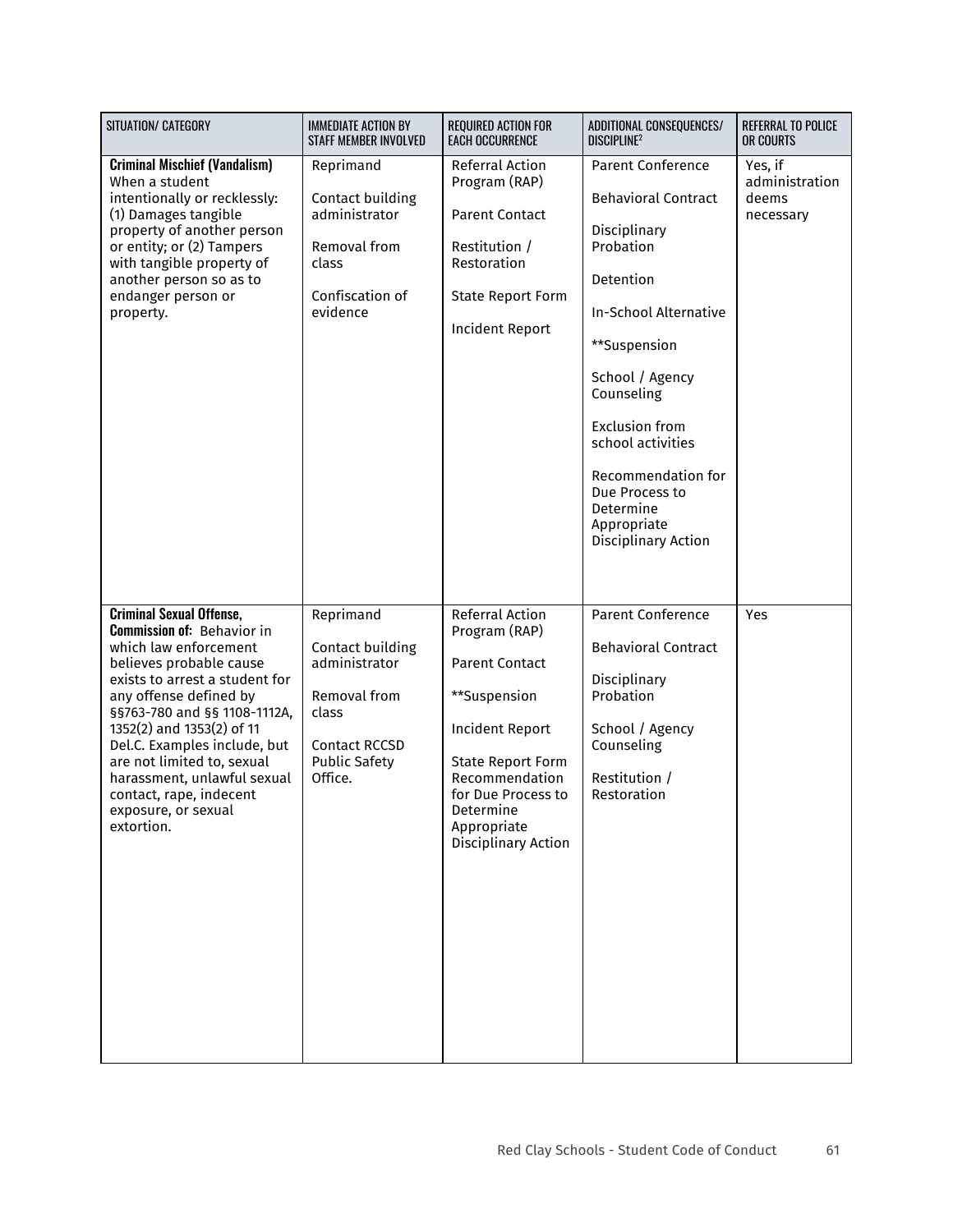| SITUATION/ CATEGORY | IMMEDIATE ACTION BY STAFF MEMBER INVOLVED | REQUIRED ACTION FOR EACH OCCURRENCE | ADDITIONAL CONSEQUENCES/ DISCIPLINE[2] | REFERRAL TO POLICE OR COURTS |
|---|---|---|---|---|
| **Criminal Mischief (Vandalism)** When a student intentionally or recklessly: (1) Damages tangible property of another person or entity; or (2) Tampers with tangible property of another person so as to endanger person or property. | Reprimand<br><br>Contact building administrator<br><br>Removal from class<br><br>Confiscation of evidence | Referral Action Program (RAP)<br><br>Parent Contact<br><br>Restitution / Restoration<br><br>State Report Form<br><br>Incident Report | Parent Conference<br><br>Behavioral Contract<br><br>Disciplinary Probation<br><br>Detention<br><br>In-School Alternative<br><br>**Suspension<br><br>School / Agency Counseling<br><br>Exclusion from school activities<br><br>Recommendation for Due Process to Determine Appropriate Disciplinary Action | Yes, if administration deems necessary |
| **Criminal Sexual Offense, Commission of:** Behavior in which law enforcement believes probable cause exists to arrest a student for any offense defined by §§763-780 and §§ 1108-1112A, 1352(2) and 1353(2) of 11 Del.C. Examples include, but are not limited to, sexual harassment, unlawful sexual contact, rape, indecent exposure, or sexual extortion. | Reprimand<br><br>Contact building administrator<br><br>Removal from class<br><br>Contact RCCSD Public Safety Office. | Referral Action Program (RAP)<br><br>Parent Contact<br><br>**Suspension<br><br>Incident Report<br><br>State Report Form Recommendation for Due Process to Determine Appropriate Disciplinary Action | Parent Conference<br><br>Behavioral Contract<br><br>Disciplinary Probation<br><br>School / Agency Counseling<br><br>Restitution / Restoration | Yes |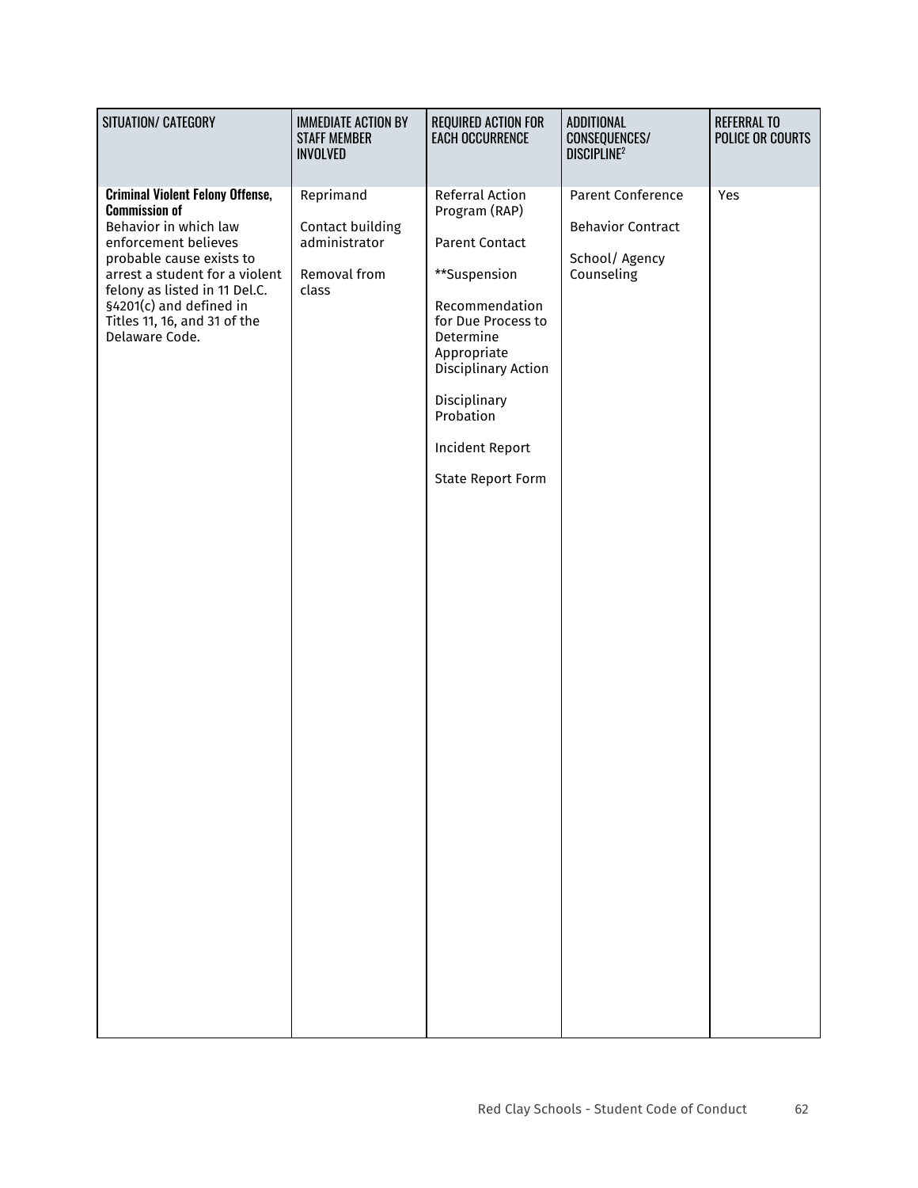| SITUATION/ CATEGORY | IMMEDIATE ACTION BY STAFF MEMBER INVOLVED | REQUIRED ACTION FOR EACH OCCURRENCE | ADDITIONAL CONSEQUENCES/ DISCIPLINE[2] | REFERRAL TO POLICE OR COURTS |
|---|---|---|---|---|
| **Criminal Violent Felony Offense, Commission of**<br>Behavior in which law enforcement believes probable cause exists to arrest a student for a violent felony as listed in 11 Del.C. §4201(c) and defined in Titles 11, 16, and 31 of the Delaware Code. | Reprimand<br><br>Contact building administrator<br><br>Removal from class | Referral Action Program (RAP)<br><br>Parent Contact<br><br>**Suspension<br><br>Recommendation for Due Process to Determine Appropriate Disciplinary Action<br><br>Disciplinary Probation<br><br>Incident Report<br><br>State Report Form | Parent Conference<br><br>Behavior Contract<br><br>School/ Agency Counseling | Yes |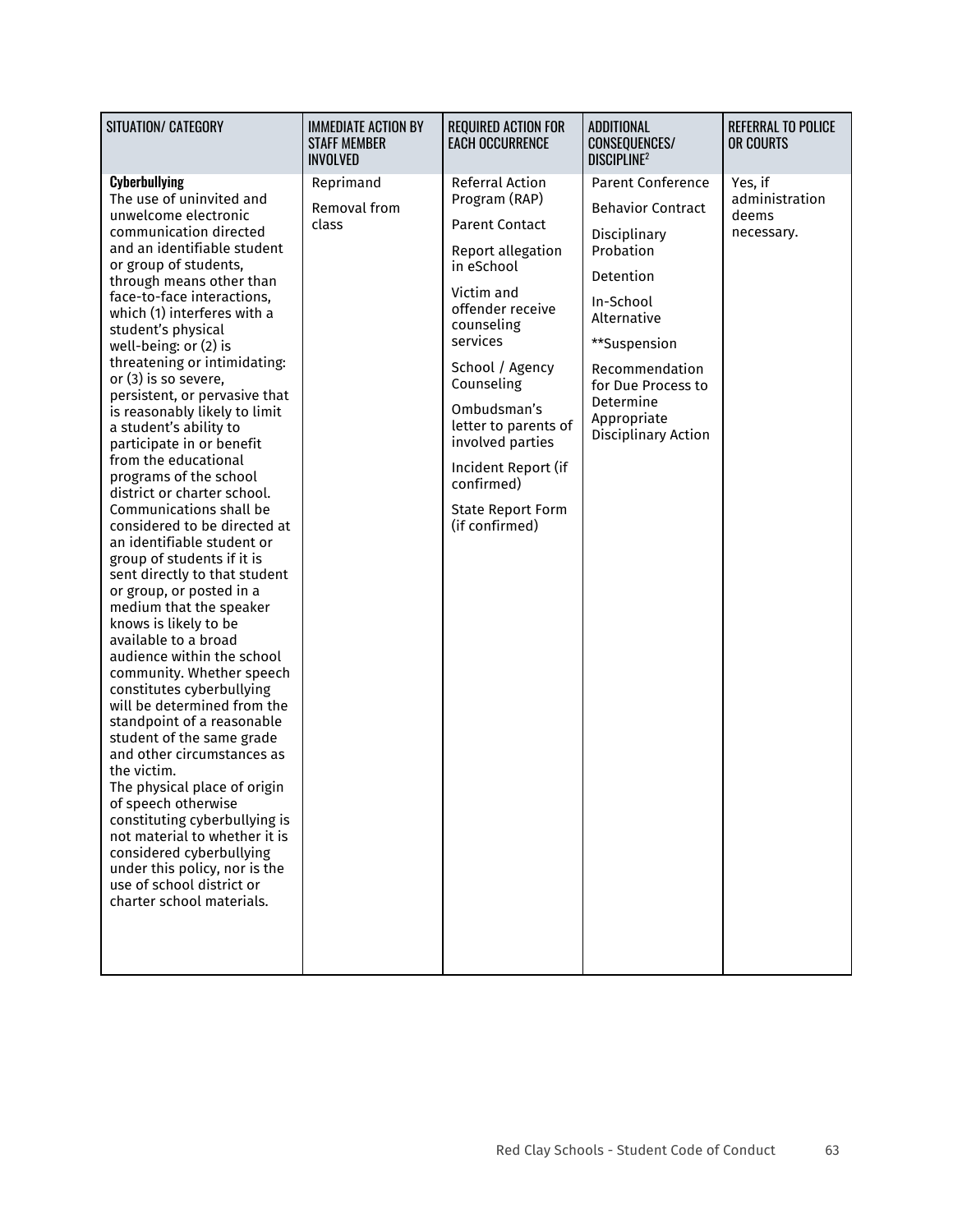| SITUATION/ CATEGORY | IMMEDIATE ACTION BY STAFF MEMBER INVOLVED | REQUIRED ACTION FOR EACH OCCURRENCE | ADDITIONAL CONSEQUENCES/ DISCIPLINE[2] | REFERRAL TO POLICE OR COURTS |
|---|---|---|---|---|
| **Cyberbullying**<br>The use of uninvited and unwelcome electronic communication directed and an identifiable student or group of students, through means other than face-to-face interactions, which (1) interferes with a student's physical well-being: or (2) is threatening or intimidating: or (3) is so severe, persistent, or pervasive that is reasonably likely to limit a student's ability to participate in or benefit from the educational programs of the school district or charter school. Communications shall be considered to be directed at an identifiable student or group of students if it is sent directly to that student or group, or posted in a medium that the speaker knows is likely to be available to a broad audience within the school community. Whether speech constitutes cyberbullying will be determined from the standpoint of a reasonable student of the same grade and other circumstances as the victim.<br>The physical place of origin of speech otherwise constituting cyberbullying is not material to whether it is considered cyberbullying under this policy, nor is the use of school district or charter school materials. | Reprimand<br><br>Removal from class | Referral Action Program (RAP)<br><br>Parent Contact<br><br>Report allegation in eSchool<br><br>Victim and offender receive counseling services<br><br>School / Agency Counseling<br><br>Ombudsman's letter to parents of involved parties<br><br>Incident Report (if confirmed)<br><br>State Report Form (if confirmed) | Parent Conference<br><br>Behavior Contract<br><br>Disciplinary Probation<br><br>Detention<br><br>In-School Alternative<br><br>**Suspension<br><br>Recommendation for Due Process to Determine Appropriate Disciplinary Action | Yes, if administration deems necessary. |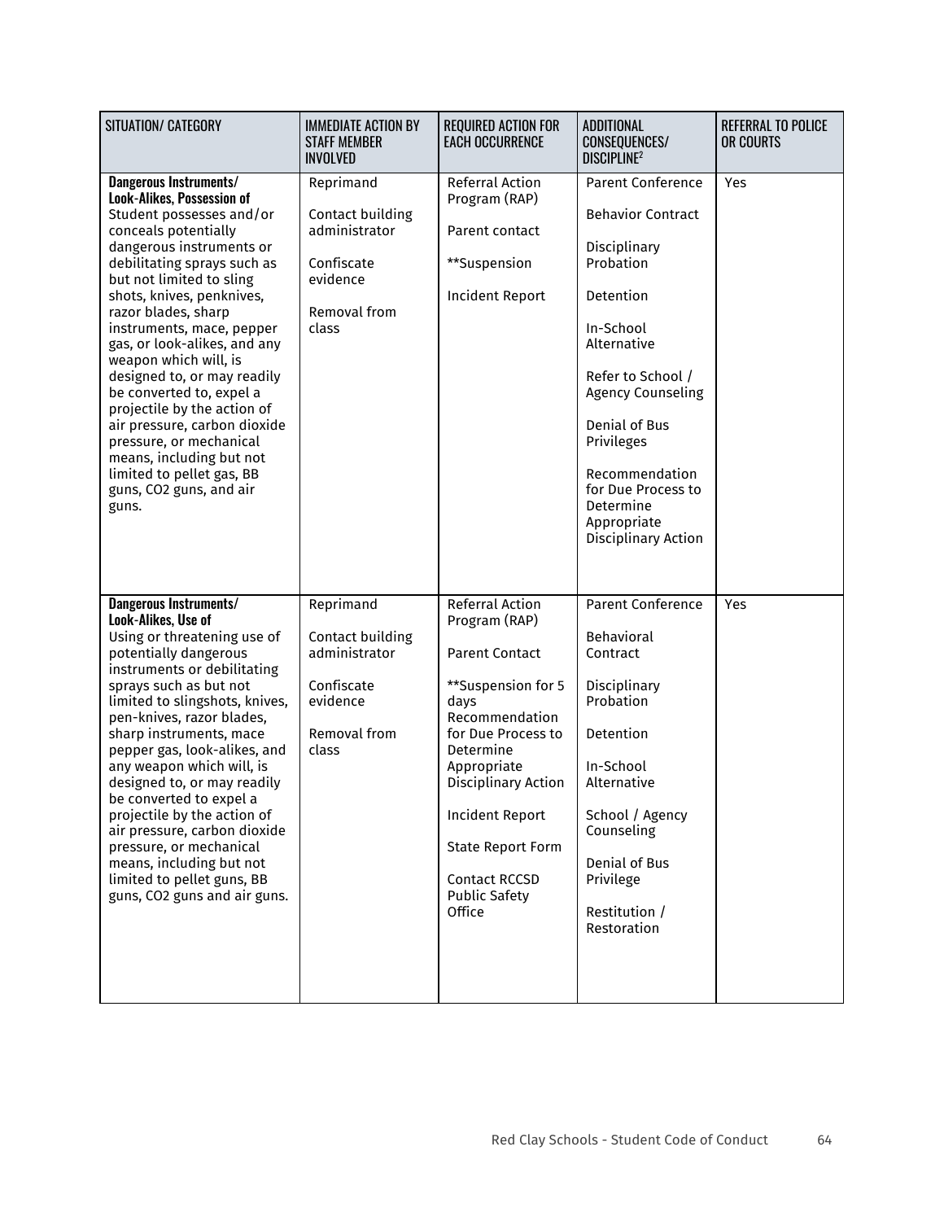| SITUATION/ CATEGORY | IMMEDIATE ACTION BY STAFF MEMBER INVOLVED | REQUIRED ACTION FOR EACH OCCURRENCE | ADDITIONAL CONSEQUENCES/ DISCIPLINE[2] | REFERRAL TO POLICE OR COURTS |
|---|---|---|---|---|
| **Dangerous Instruments/ Look-Alikes, Possession of** Student possesses and/or conceals potentially dangerous instruments or debilitating sprays such as but not limited to sling shots, knives, penknives, razor blades, sharp instruments, mace, pepper gas, or look-alikes, and any weapon which will, is designed to, or may readily be converted to, expel a projectile by the action of air pressure, carbon dioxide pressure, or mechanical means, including but not limited to pellet gas, BB guns, CO2 guns, and air guns. | Reprimand<br><br>Contact building administrator<br><br>Confiscate evidence<br><br>Removal from class | Referral Action Program (RAP)<br><br>Parent contact<br><br>**Suspension<br><br>Incident Report | Parent Conference<br><br>Behavior Contract<br><br>Disciplinary Probation<br><br>Detention<br><br>In-School Alternative<br><br>Refer to School / Agency Counseling<br><br>Denial of Bus Privileges<br><br>Recommendation for Due Process to Determine Appropriate Disciplinary Action | Yes |
| **Dangerous Instruments/ Look-Alikes, Use of** Using or threatening use of potentially dangerous instruments or debilitating sprays such as but not limited to slingshots, knives, pen-knives, razor blades, sharp instruments, mace pepper gas, look-alikes, and any weapon which will, is designed to, or may readily be converted to expel a projectile by the action of air pressure, carbon dioxide pressure, or mechanical means, including but not limited to pellet guns, BB guns, CO2 guns and air guns. | Reprimand<br><br>Contact building administrator<br><br>Confiscate evidence<br><br>Removal from class | Referral Action Program (RAP)<br><br>Parent Contact<br><br>**Suspension for 5 days Recommendation for Due Process to Determine Appropriate Disciplinary Action<br><br>Incident Report<br><br>State Report Form<br><br>Contact RCCSD Public Safety Office | Parent Conference<br><br>Behavioral Contract<br><br>Disciplinary Probation<br><br>Detention<br><br>In-School Alternative<br><br>School / Agency Counseling<br><br>Denial of Bus Privilege<br><br>Restitution / Restoration | Yes |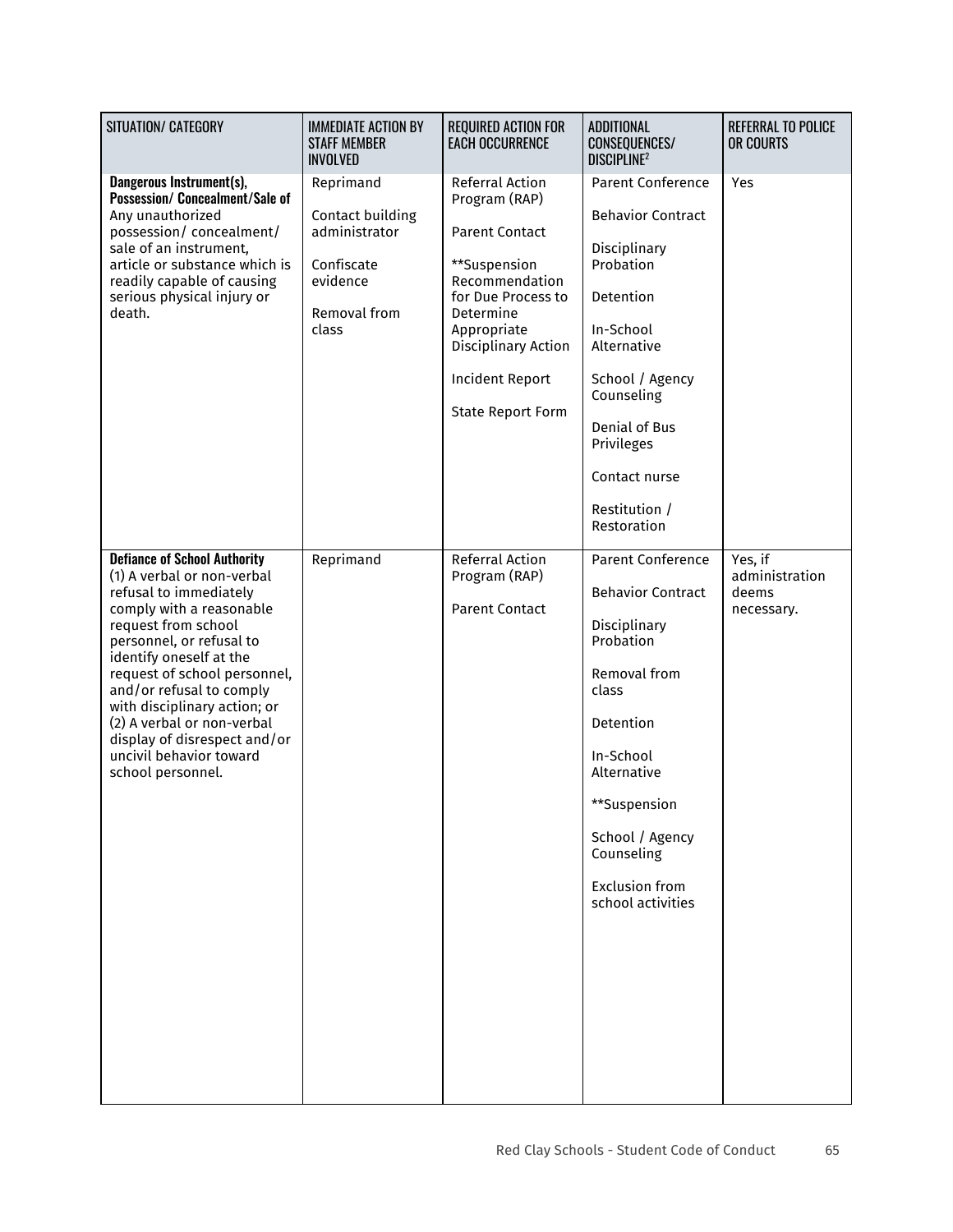| SITUATION/ CATEGORY | IMMEDIATE ACTION BY STAFF MEMBER INVOLVED | REQUIRED ACTION FOR EACH OCCURRENCE | ADDITIONAL CONSEQUENCES/ DISCIPLINE[2] | REFERRAL TO POLICE OR COURTS |
|---|---|---|---|---|
| **Dangerous Instrument(s), Possession/ Concealment/Sale of** Any unauthorized possession/ concealment/ sale of an instrument, article or substance which is readily capable of causing serious physical injury or death. | Reprimand<br><br>Contact building administrator<br><br>Confiscate evidence<br><br>Removal from class | Referral Action Program (RAP)<br><br>Parent Contact<br><br>**Suspension Recommendation for Due Process to Determine Appropriate Disciplinary Action<br><br>Incident Report<br><br>State Report Form | Parent Conference<br><br>Behavior Contract<br><br>Disciplinary Probation<br><br>Detention<br><br>In-School Alternative<br><br>School / Agency Counseling<br><br>Denial of Bus Privileges<br><br>Contact nurse<br><br>Restitution / Restoration | Yes |
| **Defiance of School Authority** (1) A verbal or non-verbal refusal to immediately comply with a reasonable request from school personnel, or refusal to identify oneself at the request of school personnel, and/or refusal to comply with disciplinary action; or (2) A verbal or non-verbal display of disrespect and/or uncivil behavior toward school personnel. | Reprimand | Referral Action Program (RAP)<br><br>Parent Contact | Parent Conference<br><br>Behavior Contract<br><br>Disciplinary Probation<br><br>Removal from class<br><br>Detention<br><br>In-School Alternative<br><br>**Suspension<br><br>School / Agency Counseling<br><br>Exclusion from school activities | Yes, if administration deems necessary. |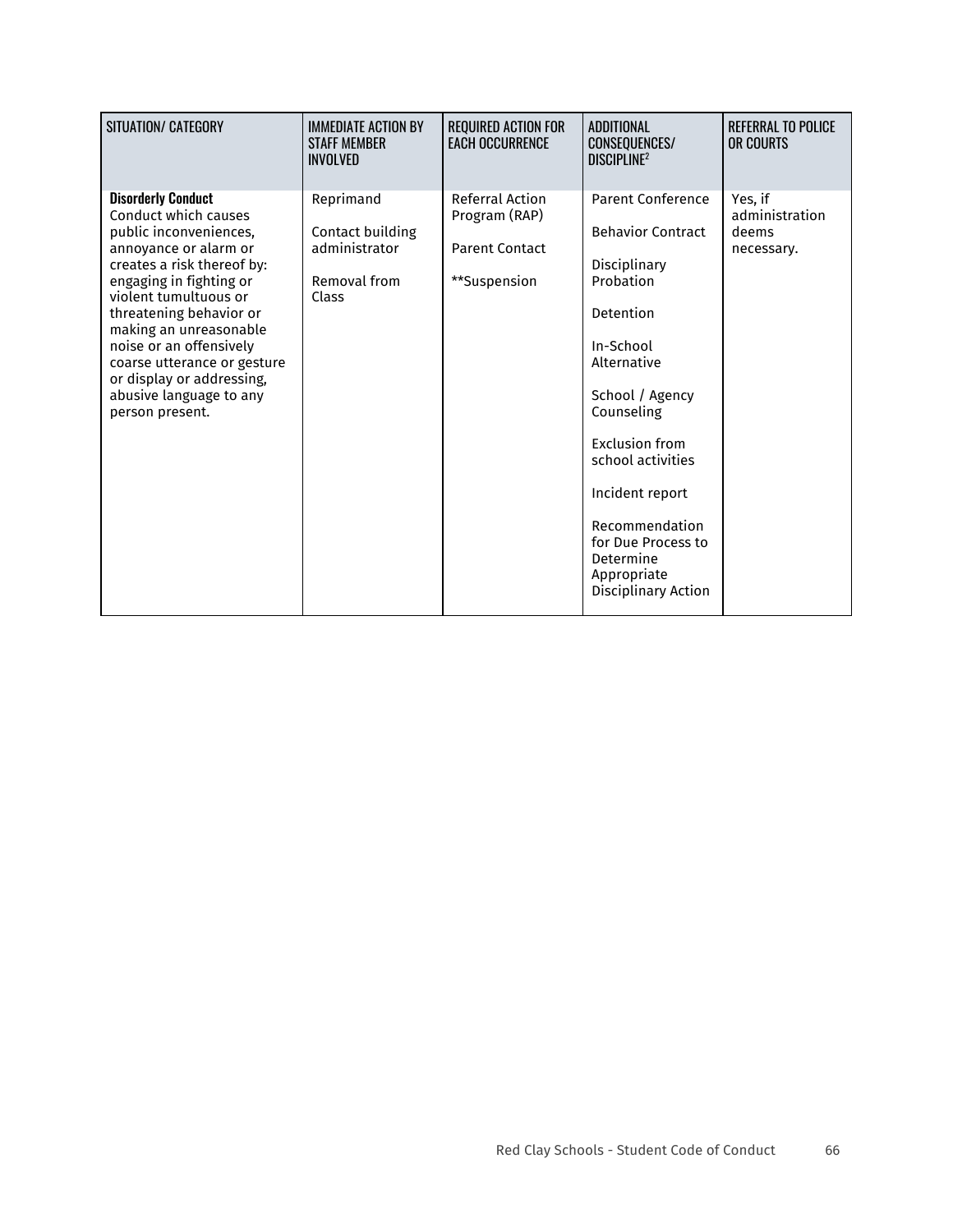| SITUATION/ CATEGORY | IMMEDIATE ACTION BY STAFF MEMBER INVOLVED | REQUIRED ACTION FOR EACH OCCURRENCE | ADDITIONAL CONSEQUENCES/ DISCIPLINE[2] | REFERRAL TO POLICE OR COURTS |
|---|---|---|---|---|
| **Disorderly Conduct**<br>Conduct which causes public inconveniences, annoyance or alarm or creates a risk thereof by: engaging in fighting or violent tumultuous or threatening behavior or making an unreasonable noise or an offensively coarse utterance or gesture or display or addressing, abusive language to any person present. | Reprimand<br><br>Contact building administrator<br><br>Removal from Class | Referral Action Program (RAP)<br><br>Parent Contact<br><br>**Suspension | Parent Conference<br><br>Behavior Contract<br><br>Disciplinary Probation<br><br>Detention<br><br>In-School Alternative<br><br>School / Agency Counseling<br><br>Exclusion from school activities<br><br>Incident report<br><br>Recommendation for Due Process to Determine Appropriate Disciplinary Action | Yes, if administration deems necessary. |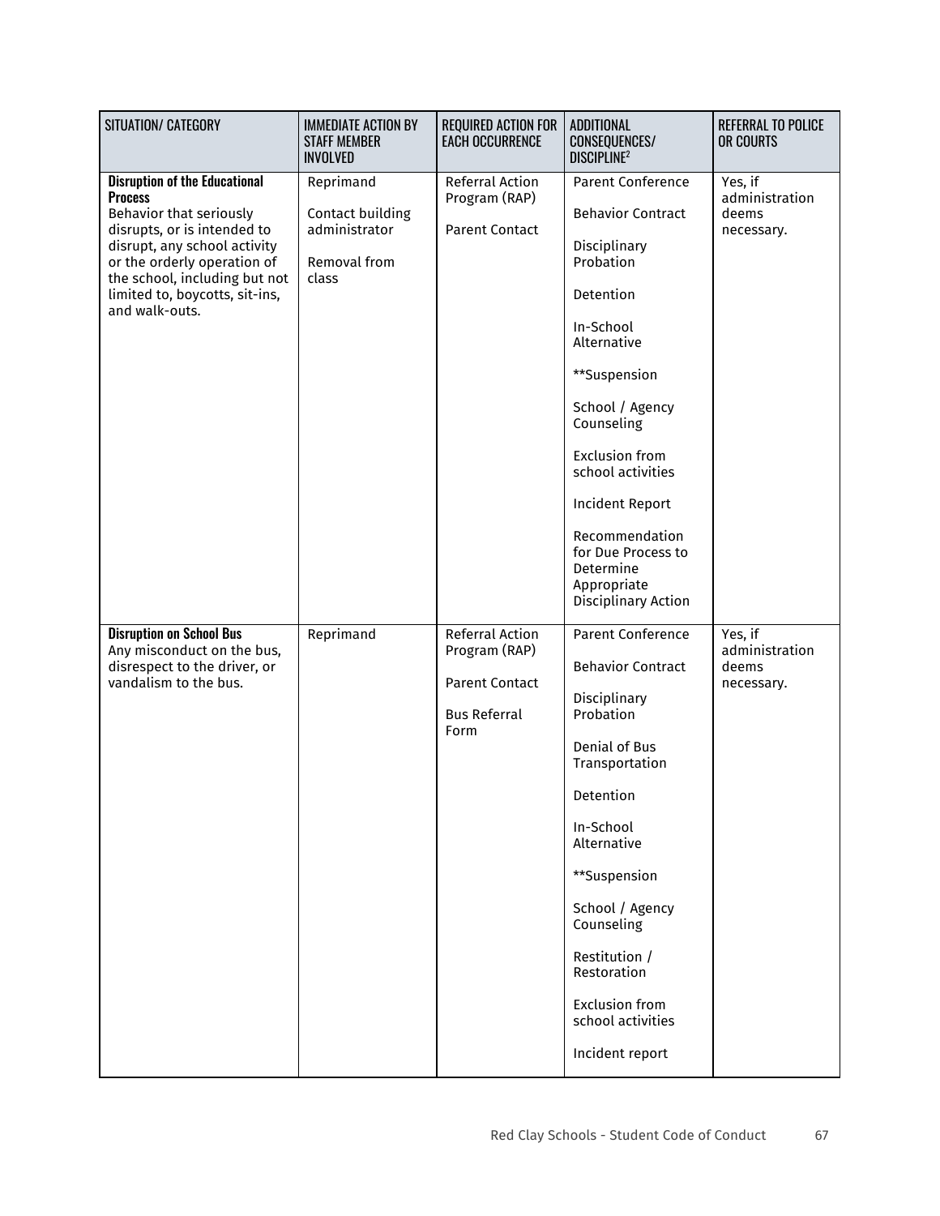| SITUATION/ CATEGORY | IMMEDIATE ACTION BY STAFF MEMBER INVOLVED | REQUIRED ACTION FOR EACH OCCURRENCE | ADDITIONAL CONSEQUENCES/ DISCIPLINE[2] | REFERRAL TO POLICE OR COURTS |
|---|---|---|---|---|
| **Disruption of the Educational Process** Behavior that seriously disrupts, or is intended to disrupt, any school activity or the orderly operation of the school, including but not limited to, boycotts, sit-ins, and walk-outs. | Reprimand<br><br>Contact building administrator<br><br>Removal from class | Referral Action Program (RAP)<br><br>Parent Contact | Parent Conference<br><br>Behavior Contract<br><br>Disciplinary Probation<br><br>Detention<br><br>In-School Alternative<br><br>**Suspension<br><br>School / Agency Counseling<br><br>Exclusion from school activities<br><br>Incident Report<br><br>Recommendation for Due Process to Determine Appropriate Disciplinary Action | Yes, if administration deems necessary. |
| **Disruption on School Bus** Any misconduct on the bus, disrespect to the driver, or vandalism to the bus. | Reprimand | Referral Action Program (RAP)<br><br>Parent Contact<br><br>Bus Referral Form | Parent Conference<br><br>Behavior Contract<br><br>Disciplinary Probation<br><br>Denial of Bus Transportation<br><br>Detention<br><br>In-School Alternative<br><br>**Suspension<br><br>School / Agency Counseling<br><br>Restitution / Restoration<br><br>Exclusion from school activities<br><br>Incident report | Yes, if administration deems necessary. |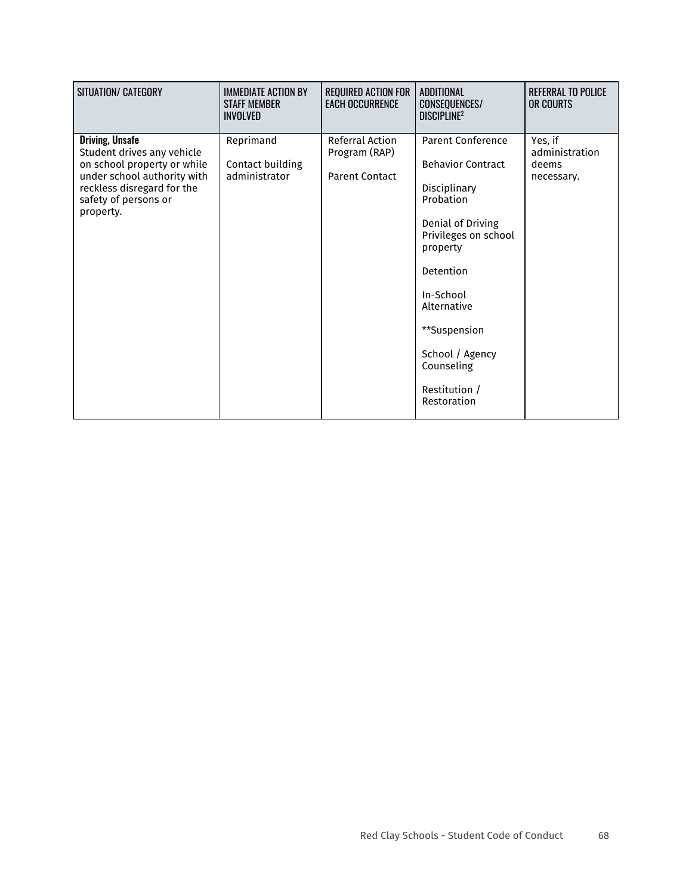| SITUATION/ CATEGORY | IMMEDIATE ACTION BY STAFF MEMBER INVOLVED | REQUIRED ACTION FOR EACH OCCURRENCE | ADDITIONAL CONSEQUENCES/ DISCIPLINE[2] | REFERRAL TO POLICE OR COURTS |
|---|---|---|---|---|
| **Driving, Unsafe**<br>Student drives any vehicle on school property or while under school authority with reckless disregard for the safety of persons or property. | Reprimand<br><br>Contact building administrator | Referral Action Program (RAP)<br><br>Parent Contact | Parent Conference<br><br>Behavior Contract<br><br>Disciplinary Probation<br><br>Denial of Driving Privileges on school property<br><br>Detention<br><br>In-School Alternative<br><br>**Suspension<br><br>School / Agency Counseling<br><br>Restitution / Restoration | Yes, if administration deems necessary. |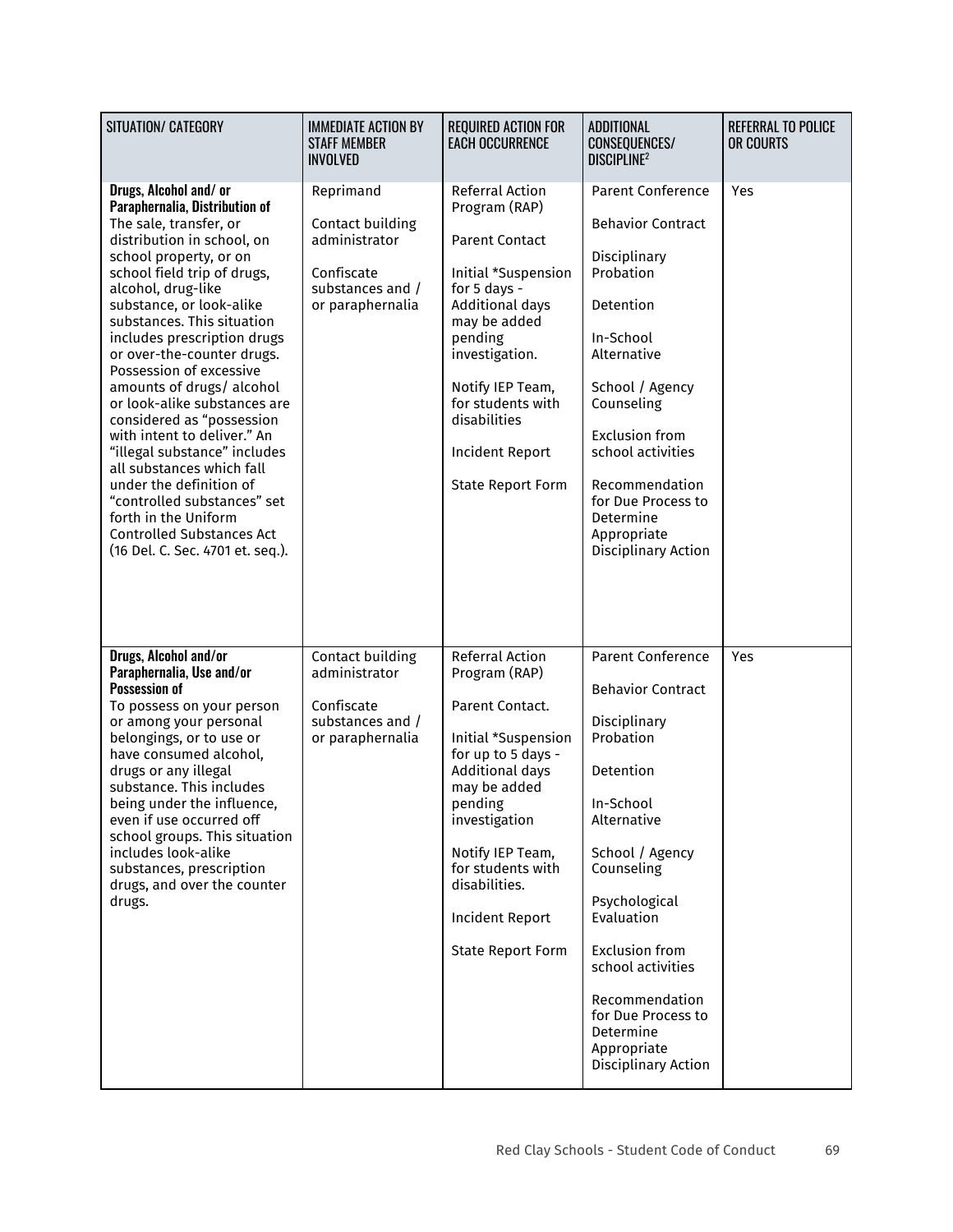| SITUATION/ CATEGORY | IMMEDIATE ACTION BY STAFF MEMBER INVOLVED | REQUIRED ACTION FOR EACH OCCURRENCE | ADDITIONAL CONSEQUENCES/ DISCIPLINE[2] | REFERRAL TO POLICE OR COURTS |
|---|---|---|---|---|
| **Drugs, Alcohol and/ or Paraphernalia, Distribution of**<br>The sale, transfer, or distribution in school, on school property, or on school field trip of drugs, alcohol, drug-like substance, or look-alike substances. This situation includes prescription drugs or over-the-counter drugs. Possession of excessive amounts of drugs/ alcohol or look-alike substances are considered as "possession with intent to deliver." An "illegal substance" includes all substances which fall under the definition of "controlled substances" set forth in the Uniform Controlled Substances Act (16 Del. C. Sec. 4701 et. seq.). | Reprimand<br><br>Contact building administrator<br><br>Confiscate substances and / or paraphernalia | Referral Action Program (RAP)<br><br>Parent Contact<br><br>Initial *Suspension for 5 days - Additional days may be added pending investigation.<br><br>Notify IEP Team, for students with disabilities<br><br>Incident Report<br><br>State Report Form | Parent Conference<br><br>Behavior Contract<br><br>Disciplinary Probation<br><br>Detention<br><br>In-School Alternative<br><br>School / Agency Counseling<br><br>Exclusion from school activities<br><br>Recommendation for Due Process to Determine Appropriate Disciplinary Action | Yes |
| **Drugs, Alcohol and/or Paraphernalia, Use and/or Possession of**<br>To possess on your person or among your personal belongings, or to use or have consumed alcohol, drugs or any illegal substance. This includes being under the influence, even if use occurred off school groups. This situation includes look-alike substances, prescription drugs, and over the counter drugs. | Contact building administrator<br><br>Confiscate substances and / or paraphernalia | Referral Action Program (RAP)<br><br>Parent Contact.<br><br>Initial *Suspension for up to 5 days - Additional days may be added pending investigation<br><br>Notify IEP Team, for students with disabilities.<br><br>Incident Report<br><br>State Report Form | Parent Conference<br><br>Behavior Contract<br><br>Disciplinary Probation<br><br>Detention<br><br>In-School Alternative<br><br>School / Agency Counseling<br><br>Psychological Evaluation<br><br>Exclusion from school activities<br><br>Recommendation for Due Process to Determine Appropriate Disciplinary Action | Yes |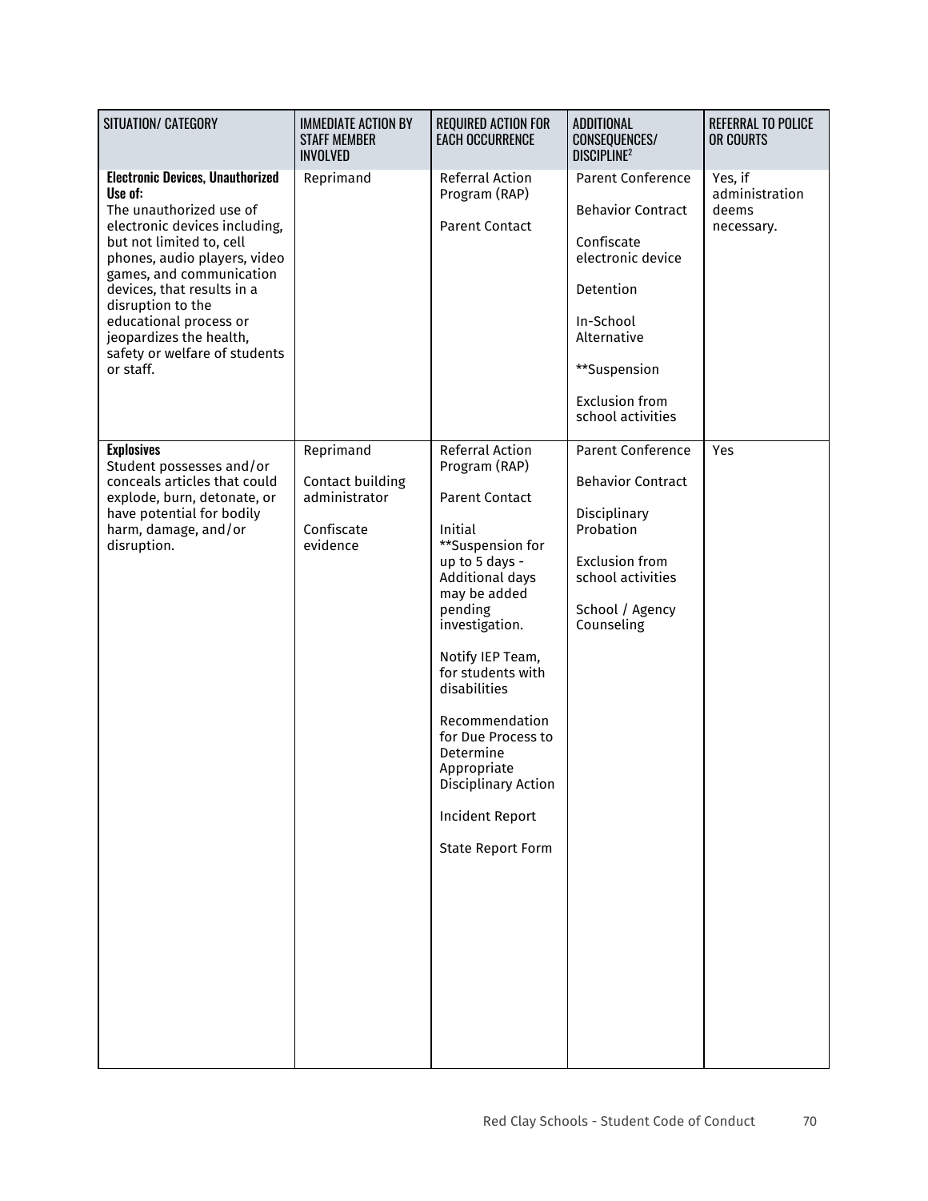| SITUATION/ CATEGORY | IMMEDIATE ACTION BY STAFF MEMBER INVOLVED | REQUIRED ACTION FOR EACH OCCURRENCE | ADDITIONAL CONSEQUENCES/ DISCIPLINE[2] | REFERRAL TO POLICE OR COURTS |
|---|---|---|---|---|
| **Electronic Devices, Unauthorized Use of:**<br>The unauthorized use of electronic devices including, but not limited to, cell phones, audio players, video games, and communication devices, that results in a disruption to the educational process or jeopardizes the health, safety or welfare of students or staff. | Reprimand | Referral Action Program (RAP)<br><br>Parent Contact | Parent Conference<br><br>Behavior Contract<br><br>Confiscate electronic device<br><br>Detention<br><br>In-School Alternative<br><br>**Suspension<br><br>Exclusion from school activities | Yes, if administration deems necessary. |
| **Explosives**<br>Student possesses and/or conceals articles that could explode, burn, detonate, or have potential for bodily harm, damage, and/or disruption. | Reprimand<br><br>Contact building administrator<br><br>Confiscate evidence | Referral Action Program (RAP)<br><br>Parent Contact<br><br>Initial **Suspension for up to 5 days - Additional days may be added pending investigation.<br><br>Notify IEP Team, for students with disabilities<br><br>Recommendation for Due Process to Determine Appropriate Disciplinary Action<br><br>Incident Report<br><br>State Report Form | Parent Conference<br><br>Behavior Contract<br><br>Disciplinary Probation<br><br>Exclusion from school activities<br><br>School / Agency Counseling | Yes |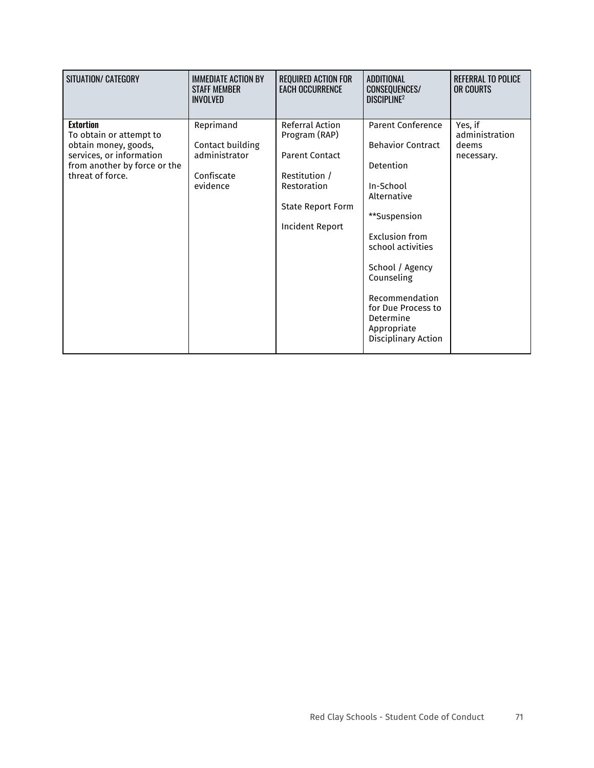| SITUATION/ CATEGORY | IMMEDIATE ACTION BY STAFF MEMBER INVOLVED | REQUIRED ACTION FOR EACH OCCURRENCE | ADDITIONAL CONSEQUENCES/ DISCIPLINE[2] | REFERRAL TO POLICE OR COURTS |
|---|---|---|---|---|
| **Extortion**<br>To obtain or attempt to obtain money, goods, services, or information from another by force or the threat of force. | Reprimand<br><br>Contact building administrator<br><br>Confiscate evidence | Referral Action Program (RAP)<br><br>Parent Contact<br><br>Restitution / Restoration<br><br>State Report Form<br><br>Incident Report | Parent Conference<br><br>Behavior Contract<br><br>Detention<br><br>In-School Alternative<br><br>**Suspension<br><br>Exclusion from school activities<br><br>School / Agency Counseling<br><br>Recommendation for Due Process to Determine Appropriate Disciplinary Action | Yes, if administration deems necessary. |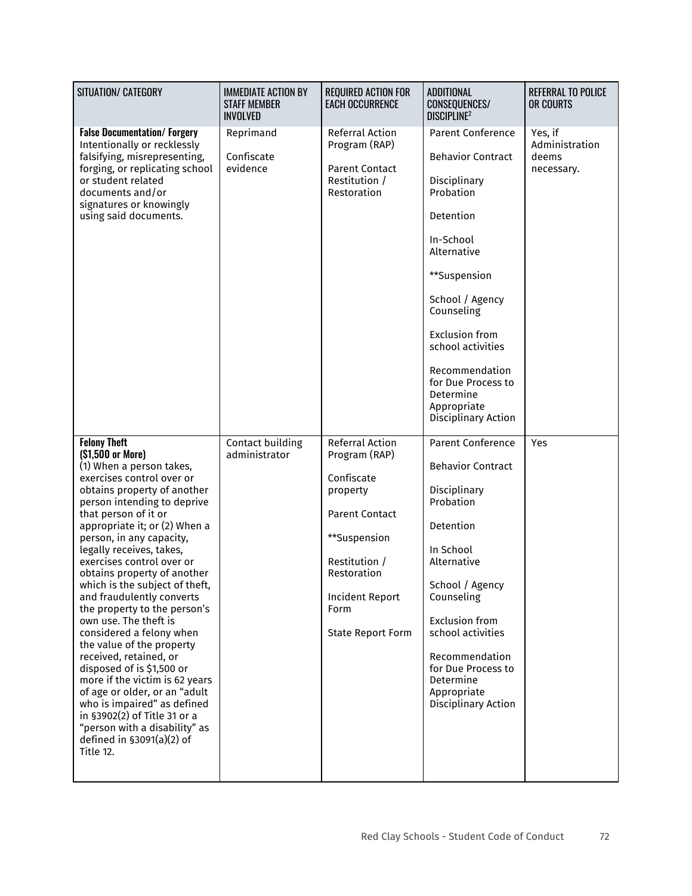| SITUATION/ CATEGORY | IMMEDIATE ACTION BY STAFF MEMBER INVOLVED | REQUIRED ACTION FOR EACH OCCURRENCE | ADDITIONAL CONSEQUENCES/ DISCIPLINE[2] | REFERRAL TO POLICE OR COURTS |
|---|---|---|---|---|
| **False Documentation/ Forgery** Intentionally or recklessly falsifying, misrepresenting, forging, or replicating school or student related documents and/or signatures or knowingly using said documents. | Reprimand<br><br>Confiscate evidence | Referral Action Program (RAP)<br><br>Parent Contact Restitution / Restoration | Parent Conference<br><br>Behavior Contract<br><br>Disciplinary Probation<br><br>Detention<br><br>In-School Alternative<br><br>**Suspension<br><br>School / Agency Counseling<br><br>Exclusion from school activities<br><br>Recommendation for Due Process to Determine Appropriate Disciplinary Action | Yes, if Administration deems necessary. |
| **Felony Theft (\$1,500 or More)** (1) When a person takes, exercises control over or obtains property of another person intending to deprive that person of it or appropriate it; or (2) When a person, in any capacity, legally receives, takes, exercises control over or obtains property of another which is the subject of theft, and fraudulently converts the property to the person's own use. The theft is considered a felony when the value of the property received, retained, or disposed of is \$1,500 or more if the victim is 62 years of age or older, or an "adult who is impaired" as defined in §3902(2) of Title 31 or a "person with a disability" as defined in §3091(a)(2) of Title 12. | Contact building administrator | Referral Action Program (RAP)<br><br>Confiscate property<br><br>Parent Contact<br><br>**Suspension<br><br>Restitution / Restoration<br><br>Incident Report Form<br><br>State Report Form | Parent Conference<br><br>Behavior Contract<br><br>Disciplinary Probation<br><br>Detention<br><br>In School Alternative<br><br>School / Agency Counseling<br><br>Exclusion from school activities<br><br>Recommendation for Due Process to Determine Appropriate Disciplinary Action | Yes |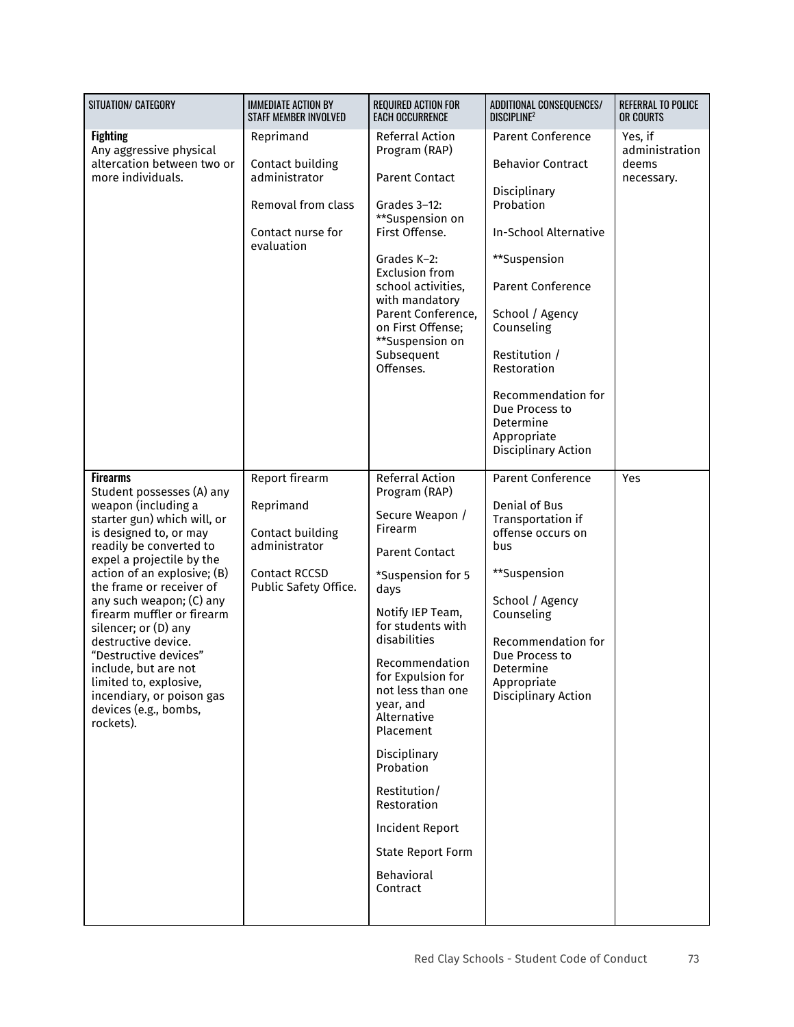| SITUATION/ CATEGORY | IMMEDIATE ACTION BY STAFF MEMBER INVOLVED | REQUIRED ACTION FOR EACH OCCURRENCE | ADDITIONAL CONSEQUENCES/ DISCIPLINE[2] | REFERRAL TO POLICE OR COURTS |
|---|---|---|---|---|
| **Fighting**<br>Any aggressive physical altercation between two or more individuals. | Reprimand<br><br>Contact building administrator<br><br>Removal from class<br><br>Contact nurse for evaluation | Referral Action Program (RAP)<br><br>Parent Contact<br><br>Grades 3–12: **Suspension on First Offense.<br><br>Grades K–2: Exclusion from school activities, with mandatory Parent Conference, on First Offense; **Suspension on Subsequent Offenses. | Parent Conference<br><br>Behavior Contract<br><br>Disciplinary Probation<br><br>In-School Alternative<br><br>**Suspension<br><br>Parent Conference<br><br>School / Agency Counseling<br><br>Restitution / Restoration<br><br>Recommendation for Due Process to Determine Appropriate Disciplinary Action | Yes, if administration deems necessary. |
| **Firearms**<br>Student possesses (A) any weapon (including a starter gun) which will, or is designed to, or may readily be converted to expel a projectile by the action of an explosive; (B) the frame or receiver of any such weapon; (C) any firearm muffler or firearm silencer; or (D) any destructive device. "Destructive devices" include, but are not limited to, explosive, incendiary, or poison gas devices (e.g., bombs, rockets). | Report firearm<br><br>Reprimand<br><br>Contact building administrator<br><br>Contact RCCSD Public Safety Office. | Referral Action Program (RAP)<br><br>Secure Weapon / Firearm<br><br>Parent Contact<br><br>*Suspension for 5 days<br><br>Notify IEP Team, for students with disabilities<br><br>Recommendation for Expulsion for not less than one year, and Alternative Placement<br><br>Disciplinary Probation<br><br>Restitution/ Restoration<br><br>Incident Report<br><br>State Report Form<br><br>Behavioral Contract | Parent Conference<br><br>Denial of Bus Transportation if offense occurs on bus<br><br>**Suspension<br><br>School / Agency Counseling<br><br>Recommendation for Due Process to Determine Appropriate Disciplinary Action | Yes |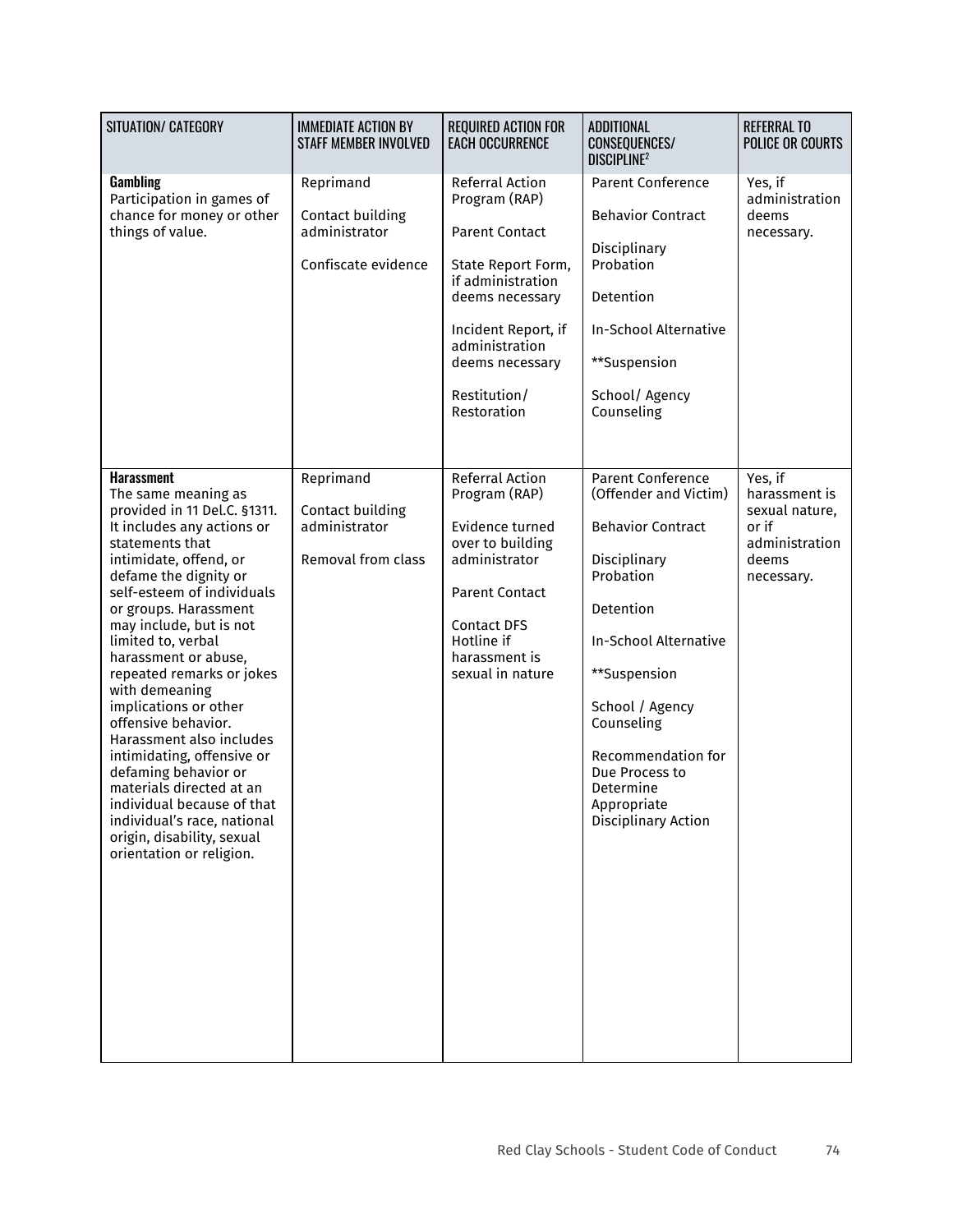| SITUATION/ CATEGORY | IMMEDIATE ACTION BY STAFF MEMBER INVOLVED | REQUIRED ACTION FOR EACH OCCURRENCE | ADDITIONAL CONSEQUENCES/ DISCIPLINE[2] | REFERRAL TO POLICE OR COURTS |
|---|---|---|---|---|
| **Gambling**<br>Participation in games of chance for money or other things of value. | Reprimand<br><br>Contact building administrator<br><br>Confiscate evidence | Referral Action Program (RAP)<br><br>Parent Contact<br><br>State Report Form, if administration deems necessary<br><br>Incident Report, if administration deems necessary<br><br>Restitution/ Restoration | Parent Conference<br><br>Behavior Contract<br><br>Disciplinary Probation<br><br>Detention<br><br>In-School Alternative<br><br>**Suspension<br><br>School/ Agency Counseling | Yes, if administration deems necessary. |
| **Harassment**<br>The same meaning as provided in 11 Del.C. §1311. It includes any actions or statements that intimidate, offend, or defame the dignity or self-esteem of individuals or groups. Harassment may include, but is not limited to, verbal harassment or abuse, repeated remarks or jokes with demeaning implications or other offensive behavior. Harassment also includes intimidating, offensive or defaming behavior or materials directed at an individual because of that individual's race, national origin, disability, sexual orientation or religion. | Reprimand<br><br>Contact building administrator<br><br>Removal from class | Referral Action Program (RAP)<br><br>Evidence turned over to building administrator<br><br>Parent Contact<br><br>Contact DFS Hotline if harassment is sexual in nature | Parent Conference (Offender and Victim)<br><br>Behavior Contract<br><br>Disciplinary Probation<br><br>Detention<br><br>In-School Alternative<br><br>**Suspension<br><br>School / Agency Counseling<br><br>Recommendation for Due Process to Determine Appropriate Disciplinary Action | Yes, if harassment is sexual nature, or if administration deems necessary. |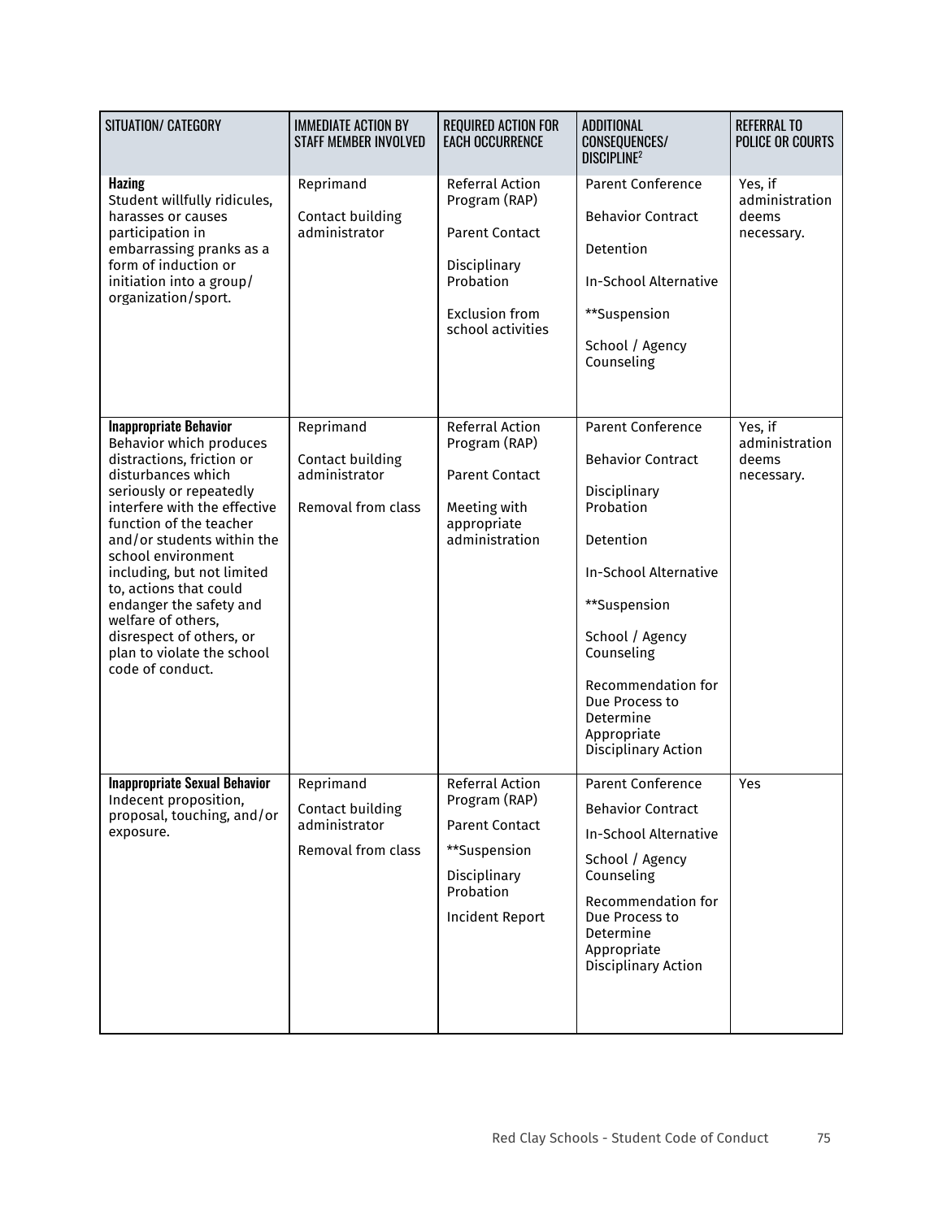| SITUATION/ CATEGORY | IMMEDIATE ACTION BY STAFF MEMBER INVOLVED | REQUIRED ACTION FOR EACH OCCURRENCE | ADDITIONAL CONSEQUENCES/ DISCIPLINE[2] | REFERRAL TO POLICE OR COURTS |
|---|---|---|---|---|
| **Hazing**<br>Student willfully ridicules, harasses or causes participation in embarrassing pranks as a form of induction or initiation into a group/ organization/sport. | Reprimand<br><br>Contact building administrator | Referral Action Program (RAP)<br><br>Parent Contact<br><br>Disciplinary Probation<br><br>Exclusion from school activities | Parent Conference<br><br>Behavior Contract<br><br>Detention<br><br>In-School Alternative<br><br>**Suspension<br><br>School / Agency Counseling | Yes, if administration deems necessary. |
| **Inappropriate Behavior**<br>Behavior which produces distractions, friction or disturbances which seriously or repeatedly interfere with the effective function of the teacher and/or students within the school environment including, but not limited to, actions that could endanger the safety and welfare of others, disrespect of others, or plan to violate the school code of conduct. | Reprimand<br><br>Contact building administrator<br><br>Removal from class | Referral Action Program (RAP)<br><br>Parent Contact<br><br>Meeting with appropriate administration | Parent Conference<br><br>Behavior Contract<br><br>Disciplinary Probation<br><br>Detention<br><br>In-School Alternative<br><br>**Suspension<br><br>School / Agency Counseling<br><br>Recommendation for Due Process to Determine Appropriate Disciplinary Action | Yes, if administration deems necessary. |
| **Inappropriate Sexual Behavior**<br>Indecent proposition, proposal, touching, and/or exposure. | Reprimand<br><br>Contact building administrator<br><br>Removal from class | Referral Action Program (RAP)<br><br>Parent Contact<br><br>**Suspension<br><br>Disciplinary Probation<br><br>Incident Report | Parent Conference<br><br>Behavior Contract<br><br>In-School Alternative<br><br>School / Agency Counseling<br><br>Recommendation for Due Process to Determine Appropriate Disciplinary Action | Yes |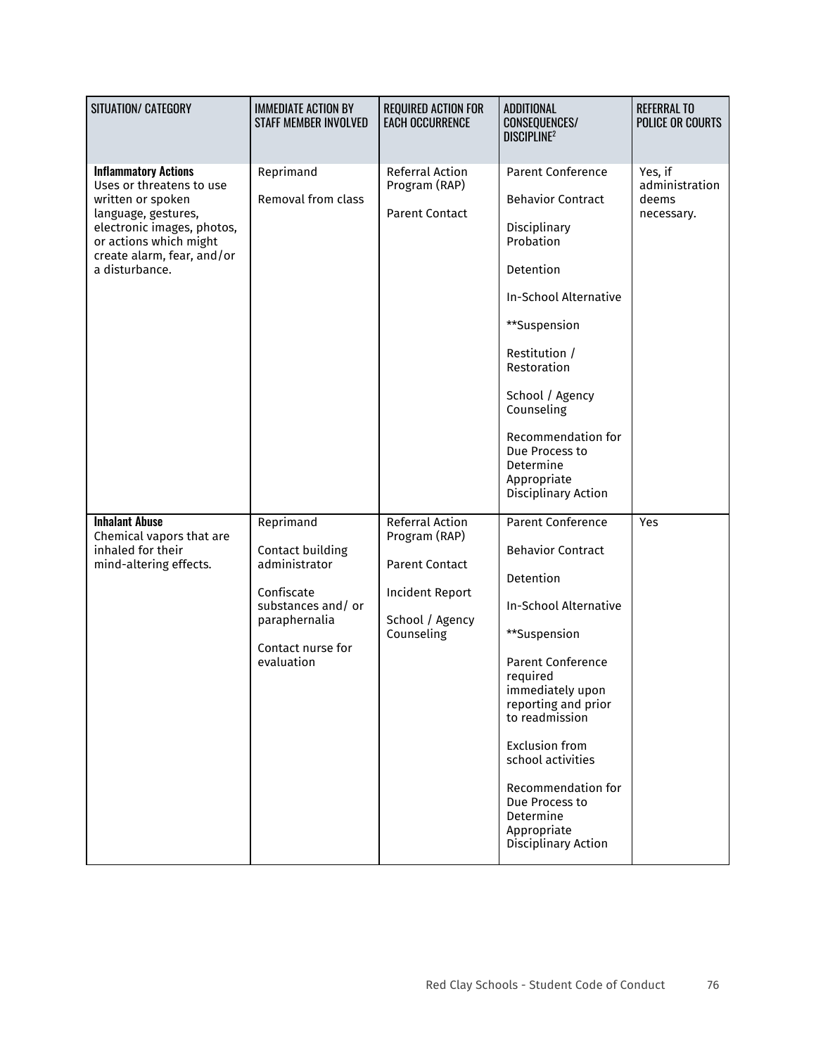| SITUATION/ CATEGORY | IMMEDIATE ACTION BY STAFF MEMBER INVOLVED | REQUIRED ACTION FOR EACH OCCURRENCE | ADDITIONAL CONSEQUENCES/ DISCIPLINE[2] | REFERRAL TO POLICE OR COURTS |
|---|---|---|---|---|
| **Inflammatory Actions**<br>Uses or threatens to use written or spoken language, gestures, electronic images, photos, or actions which might create alarm, fear, and/or a disturbance. | Reprimand<br><br>Removal from class | Referral Action Program (RAP)<br><br>Parent Contact | Parent Conference<br><br>Behavior Contract<br><br>Disciplinary Probation<br><br>Detention<br><br>In-School Alternative<br><br>**Suspension<br><br>Restitution / Restoration<br><br>School / Agency Counseling<br><br>Recommendation for Due Process to Determine Appropriate Disciplinary Action | Yes, if administration deems necessary. |
| **Inhalant Abuse**<br>Chemical vapors that are inhaled for their mind-altering effects. | Reprimand<br><br>Contact building administrator<br><br>Confiscate substances and/ or paraphernalia<br><br>Contact nurse for evaluation | Referral Action Program (RAP)<br><br>Parent Contact<br><br>Incident Report<br><br>School / Agency Counseling | Parent Conference<br><br>Behavior Contract<br><br>Detention<br><br>In-School Alternative<br><br>**Suspension<br><br>Parent Conference required immediately upon reporting and prior to readmission<br><br>Exclusion from school activities<br><br>Recommendation for Due Process to Determine Appropriate Disciplinary Action | Yes |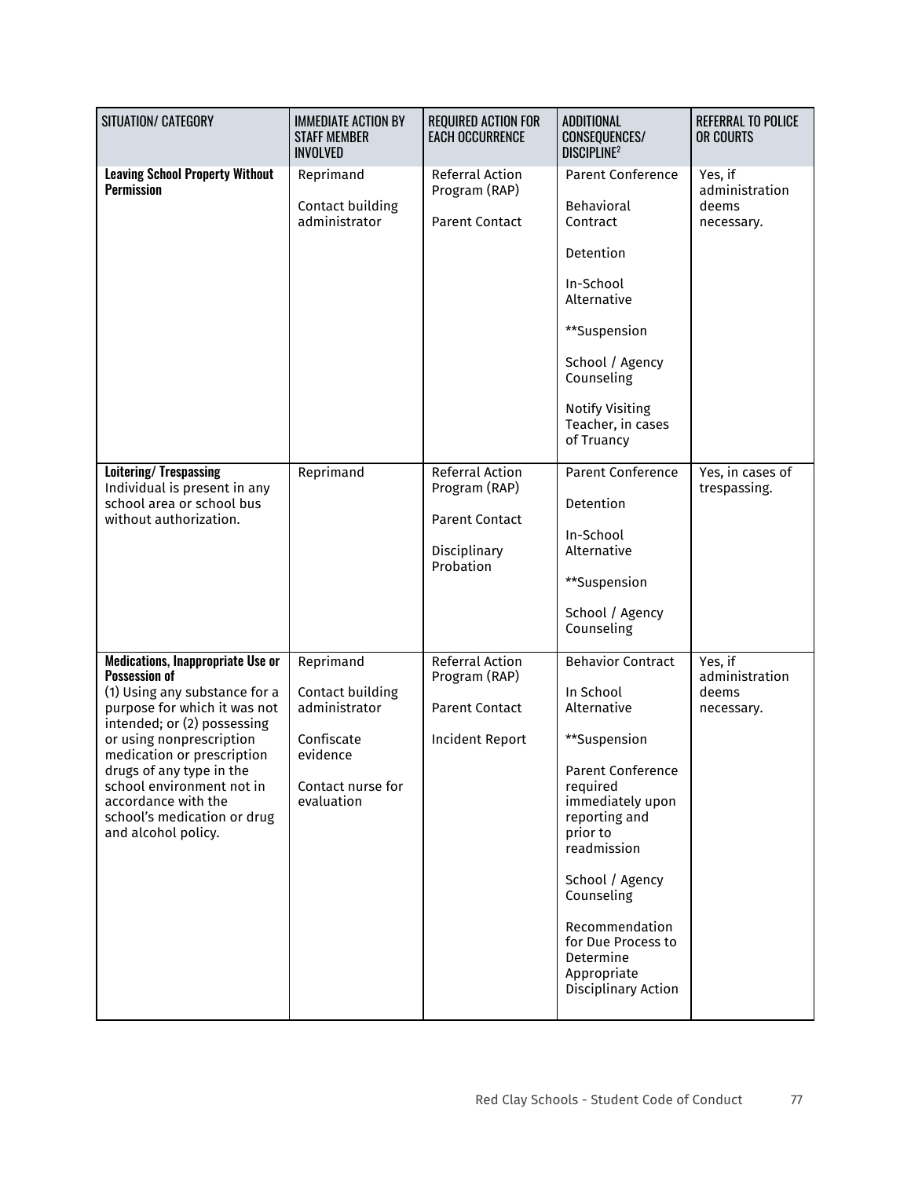| SITUATION/ CATEGORY | IMMEDIATE ACTION BY STAFF MEMBER INVOLVED | REQUIRED ACTION FOR EACH OCCURRENCE | ADDITIONAL CONSEQUENCES/ DISCIPLINE[2] | REFERRAL TO POLICE OR COURTS |
|---|---|---|---|---|
| **Leaving School Property Without Permission** | Reprimand<br><br>Contact building administrator | Referral Action Program (RAP)<br><br>Parent Contact | Parent Conference<br><br>Behavioral Contract<br><br>Detention<br><br>In-School Alternative<br><br>**Suspension<br><br>School / Agency Counseling<br><br>Notify Visiting Teacher, in cases of Truancy | Yes, if administration deems necessary. |
| **Loitering/ Trespassing**<br>Individual is present in any school area or school bus without authorization. | Reprimand | Referral Action Program (RAP)<br><br>Parent Contact<br><br>Disciplinary Probation | Parent Conference<br><br>Detention<br><br>In-School Alternative<br><br>**Suspension<br><br>School / Agency Counseling | Yes, in cases of trespassing. |
| **Medications, Inappropriate Use or Possession of**<br>(1) Using any substance for a purpose for which it was not intended; or (2) possessing or using nonprescription medication or prescription drugs of any type in the school environment not in accordance with the school's medication or drug and alcohol policy. | Reprimand<br><br>Contact building administrator<br><br>Confiscate evidence<br><br>Contact nurse for evaluation | Referral Action Program (RAP)<br><br>Parent Contact<br><br>Incident Report | Behavior Contract<br><br>In School Alternative<br><br>**Suspension<br><br>Parent Conference required immediately upon reporting and prior to readmission<br><br>School / Agency Counseling<br><br>Recommendation for Due Process to Determine Appropriate Disciplinary Action | Yes, if administration deems necessary. |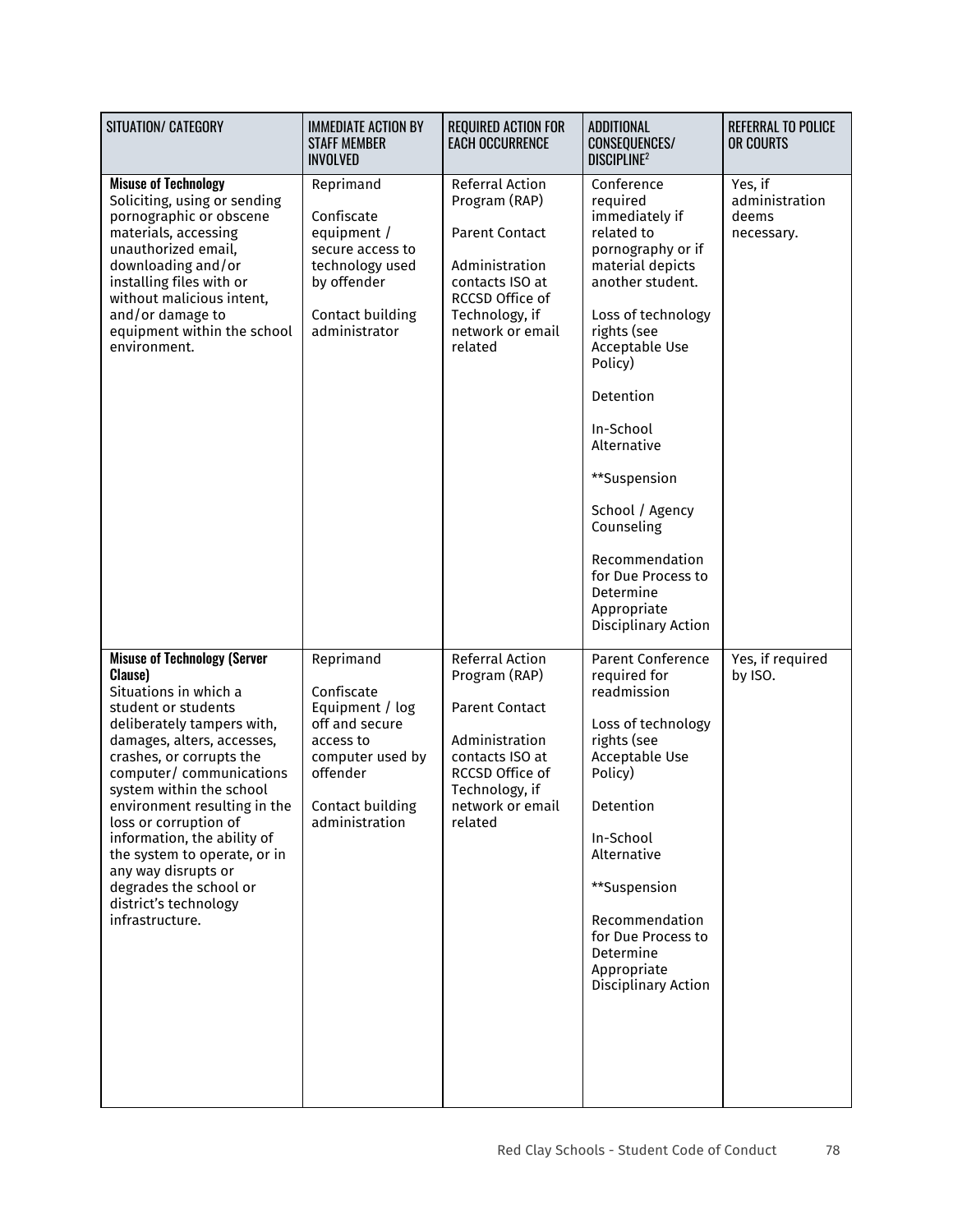| SITUATION/ CATEGORY | IMMEDIATE ACTION BY STAFF MEMBER INVOLVED | REQUIRED ACTION FOR EACH OCCURRENCE | ADDITIONAL CONSEQUENCES/ DISCIPLINE[2] | REFERRAL TO POLICE OR COURTS |
|---|---|---|---|---|
| **Misuse of Technology**<br>Soliciting, using or sending pornographic or obscene materials, accessing unauthorized email, downloading and/or installing files with or without malicious intent, and/or damage to equipment within the school environment. | Reprimand<br><br>Confiscate equipment / secure access to technology used by offender<br><br>Contact building administrator | Referral Action Program (RAP)<br><br>Parent Contact<br><br>Administration contacts ISO at RCCSD Office of Technology, if network or email related | Conference required immediately if related to pornography or if material depicts another student.<br><br>Loss of technology rights (see Acceptable Use Policy)<br><br>Detention<br><br>In-School Alternative<br><br>**Suspension<br><br>School / Agency Counseling<br><br>Recommendation for Due Process to Determine Appropriate Disciplinary Action | Yes, if administration deems necessary. |
| **Misuse of Technology (Server Clause)**<br>Situations in which a student or students deliberately tampers with, damages, alters, accesses, crashes, or corrupts the computer/ communications system within the school environment resulting in the loss or corruption of information, the ability of the system to operate, or in any way disrupts or degrades the school or district's technology infrastructure. | Reprimand<br><br>Confiscate Equipment / log off and secure access to computer used by offender<br><br>Contact building administration | Referral Action Program (RAP)<br><br>Parent Contact<br><br>Administration contacts ISO at RCCSD Office of Technology, if network or email related | Parent Conference required for readmission<br><br>Loss of technology rights (see Acceptable Use Policy)<br><br>Detention<br><br>In-School Alternative<br><br>**Suspension<br><br>Recommendation for Due Process to Determine Appropriate Disciplinary Action | Yes, if required by ISO. |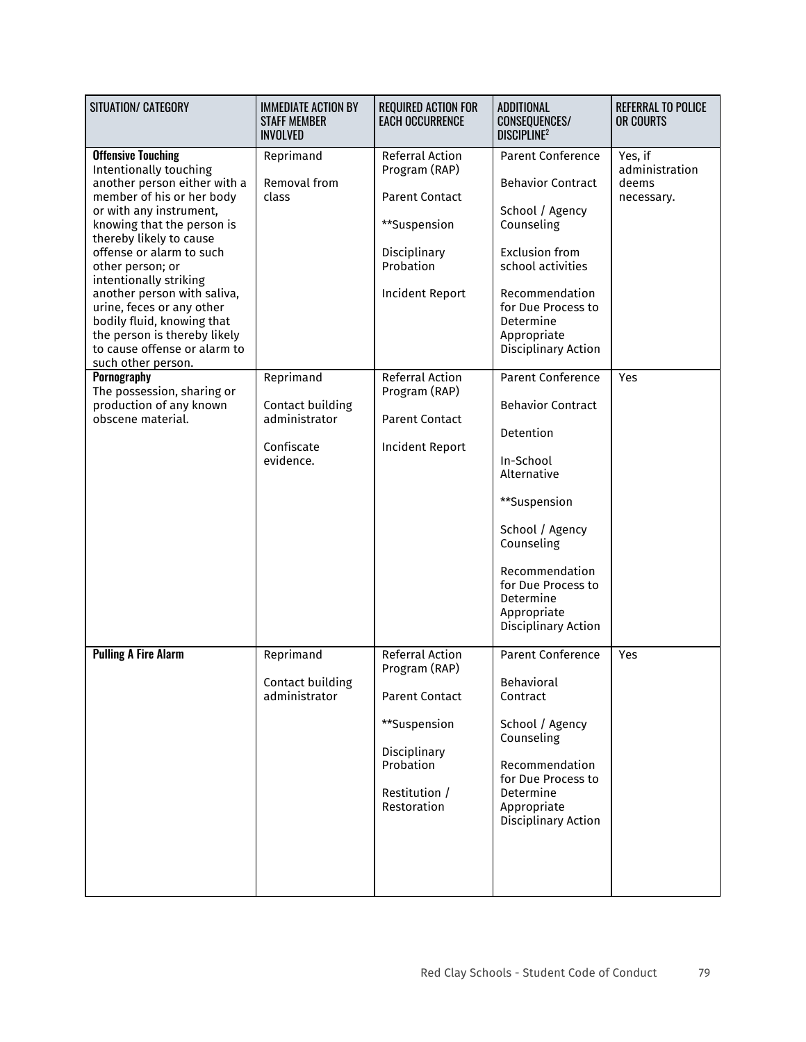| SITUATION/ CATEGORY | IMMEDIATE ACTION BY STAFF MEMBER INVOLVED | REQUIRED ACTION FOR EACH OCCURRENCE | ADDITIONAL CONSEQUENCES/ DISCIPLINE[2] | REFERRAL TO POLICE OR COURTS |
|---|---|---|---|---|
| **Offensive Touching** Intentionally touching another person either with a member of his or her body or with any instrument, knowing that the person is thereby likely to cause offense or alarm to such other person; or intentionally striking another person with saliva, urine, feces or any other bodily fluid, knowing that the person is thereby likely to cause offense or alarm to such other person. | Reprimand<br><br>Removal from class | Referral Action Program (RAP)<br><br>Parent Contact<br><br>**Suspension<br><br>Disciplinary Probation<br><br>Incident Report | Parent Conference<br><br>Behavior Contract<br><br>School / Agency Counseling<br><br>Exclusion from school activities<br><br>Recommendation for Due Process to Determine Appropriate Disciplinary Action | Yes, if administration deems necessary. |
| **Pornography** The possession, sharing or production of any known obscene material. | Reprimand<br><br>Contact building administrator<br><br>Confiscate evidence. | Referral Action Program (RAP)<br><br>Parent Contact<br><br>Incident Report | Parent Conference<br><br>Behavior Contract<br><br>Detention<br><br>In-School Alternative<br><br>**Suspension<br><br>School / Agency Counseling<br><br>Recommendation for Due Process to Determine Appropriate Disciplinary Action | Yes |
| **Pulling A Fire Alarm** | Reprimand<br><br>Contact building administrator | Referral Action Program (RAP)<br><br>Parent Contact<br><br>**Suspension<br><br>Disciplinary Probation<br><br>Restitution / Restoration | Parent Conference<br><br>Behavioral Contract<br><br>School / Agency Counseling<br><br>Recommendation for Due Process to Determine Appropriate Disciplinary Action | Yes |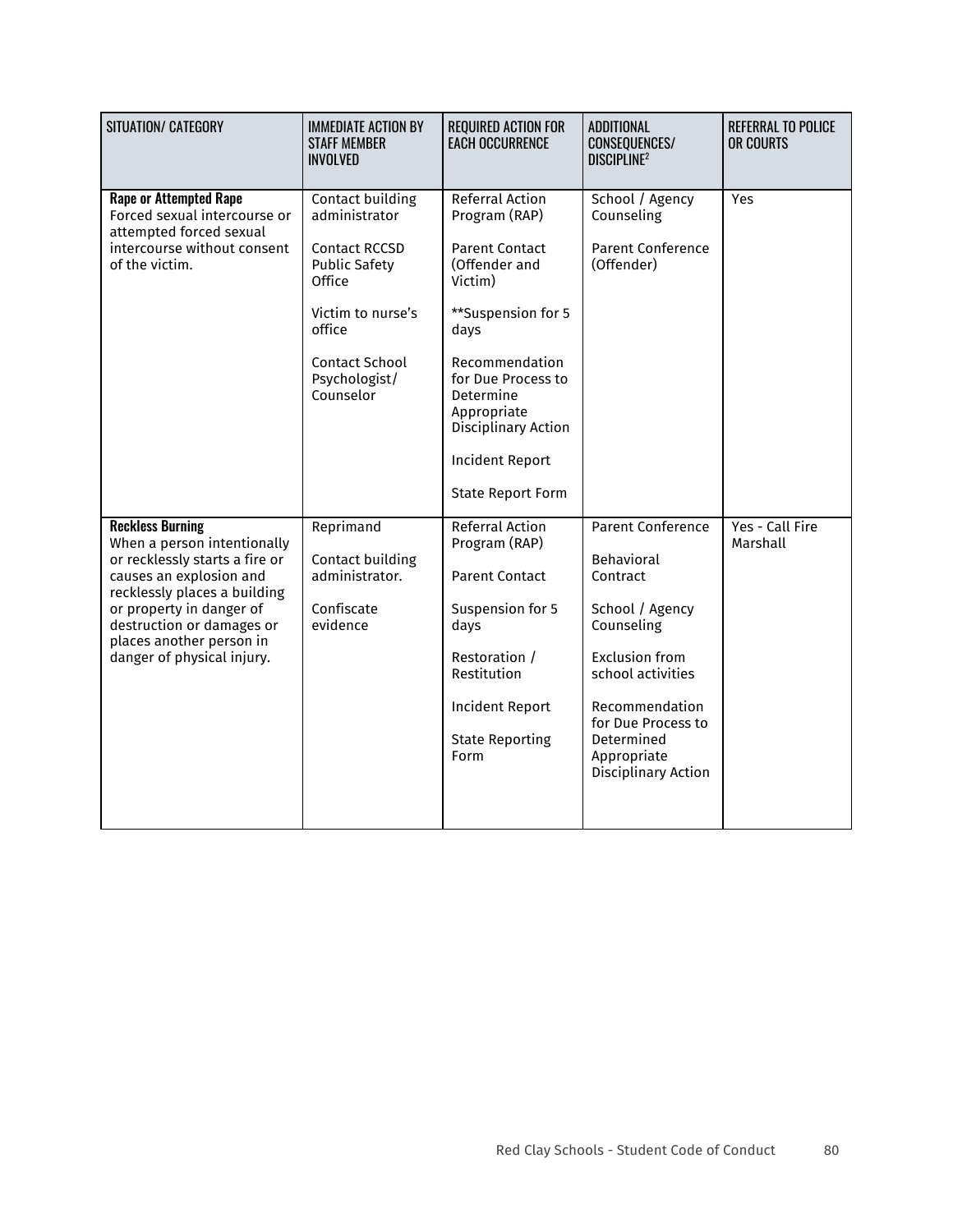| SITUATION/ CATEGORY | IMMEDIATE ACTION BY STAFF MEMBER INVOLVED | REQUIRED ACTION FOR EACH OCCURRENCE | ADDITIONAL CONSEQUENCES/ DISCIPLINE[2] | REFERRAL TO POLICE OR COURTS |
|---|---|---|---|---|
| **Rape or Attempted Rape** Forced sexual intercourse or attempted forced sexual intercourse without consent of the victim. | Contact building administrator<br><br>Contact RCCSD Public Safety Office<br><br>Victim to nurse's office<br><br>Contact School Psychologist/ Counselor | Referral Action Program (RAP)<br><br>Parent Contact (Offender and Victim)<br><br>**Suspension for 5 days<br><br>Recommendation for Due Process to Determine Appropriate Disciplinary Action<br><br>Incident Report<br><br>State Report Form | School / Agency Counseling<br><br>Parent Conference (Offender) | Yes |
| **Reckless Burning** When a person intentionally or recklessly starts a fire or causes an explosion and recklessly places a building or property in danger of destruction or damages or places another person in danger of physical injury. | Reprimand<br><br>Contact building administrator.<br><br>Confiscate evidence | Referral Action Program (RAP)<br><br>Parent Contact<br><br>Suspension for 5 days<br><br>Restoration / Restitution<br><br>Incident Report<br><br>State Reporting Form | Parent Conference<br><br>Behavioral Contract<br><br>School / Agency Counseling<br><br>Exclusion from school activities<br><br>Recommendation for Due Process to Determined Appropriate Disciplinary Action | Yes - Call Fire Marshall |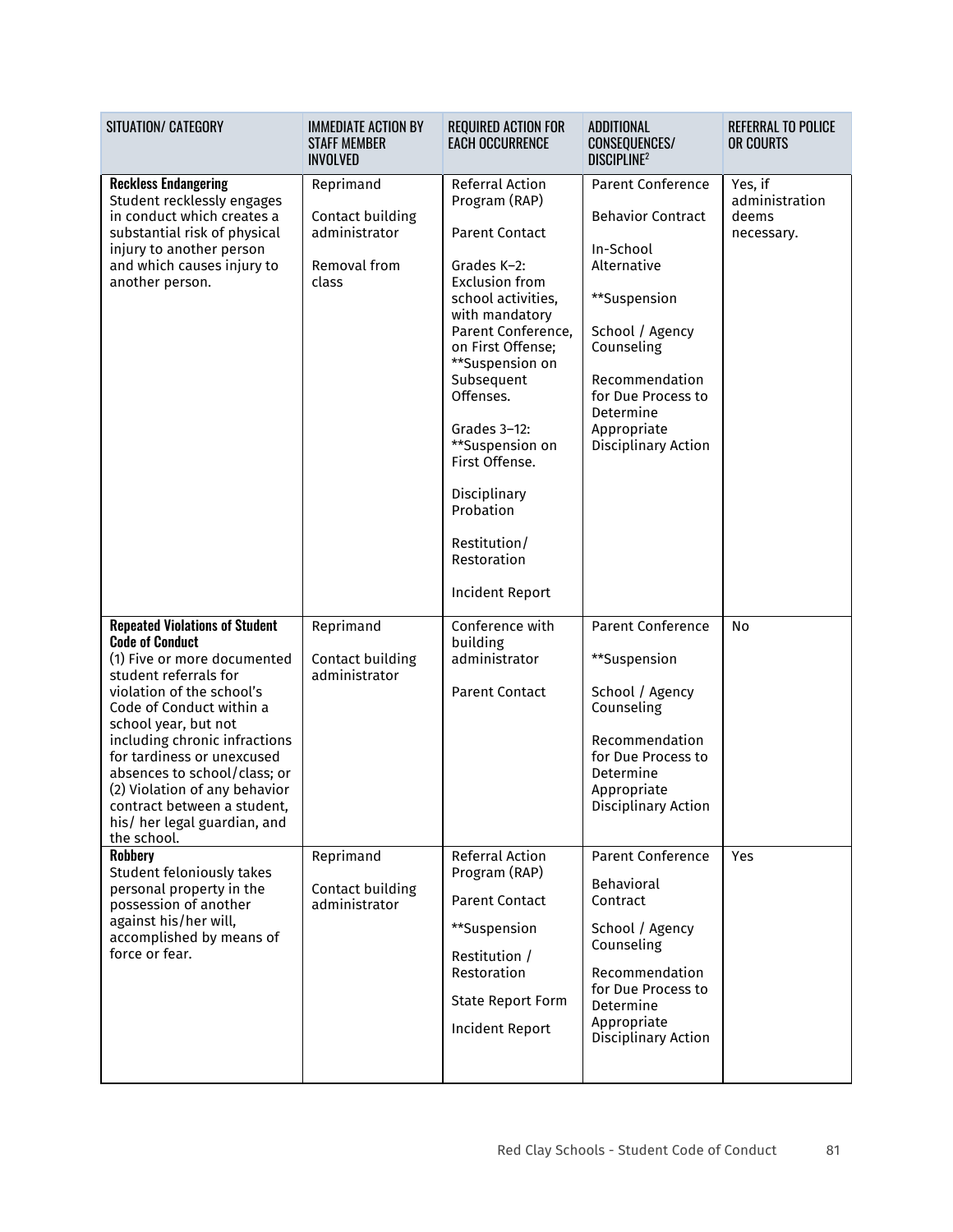| SITUATION/ CATEGORY | IMMEDIATE ACTION BY STAFF MEMBER INVOLVED | REQUIRED ACTION FOR EACH OCCURRENCE | ADDITIONAL CONSEQUENCES/ DISCIPLINE[2] | REFERRAL TO POLICE OR COURTS |
|---|---|---|---|---|
| **Reckless Endangering**<br>Student recklessly engages in conduct which creates a substantial risk of physical injury to another person and which causes injury to another person. | Reprimand<br><br>Contact building administrator<br><br>Removal from class | Referral Action Program (RAP)<br><br>Parent Contact<br><br>Grades K–2: Exclusion from school activities, with mandatory Parent Conference, on First Offense; **Suspension on Subsequent Offenses.<br><br>Grades 3–12: **Suspension on First Offense.<br><br>Disciplinary Probation<br><br>Restitution/ Restoration<br><br>Incident Report | Parent Conference<br><br>Behavior Contract<br><br>In-School Alternative<br><br>**Suspension<br><br>School / Agency Counseling<br><br>Recommendation for Due Process to Determine Appropriate Disciplinary Action | Yes, if administration deems necessary. |
| **Repeated Violations of Student Code of Conduct**<br>(1) Five or more documented student referrals for violation of the school's Code of Conduct within a school year, but not including chronic infractions for tardiness or unexcused absences to school/class; or (2) Violation of any behavior contract between a student, his/ her legal guardian, and the school. | Reprimand<br><br>Contact building administrator | Conference with building administrator<br><br>Parent Contact | Parent Conference<br><br>**Suspension<br><br>School / Agency Counseling<br><br>Recommendation for Due Process to Determine Appropriate Disciplinary Action | No |
| **Robbery**<br>Student feloniously takes personal property in the possession of another against his/her will, accomplished by means of force or fear. | Reprimand<br><br>Contact building administrator | Referral Action Program (RAP)<br><br>Parent Contact<br><br>**Suspension<br><br>Restitution / Restoration<br><br>State Report Form<br><br>Incident Report | Parent Conference<br><br>Behavioral Contract<br><br>School / Agency Counseling<br><br>Recommendation for Due Process to Determine Appropriate Disciplinary Action | Yes |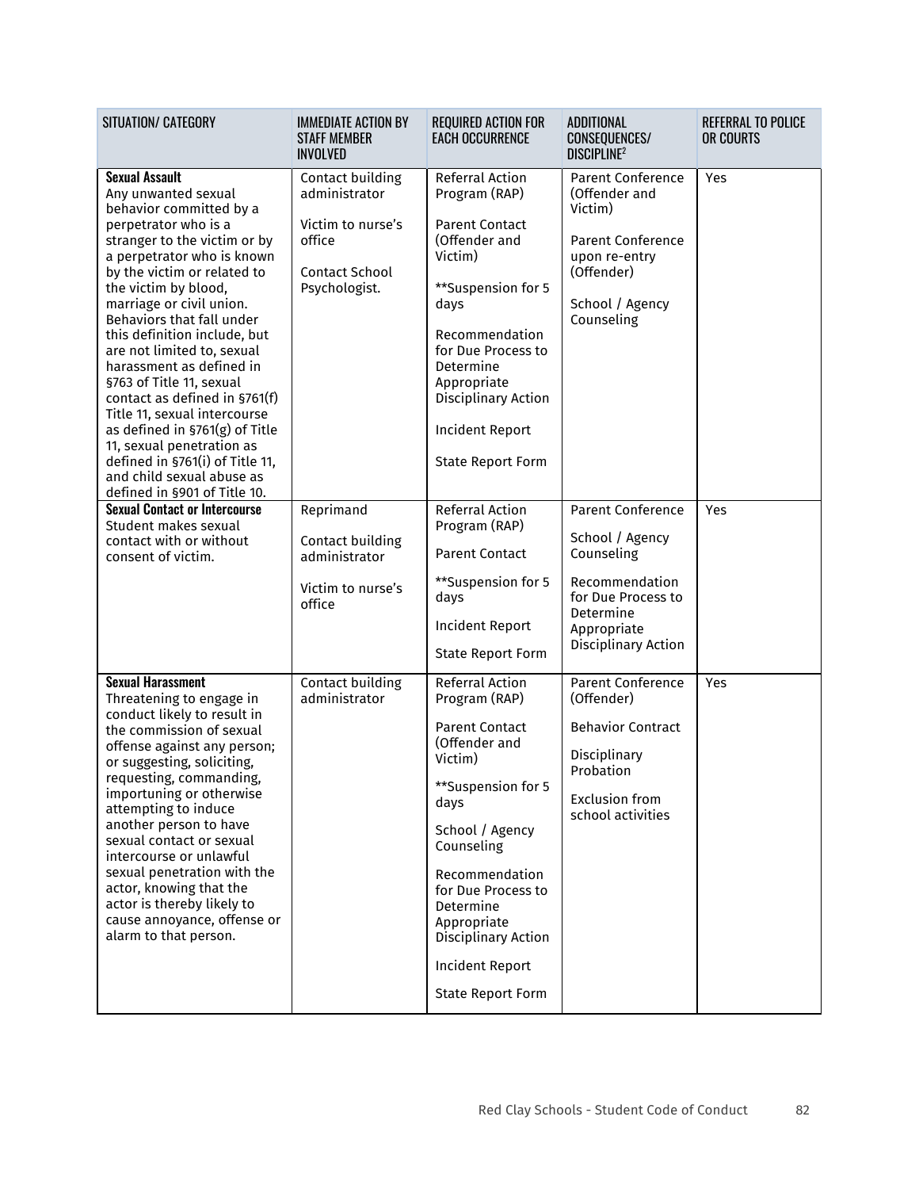| SITUATION/ CATEGORY | IMMEDIATE ACTION BY STAFF MEMBER INVOLVED | REQUIRED ACTION FOR EACH OCCURRENCE | ADDITIONAL CONSEQUENCES/ DISCIPLINE[2] | REFERRAL TO POLICE OR COURTS |
|---|---|---|---|---|
| **Sexual Assault**<br>Any unwanted sexual behavior committed by a perpetrator who is a stranger to the victim or by a perpetrator who is known by the victim or related to the victim by blood, marriage or civil union. Behaviors that fall under this definition include, but are not limited to, sexual harassment as defined in §763 of Title 11, sexual contact as defined in §761(f) Title 11, sexual intercourse as defined in §761(g) of Title 11, sexual penetration as defined in §761(i) of Title 11, and child sexual abuse as defined in §901 of Title 10. | Contact building administrator<br><br>Victim to nurse's office<br><br>Contact School Psychologist. | Referral Action Program (RAP)<br><br>Parent Contact (Offender and Victim)<br><br>**Suspension for 5 days<br><br>Recommendation for Due Process to Determine Appropriate Disciplinary Action<br><br>Incident Report<br><br>State Report Form | Parent Conference (Offender and Victim)<br><br>Parent Conference upon re-entry (Offender)<br><br>School / Agency Counseling | Yes |
| **Sexual Contact or Intercourse**<br>Student makes sexual contact with or without consent of victim. | Reprimand<br><br>Contact building administrator<br><br>Victim to nurse's office | Referral Action Program (RAP)<br><br>Parent Contact<br><br>**Suspension for 5 days<br><br>Incident Report<br><br>State Report Form | Parent Conference<br><br>School / Agency Counseling<br><br>Recommendation for Due Process to Determine Appropriate Disciplinary Action | Yes |
| **Sexual Harassment**<br>Threatening to engage in conduct likely to result in the commission of sexual offense against any person; or suggesting, soliciting, requesting, commanding, importuning or otherwise attempting to induce another person to have sexual contact or sexual intercourse or unlawful sexual penetration with the actor, knowing that the actor is thereby likely to cause annoyance, offense or alarm to that person. | Contact building administrator | Referral Action Program (RAP)<br><br>Parent Contact (Offender and Victim)<br><br>**Suspension for 5 days<br><br>School / Agency Counseling<br><br>Recommendation for Due Process to Determine Appropriate Disciplinary Action<br><br>Incident Report<br><br>State Report Form | Parent Conference (Offender)<br><br>Behavior Contract<br><br>Disciplinary Probation<br><br>Exclusion from school activities | Yes |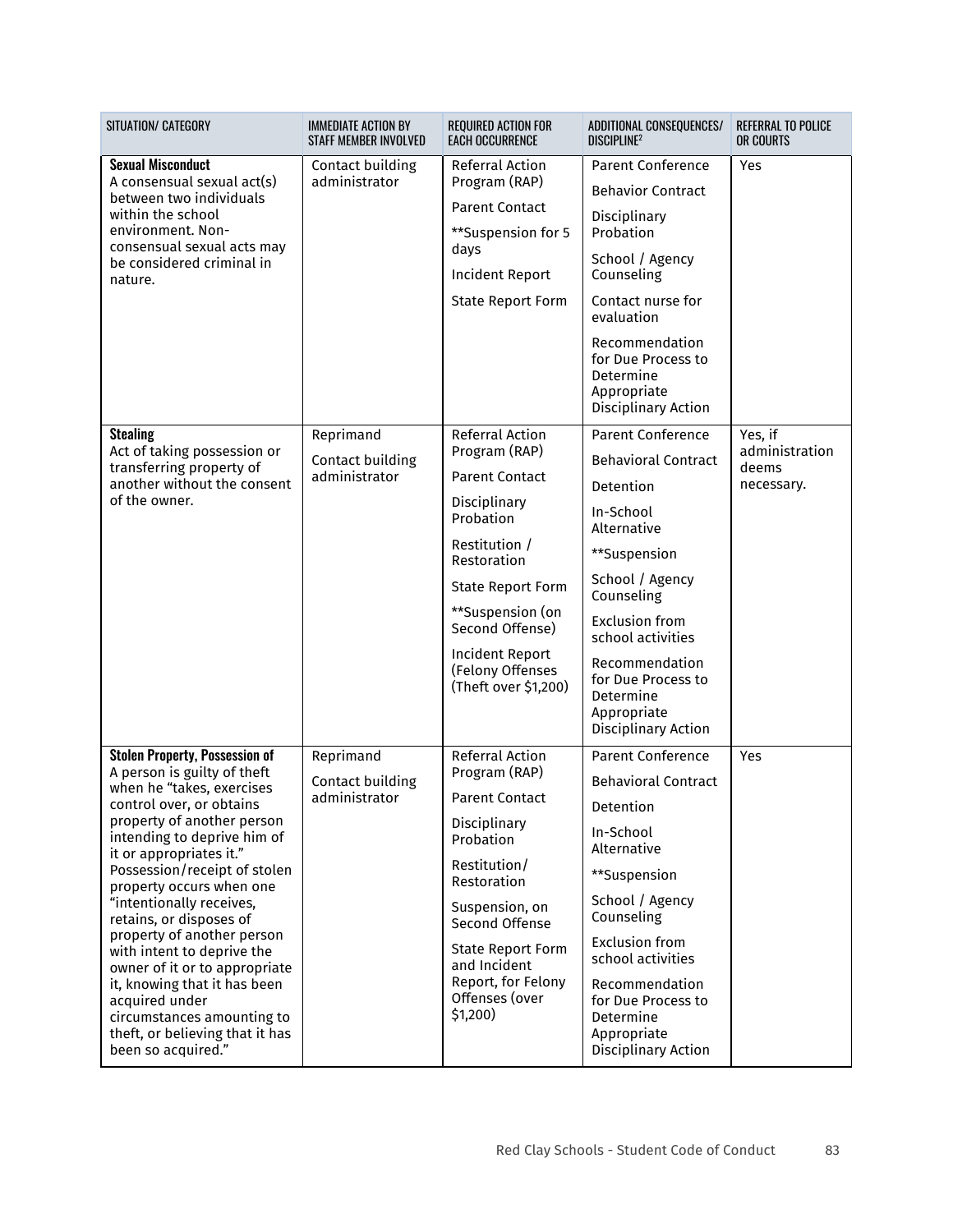| SITUATION/ CATEGORY | IMMEDIATE ACTION BY STAFF MEMBER INVOLVED | REQUIRED ACTION FOR EACH OCCURRENCE | ADDITIONAL CONSEQUENCES/ DISCIPLINE[2] | REFERRAL TO POLICE OR COURTS |
|---|---|---|---|---|
| **Sexual Misconduct** A consensual sexual act(s) between two individuals within the school environment. Non-consensual sexual acts may be considered criminal in nature. | Contact building administrator | Referral Action Program (RAP)<br>Parent Contact<br>**Suspension for 5 days<br>Incident Report<br>State Report Form | Parent Conference<br>Behavior Contract<br>Disciplinary Probation<br>School / Agency Counseling<br>Contact nurse for evaluation<br>Recommendation for Due Process to Determine Appropriate Disciplinary Action | Yes |
| **Stealing** Act of taking possession or transferring property of another without the consent of the owner. | Reprimand<br>Contact building administrator | Referral Action Program (RAP)<br>Parent Contact<br>Disciplinary Probation<br>Restitution / Restoration<br>State Report Form<br>**Suspension (on Second Offense)<br>Incident Report (Felony Offenses (Theft over $1,200) | Parent Conference<br>Behavioral Contract<br>Detention<br>In-School Alternative<br>**Suspension<br>School / Agency Counseling<br>Exclusion from school activities<br>Recommendation for Due Process to Determine Appropriate Disciplinary Action | Yes, if administration deems necessary. |
| **Stolen Property, Possession of** A person is guilty of theft when he "takes, exercises control over, or obtains property of another person intending to deprive him of it or appropriates it." Possession/receipt of stolen property occurs when one "intentionally receives, retains, or disposes of property of another person with intent to deprive the owner of it or to appropriate it, knowing that it has been acquired under circumstances amounting to theft, or believing that it has been so acquired." | Reprimand<br>Contact building administrator | Referral Action Program (RAP)<br>Parent Contact<br>Disciplinary Probation<br>Restitution/ Restoration<br>Suspension, on Second Offense<br>State Report Form and Incident Report, for Felony Offenses (over $1,200) | Parent Conference<br>Behavioral Contract<br>Detention<br>In-School Alternative<br>**Suspension<br>School / Agency Counseling<br>Exclusion from school activities<br>Recommendation for Due Process to Determine Appropriate Disciplinary Action | Yes |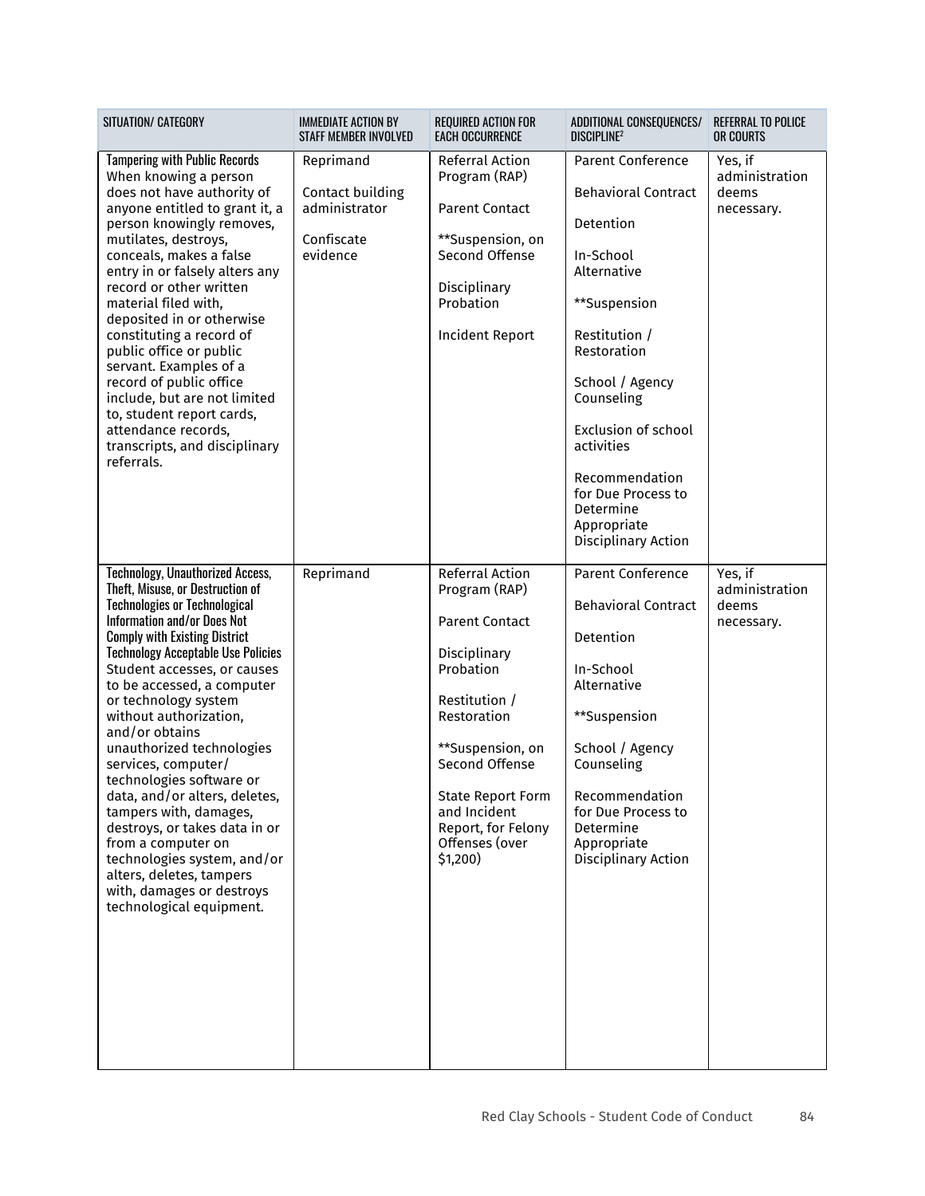| SITUATION/ CATEGORY | IMMEDIATE ACTION BY STAFF MEMBER INVOLVED | REQUIRED ACTION FOR EACH OCCURRENCE | ADDITIONAL CONSEQUENCES/ DISCIPLINE[2] | REFERRAL TO POLICE OR COURTS |
|---|---|---|---|---|
| **Tampering with Public Records** When knowing a person does not have authority of anyone entitled to grant it, a person knowingly removes, mutilates, destroys, conceals, makes a false entry in or falsely alters any record or other written material filed with, deposited in or otherwise constituting a record of public office or public servant. Examples of a record of public office include, but are not limited to, student report cards, attendance records, transcripts, and disciplinary referrals. | Reprimand<br><br>Contact building administrator<br><br>Confiscate evidence | Referral Action Program (RAP)<br><br>Parent Contact<br><br>**Suspension, on Second Offense<br><br>Disciplinary Probation<br><br>Incident Report | Parent Conference<br><br>Behavioral Contract<br><br>Detention<br><br>In-School Alternative<br><br>**Suspension<br><br>Restitution / Restoration<br><br>School / Agency Counseling<br><br>Exclusion of school activities<br><br>Recommendation for Due Process to Determine Appropriate Disciplinary Action | Yes, if administration deems necessary. |
| **Technology, Unauthorized Access, Theft, Misuse, or Destruction of Technologies or Technological Information and/or Does Not Comply with Existing District Technology Acceptable Use Policies** Student accesses, or causes to be accessed, a computer or technology system without authorization, and/or obtains unauthorized technologies services, computer/ technologies software or data, and/or alters, deletes, tampers with, damages, destroys, or takes data in or from a computer on technologies system, and/or alters, deletes, tampers with, damages or destroys technological equipment. | Reprimand | Referral Action Program (RAP)<br><br>Parent Contact<br><br>Disciplinary Probation<br><br>Restitution / Restoration<br><br>**Suspension, on Second Offense<br><br>State Report Form and Incident Report, for Felony Offenses (over $1,200) | Parent Conference<br><br>Behavioral Contract<br><br>Detention<br><br>In-School Alternative<br><br>**Suspension<br><br>School / Agency Counseling<br><br>Recommendation for Due Process to Determine Appropriate Disciplinary Action | Yes, if administration deems necessary. |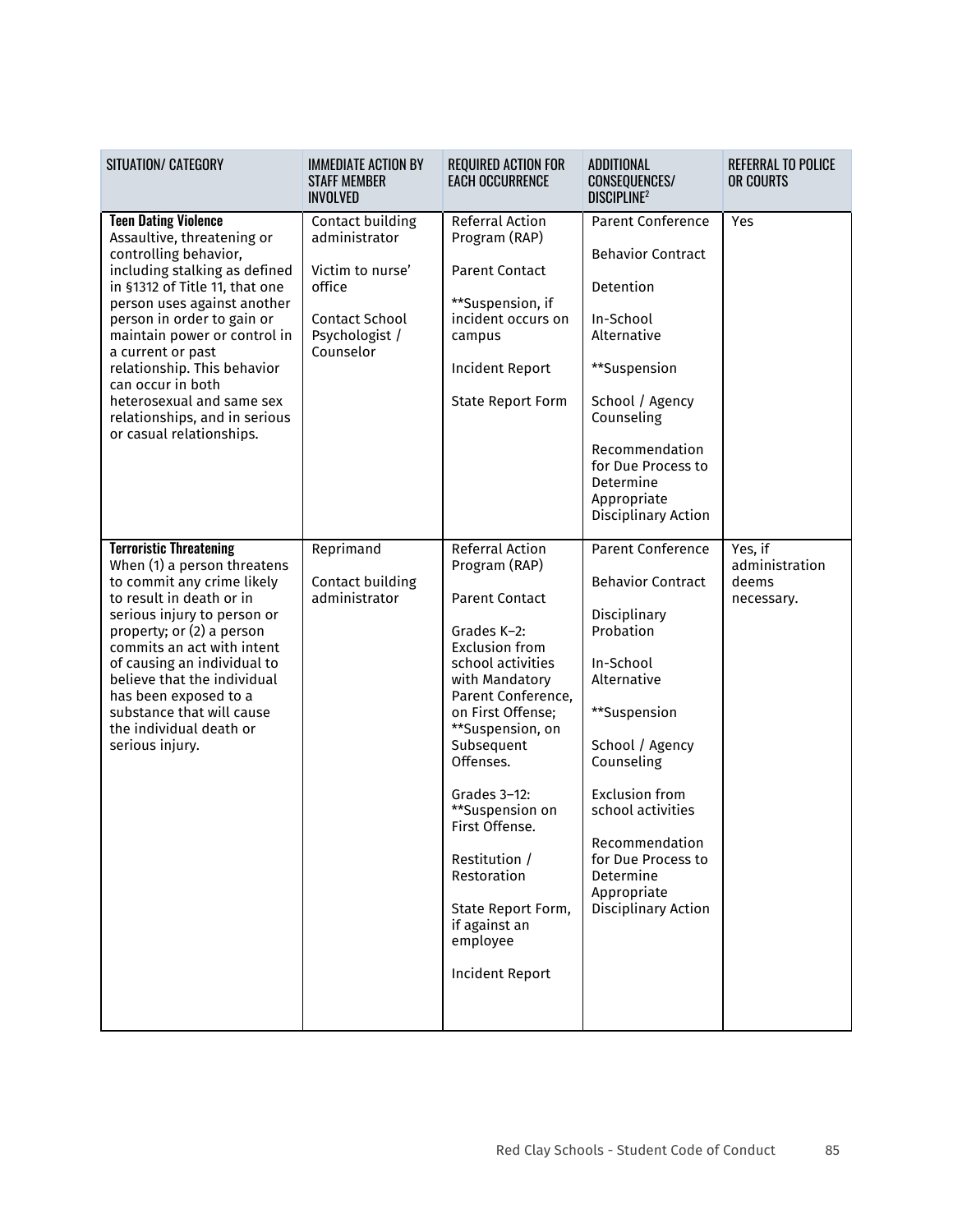| SITUATION/ CATEGORY | IMMEDIATE ACTION BY STAFF MEMBER INVOLVED | REQUIRED ACTION FOR EACH OCCURRENCE | ADDITIONAL CONSEQUENCES/ DISCIPLINE[2] | REFERRAL TO POLICE OR COURTS |
|---|---|---|---|---|
| **Teen Dating Violence** Assaultive, threatening or controlling behavior, including stalking as defined in §1312 of Title 11, that one person uses against another person in order to gain or maintain power or control in a current or past relationship. This behavior can occur in both heterosexual and same sex relationships, and in serious or casual relationships. | Contact building administrator<br><br>Victim to nurse' office<br><br>Contact School Psychologist / Counselor | Referral Action Program (RAP)<br><br>Parent Contact<br><br>**Suspension, if incident occurs on campus<br><br>Incident Report<br><br>State Report Form | Parent Conference<br><br>Behavior Contract<br><br>Detention<br><br>In-School Alternative<br><br>**Suspension<br><br>School / Agency Counseling<br><br>Recommendation for Due Process to Determine Appropriate Disciplinary Action | Yes |
| **Terroristic Threatening** When (1) a person threatens to commit any crime likely to result in death or in serious injury to person or property; or (2) a person commits an act with intent of causing an individual to believe that the individual has been exposed to a substance that will cause the individual death or serious injury. | Reprimand<br><br>Contact building administrator | Referral Action Program (RAP)<br><br>Parent Contact<br><br>Grades K–2: Exclusion from school activities with Mandatory Parent Conference, on First Offense; **Suspension, on Subsequent Offenses.<br><br>Grades 3–12: **Suspension on First Offense.<br><br>Restitution / Restoration<br><br>State Report Form, if against an employee<br><br>Incident Report | Parent Conference<br><br>Behavior Contract<br><br>Disciplinary Probation<br><br>In-School Alternative<br><br>**Suspension<br><br>School / Agency Counseling<br><br>Exclusion from school activities<br><br>Recommendation for Due Process to Determine Appropriate Disciplinary Action | Yes, if administration deems necessary. |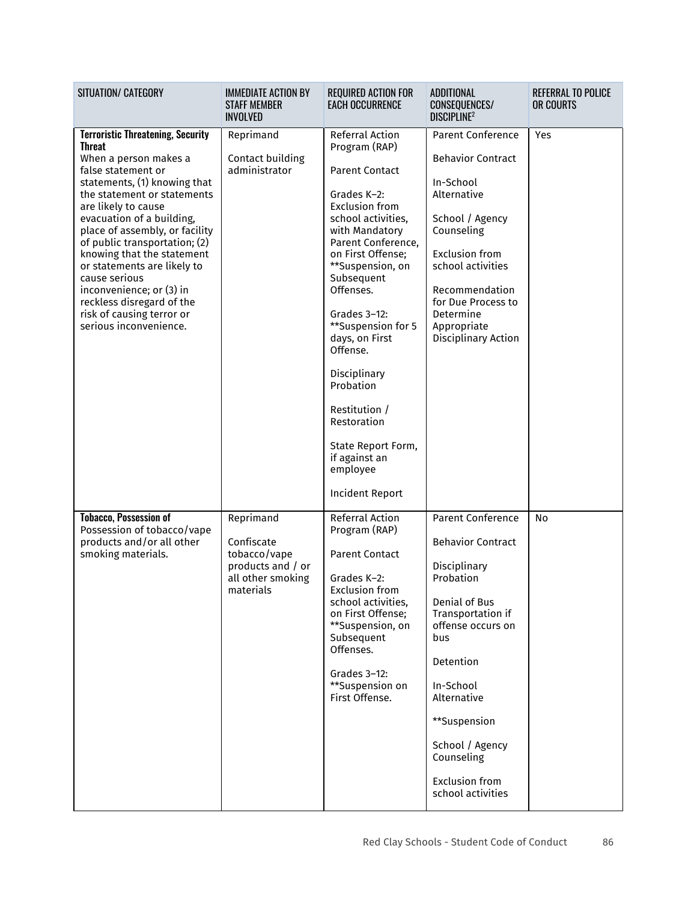| SITUATION/ CATEGORY | IMMEDIATE ACTION BY STAFF MEMBER INVOLVED | REQUIRED ACTION FOR EACH OCCURRENCE | ADDITIONAL CONSEQUENCES/ DISCIPLINE[2] | REFERRAL TO POLICE OR COURTS |
|---|---|---|---|---|
| **Terroristic Threatening, Security Threat**<br>When a person makes a false statement or statements, (1) knowing that the statement or statements are likely to cause evacuation of a building, place of assembly, or facility of public transportation; (2) knowing that the statement or statements are likely to cause serious inconvenience; or (3) in reckless disregard of the risk of causing terror or serious inconvenience. | Reprimand<br><br>Contact building administrator | Referral Action Program (RAP)<br><br>Parent Contact<br><br>Grades K–2: Exclusion from school activities, with Mandatory Parent Conference, on First Offense; **Suspension, on Subsequent Offenses.<br><br>Grades 3–12: **Suspension for 5 days, on First Offense.<br><br>Disciplinary Probation<br><br>Restitution / Restoration<br><br>State Report Form, if against an employee<br><br>Incident Report | Parent Conference<br><br>Behavior Contract<br><br>In-School Alternative<br><br>School / Agency Counseling<br><br>Exclusion from school activities<br><br>Recommendation for Due Process to Determine Appropriate Disciplinary Action | Yes |
| **Tobacco, Possession of**<br>Possession of tobacco/vape products and/or all other smoking materials. | Reprimand<br><br>Confiscate tobacco/vape products and / or all other smoking materials | Referral Action Program (RAP)<br><br>Parent Contact<br><br>Grades K–2: Exclusion from school activities, on First Offense; **Suspension, on Subsequent Offenses.<br><br>Grades 3–12: **Suspension on First Offense. | Parent Conference<br><br>Behavior Contract<br><br>Disciplinary Probation<br><br>Denial of Bus Transportation if offense occurs on bus<br><br>Detention<br><br>In-School Alternative<br><br>**Suspension<br><br>School / Agency Counseling<br><br>Exclusion from school activities | No |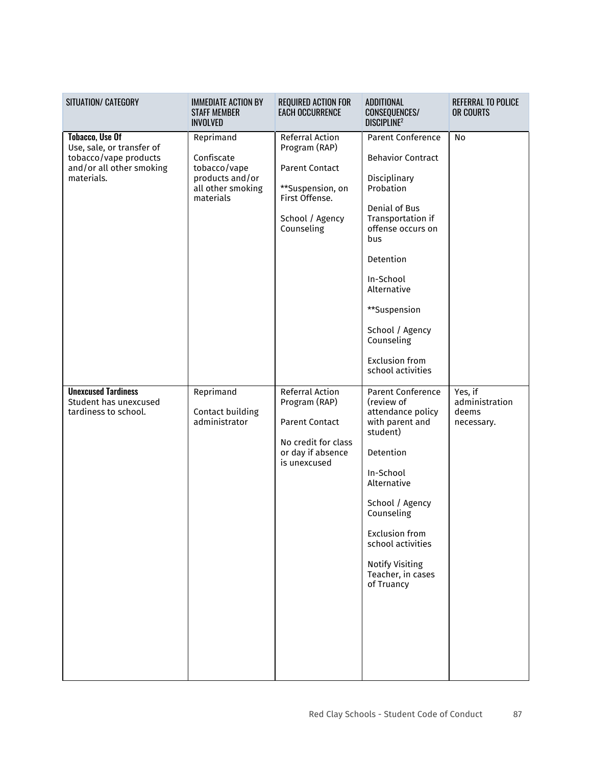| SITUATION/ CATEGORY | IMMEDIATE ACTION BY STAFF MEMBER INVOLVED | REQUIRED ACTION FOR EACH OCCURRENCE | ADDITIONAL CONSEQUENCES/ DISCIPLINE[2] | REFERRAL TO POLICE OR COURTS |
|---|---|---|---|---|
| **Tobacco, Use Of**<br>Use, sale, or transfer of tobacco/vape products and/or all other smoking materials. | Reprimand<br><br>Confiscate tobacco/vape products and/or all other smoking materials | Referral Action Program (RAP)<br><br>Parent Contact<br><br>**Suspension, on First Offense.<br><br>School / Agency Counseling | Parent Conference<br><br>Behavior Contract<br><br>Disciplinary Probation<br><br>Denial of Bus Transportation if offense occurs on bus<br><br>Detention<br><br>In-School Alternative<br><br>**Suspension<br><br>School / Agency Counseling<br><br>Exclusion from school activities | No |
| **Unexcused Tardiness**<br>Student has unexcused tardiness to school. | Reprimand<br><br>Contact building administrator | Referral Action Program (RAP)<br><br>Parent Contact<br><br>No credit for class or day if absence is unexcused | Parent Conference (review of attendance policy with parent and student)<br><br>Detention<br><br>In-School Alternative<br><br>School / Agency Counseling<br><br>Exclusion from school activities<br><br>Notify Visiting Teacher, in cases of Truancy | Yes, if administration deems necessary. |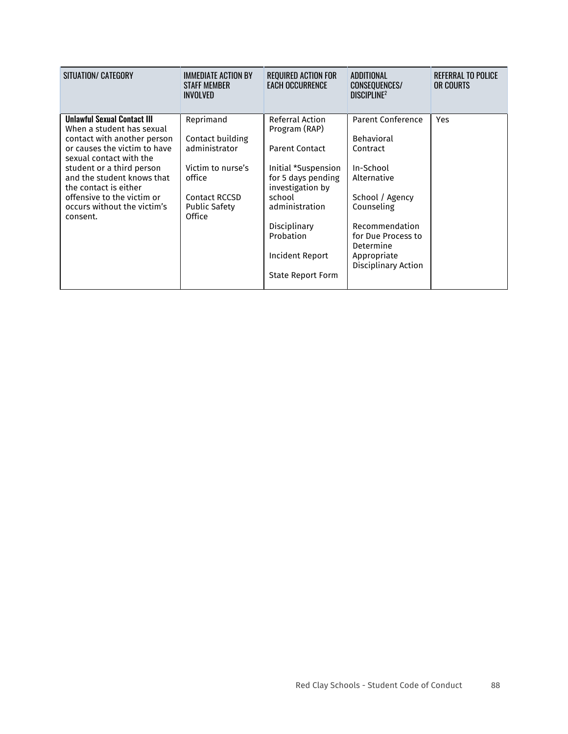| SITUATION/ CATEGORY | IMMEDIATE ACTION BY STAFF MEMBER INVOLVED | REQUIRED ACTION FOR EACH OCCURRENCE | ADDITIONAL CONSEQUENCES/ DISCIPLINE[2] | REFERRAL TO POLICE OR COURTS |
|---|---|---|---|---|
| **Unlawful Sexual Contact III** When a student has sexual contact with another person or causes the victim to have sexual contact with the student or a third person and the student knows that the contact is either offensive to the victim or occurs without the victim's consent. | Reprimand<br><br>Contact building administrator<br><br>Victim to nurse's office<br><br>Contact RCCSD Public Safety Office | Referral Action Program (RAP)<br><br>Parent Contact<br><br>Initial *Suspension for 5 days pending investigation by school administration<br><br>Disciplinary Probation<br><br>Incident Report<br><br>State Report Form | Parent Conference<br><br>Behavioral Contract<br><br>In-School Alternative<br><br>School / Agency Counseling<br><br>Recommendation for Due Process to Determine Appropriate Disciplinary Action | Yes |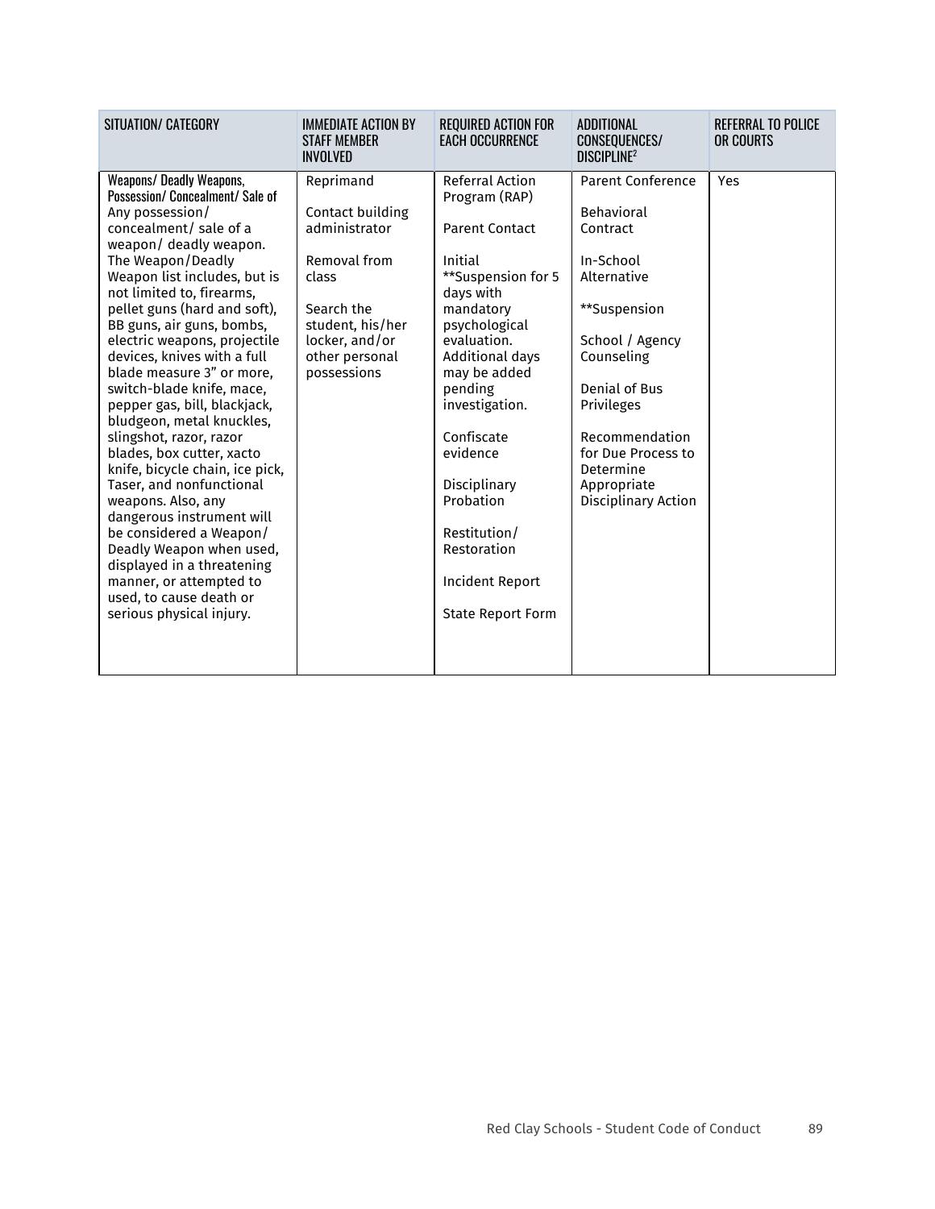| SITUATION/ CATEGORY | IMMEDIATE ACTION BY STAFF MEMBER INVOLVED | REQUIRED ACTION FOR EACH OCCURRENCE | ADDITIONAL CONSEQUENCES/ DISCIPLINE[2] | REFERRAL TO POLICE OR COURTS |
|---|---|---|---|---|
| **Weapons/ Deadly Weapons, Possession/ Concealment/ Sale of** Any possession/ concealment/ sale of a weapon/ deadly weapon. The Weapon/Deadly Weapon list includes, but is not limited to, firearms, pellet guns (hard and soft), BB guns, air guns, bombs, electric weapons, projectile devices, knives with a full blade measure 3" or more, switch-blade knife, mace, pepper gas, bill, blackjack, bludgeon, metal knuckles, slingshot, razor, razor blades, box cutter, xacto knife, bicycle chain, ice pick, Taser, and nonfunctional weapons. Also, any dangerous instrument will be considered a Weapon/ Deadly Weapon when used, displayed in a threatening manner, or attempted to used, to cause death or serious physical injury. | Reprimand<br><br>Contact building administrator<br><br>Removal from class<br><br>Search the student, his/her locker, and/or other personal possessions | Referral Action Program (RAP)<br><br>Parent Contact<br><br>Initial **Suspension for 5 days with mandatory psychological evaluation. Additional days may be added pending investigation.<br><br>Confiscate evidence<br><br>Disciplinary Probation<br><br>Restitution/ Restoration<br><br>Incident Report<br><br>State Report Form | Parent Conference<br><br>Behavioral Contract<br><br>In-School Alternative<br><br>**Suspension<br><br>School / Agency Counseling<br><br>Denial of Bus Privileges<br><br>Recommendation for Due Process to Determine Appropriate Disciplinary Action | Yes |